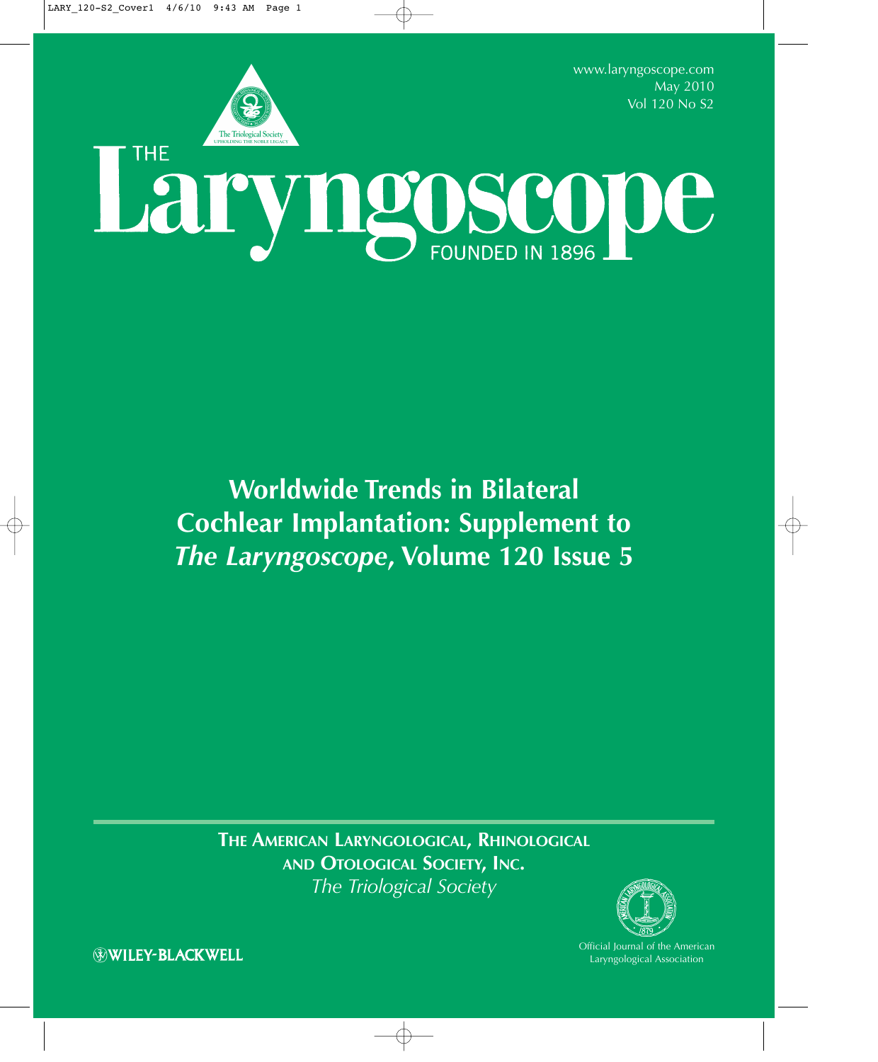www.laryngoscope.com
May 2010
Vol 120 No S2

The Triological Society
UPHOLDING THE NOBLE LEGACY

# THE Laryngoscope

FOUNDED IN 1896

## Worldwide Trends in Bilateral Cochlear Implantation: Supplement to *The Laryngoscope*, Volume 120 Issue 5

**THE AMERICAN LARYNGOLOGICAL, RHINOLOGICAL AND OTOLOGICAL SOCIETY, INC.**
*The Triological Society*

WILEY-BLACKWELL

Official Journal of the American Laryngological Association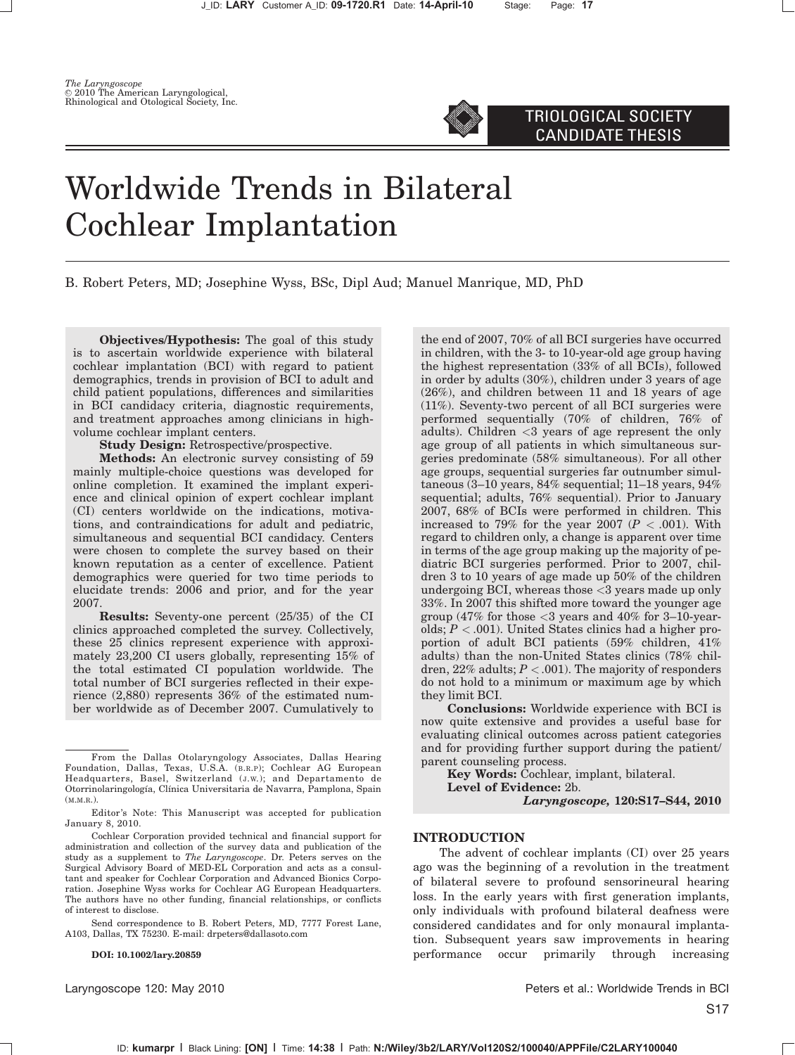*The Laryngoscope*
© 2010 The American Laryngological, Rhinological and Otological Society, Inc.

TRIOLOGICAL SOCIETY CANDIDATE THESIS

# Worldwide Trends in Bilateral Cochlear Implantation

B. Robert Peters, MD; Josephine Wyss, BSc, Dipl Aud; Manuel Manrique, MD, PhD

**Objectives/Hypothesis:** The goal of this study is to ascertain worldwide experience with bilateral cochlear implantation (BCI) with regard to patient demographics, trends in provision of BCI to adult and child patient populations, differences and similarities in BCI candidacy criteria, diagnostic requirements, and treatment approaches among clinicians in high-volume cochlear implant centers.

**Study Design:** Retrospective/prospective.

**Methods:** An electronic survey consisting of 59 mainly multiple-choice questions was developed for online completion. It examined the implant experience and clinical opinion of expert cochlear implant (CI) centers worldwide on the indications, motivations, and contraindications for adult and pediatric, simultaneous and sequential BCI candidacy. Centers were chosen to complete the survey based on their known reputation as a center of excellence. Patient demographics were queried for two time periods to elucidate trends: 2006 and prior, and for the year 2007.

**Results:** Seventy-one percent (25/35) of the CI clinics approached completed the survey. Collectively, these 25 clinics represent experience with approximately 23,200 CI users globally, representing 15% of the total estimated CI population worldwide. The total number of BCI surgeries reflected in their experience (2,880) represents 36% of the estimated number worldwide as of December 2007. Cumulatively to the end of 2007, 70% of all BCI surgeries have occurred in children, with the 3- to 10-year-old age group having the highest representation (33% of all BCIs), followed in order by adults (30%), children under 3 years of age (26%), and children between 11 and 18 years of age (11%). Seventy-two percent of all BCI surgeries were performed sequentially (70% of children, 76% of adults). Children <3 years of age represent the only age group of all patients in which simultaneous surgeries predominate (58% simultaneous). For all other age groups, sequential surgeries far outnumber simultaneous (3–10 years, 84% sequential; 11–18 years, 94% sequential; adults, 76% sequential). Prior to January 2007, 68% of BCIs were performed in children. This increased to 79% for the year 2007 ($P < .001$). With regard to children only, a change is apparent over time in terms of the age group making up the majority of pediatric BCI surgeries performed. Prior to 2007, children 3 to 10 years of age made up 50% of the children undergoing BCI, whereas those <3 years made up only 33%. In 2007 this shifted more toward the younger age group (47% for those <3 years and 40% for 3–10-year-olds; $P < .001$). United States clinics had a higher proportion of adult BCI patients (59% children, 41% adults) than the non-United States clinics (78% children, 22% adults; $P < .001$). The majority of responders do not hold to a minimum or maximum age by which they limit BCI.

**Conclusions:** Worldwide experience with BCI is now quite extensive and provides a useful base for evaluating clinical outcomes across patient categories and for providing further support during the patient/parent counseling process.

**Key Words:** Cochlear, implant, bilateral.

**Level of Evidence:** 2b.

***Laryngoscope*, 120:S17–S44, 2010**

From the Dallas Otolaryngology Associates, Dallas Hearing Foundation, Dallas, Texas, U.S.A. (B.R.P); Cochlear AG European Headquarters, Basel, Switzerland (J.W.); and Departamento de Otorrinolaringología, Clínica Universitaria de Navarra, Pamplona, Spain (M.M.R.).

Editor's Note: This Manuscript was accepted for publication January 8, 2010.

Cochlear Corporation provided technical and financial support for administration and collection of the survey data and publication of the study as a supplement to *The Laryngoscope*. Dr. Peters serves on the Surgical Advisory Board of MED-EL Corporation and acts as a consultant and speaker for Cochlear Corporation and Advanced Bionics Corporation. Josephine Wyss works for Cochlear AG European Headquarters. The authors have no other funding, financial relationships, or conflicts of interest to disclose.

Send correspondence to B. Robert Peters, MD, 7777 Forest Lane, A103, Dallas, TX 75230. E-mail: drpeters@dallasoto.com

**DOI: 10.1002/lary.20859**

## INTRODUCTION

The advent of cochlear implants (CI) over 25 years ago was the beginning of a revolution in the treatment of bilateral severe to profound sensorineural hearing loss. In the early years with first generation implants, only individuals with profound bilateral deafness were considered candidates and for only monaural implantation. Subsequent years saw improvements in hearing performance occur primarily through increasing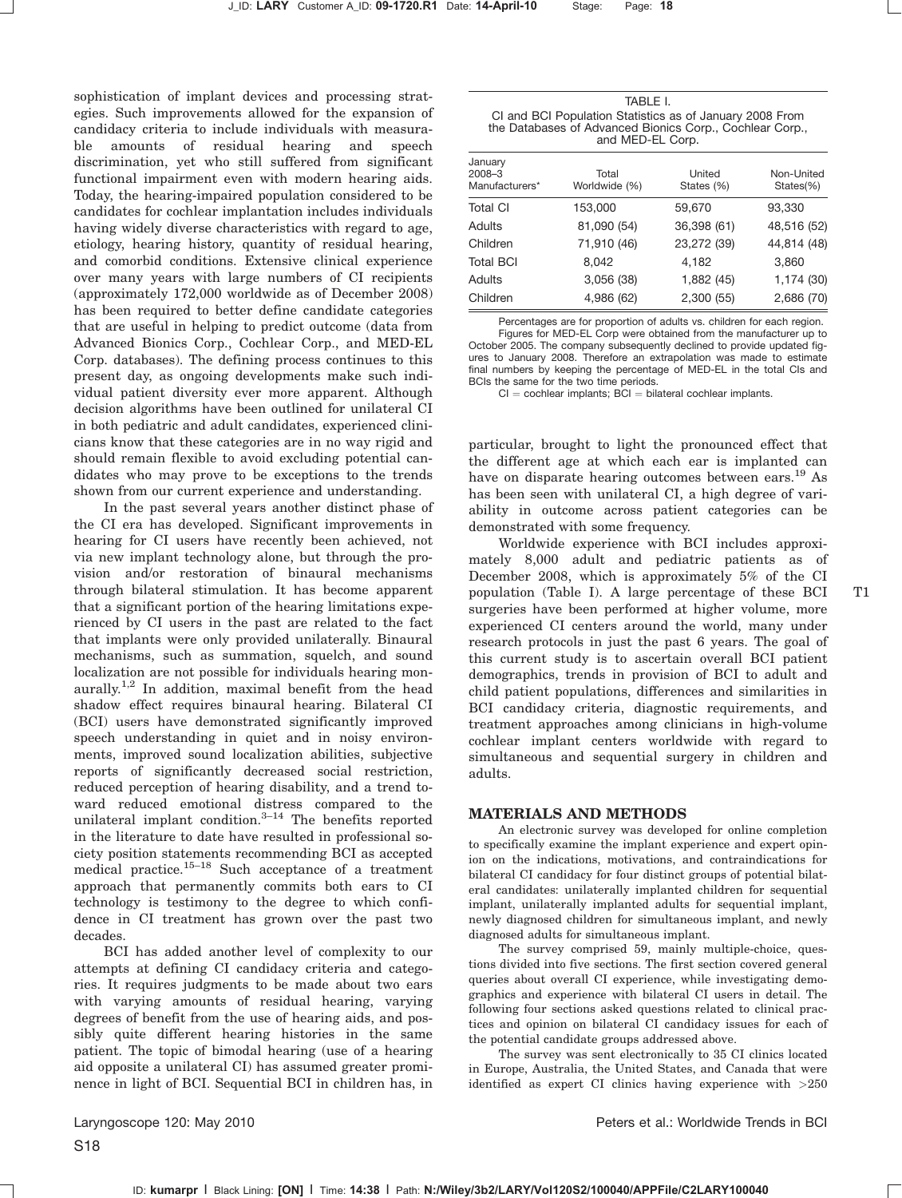sophistication of implant devices and processing strategies. Such improvements allowed for the expansion of candidacy criteria to include individuals with measurable amounts of residual hearing and speech discrimination, yet who still suffered from significant functional impairment even with modern hearing aids. Today, the hearing-impaired population considered to be candidates for cochlear implantation includes individuals having widely diverse characteristics with regard to age, etiology, hearing history, quantity of residual hearing, and comorbid conditions. Extensive clinical experience over many years with large numbers of CI recipients (approximately 172,000 worldwide as of December 2008) has been required to better define candidate categories that are useful in helping to predict outcome (data from Advanced Bionics Corp., Cochlear Corp., and MED-EL Corp. databases). The defining process continues to this present day, as ongoing developments make such individual patient diversity ever more apparent. Although decision algorithms have been outlined for unilateral CI in both pediatric and adult candidates, experienced clinicians know that these categories are in no way rigid and should remain flexible to avoid excluding potential candidates who may prove to be exceptions to the trends shown from our current experience and understanding.

In the past several years another distinct phase of the CI era has developed. Significant improvements in hearing for CI users have recently been achieved, not via new implant technology alone, but through the provision and/or restoration of binaural mechanisms through bilateral stimulation. It has become apparent that a significant portion of the hearing limitations experienced by CI users in the past are related to the fact that implants were only provided unilaterally. Binaural mechanisms, such as summation, squelch, and sound localization are not possible for individuals hearing monaurally.[1,2] In addition, maximal benefit from the head shadow effect requires binaural hearing. Bilateral CI (BCI) users have demonstrated significantly improved speech understanding in quiet and in noisy environments, improved sound localization abilities, subjective reports of significantly decreased social restriction, reduced perception of hearing disability, and a trend toward reduced emotional distress compared to the unilateral implant condition.[3–14] The benefits reported in the literature to date have resulted in professional society position statements recommending BCI as accepted medical practice.[15–18] Such acceptance of a treatment approach that permanently commits both ears to CI technology is testimony to the degree to which confidence in CI treatment has grown over the past two decades.

BCI has added another level of complexity to our attempts at defining CI candidacy criteria and categories. It requires judgments to be made about two ears with varying amounts of residual hearing, varying degrees of benefit from the use of hearing aids, and possibly quite different hearing histories in the same patient. The topic of bimodal hearing (use of a hearing aid opposite a unilateral CI) has assumed greater prominence in light of BCI. Sequential BCI in children has, in particular, brought to light the pronounced effect that the different age at which each ear is implanted can have on disparate hearing outcomes between ears.[19] As has been seen with unilateral CI, a high degree of variability in outcome across patient categories can be demonstrated with some frequency.

TABLE I.
CI and BCI Population Statistics as of January 2008 From the Databases of Advanced Bionics Corp., Cochlear Corp., and MED-EL Corp.

| January 2008–3 Manufacturers* | Total Worldwide (%) | United States (%) | Non-United States(%) |
|---|---|---|---|
| Total CI | 153,000 | 59,670 | 93,330 |
| Adults | 81,090 (54) | 36,398 (61) | 48,516 (52) |
| Children | 71,910 (46) | 23,272 (39) | 44,814 (48) |
| Total BCI | 8,042 | 4,182 | 3,860 |
| Adults | 3,056 (38) | 1,882 (45) | 1,174 (30) |
| Children | 4,986 (62) | 2,300 (55) | 2,686 (70) |

Percentages are for proportion of adults vs. children for each region.
Figures for MED-EL Corp were obtained from the manufacturer up to October 2005. The company subsequently declined to provide updated figures to January 2008. Therefore an extrapolation was made to estimate final numbers by keeping the percentage of MED-EL in the total CIs and BCIs the same for the two time periods.
CI = cochlear implants; BCI = bilateral cochlear implants.

Worldwide experience with BCI includes approximately 8,000 adult and pediatric patients as of December 2008, which is approximately 5% of the CI population (Table I). A large percentage of these BCI surgeries have been performed at higher volume, more experienced CI centers around the world, many under research protocols in just the past 6 years. The goal of this current study is to ascertain overall BCI patient demographics, trends in provision of BCI to adult and child patient populations, differences and similarities in BCI candidacy criteria, diagnostic requirements, and treatment approaches among clinicians in high-volume cochlear implant centers worldwide with regard to simultaneous and sequential surgery in children and adults.

## MATERIALS AND METHODS

An electronic survey was developed for online completion to specifically examine the implant experience and expert opinion on the indications, motivations, and contraindications for bilateral CI candidacy for four distinct groups of potential bilateral candidates: unilaterally implanted children for sequential implant, unilaterally implanted adults for sequential implant, newly diagnosed children for simultaneous implant, and newly diagnosed adults for simultaneous implant.

The survey comprised 59, mainly multiple-choice, questions divided into five sections. The first section covered general queries about overall CI experience, while investigating demographics and experience with bilateral CI users in detail. The following four sections asked questions related to clinical practices and opinion on bilateral CI candidacy issues for each of the potential candidate groups addressed above.

The survey was sent electronically to 35 CI clinics located in Europe, Australia, the United States, and Canada that were identified as expert CI clinics having experience with >250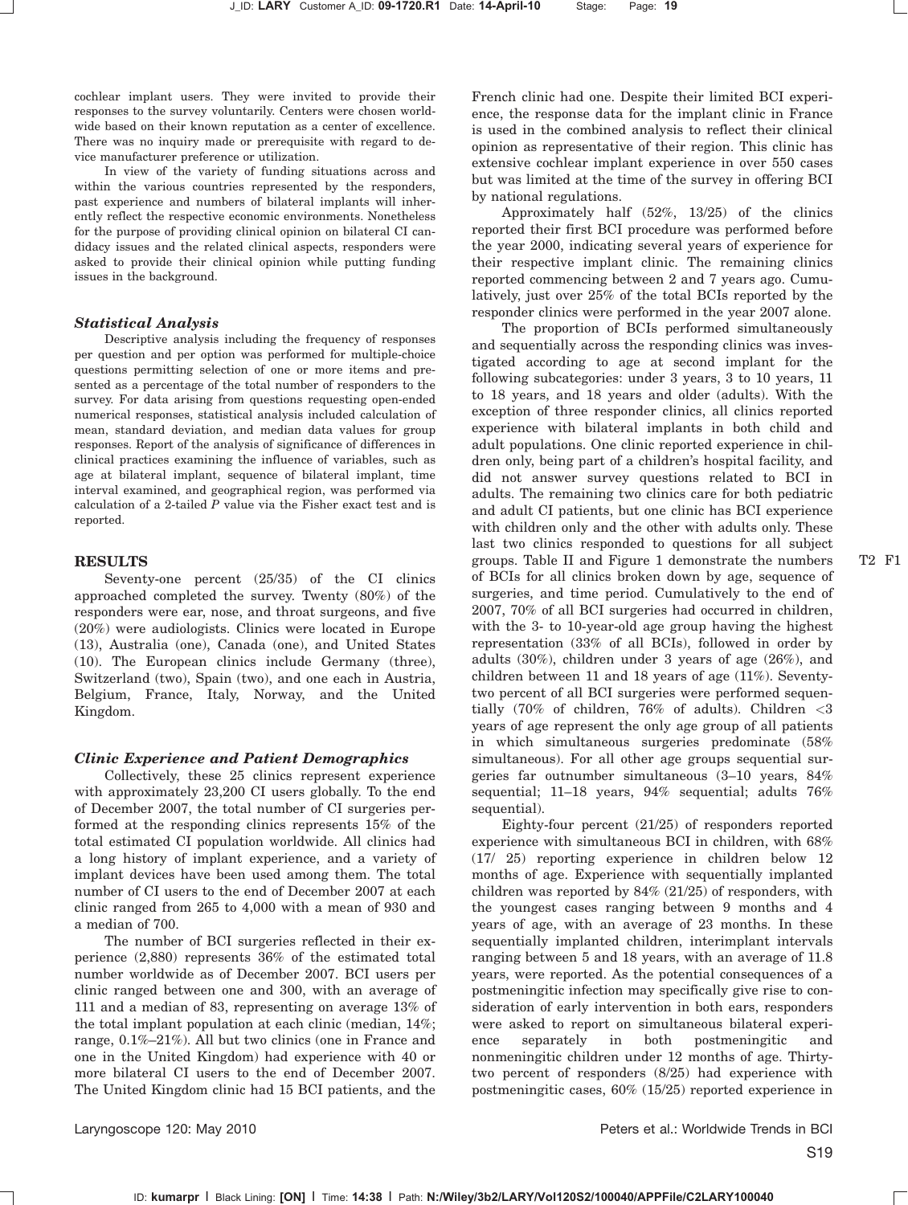cochlear implant users. They were invited to provide their responses to the survey voluntarily. Centers were chosen worldwide based on their known reputation as a center of excellence. There was no inquiry made or prerequisite with regard to device manufacturer preference or utilization.

In view of the variety of funding situations across and within the various countries represented by the responders, past experience and numbers of bilateral implants will inherently reflect the respective economic environments. Nonetheless for the purpose of providing clinical opinion on bilateral CI candidacy issues and the related clinical aspects, responders were asked to provide their clinical opinion while putting funding issues in the background.

### *Statistical Analysis*

Descriptive analysis including the frequency of responses per question and per option was performed for multiple-choice questions permitting selection of one or more items and presented as a percentage of the total number of responders to the survey. For data arising from questions requesting open-ended numerical responses, statistical analysis included calculation of mean, standard deviation, and median data values for group responses. Report of the analysis of significance of differences in clinical practices examining the influence of variables, such as age at bilateral implant, sequence of bilateral implant, time interval examined, and geographical region, was performed via calculation of a 2-tailed $P$ value via the Fisher exact test and is reported.

## RESULTS

Seventy-one percent (25/35) of the CI clinics approached completed the survey. Twenty (80%) of the responders were ear, nose, and throat surgeons, and five (20%) were audiologists. Clinics were located in Europe (13), Australia (one), Canada (one), and United States (10). The European clinics include Germany (three), Switzerland (two), Spain (two), and one each in Austria, Belgium, France, Italy, Norway, and the United Kingdom.

### *Clinic Experience and Patient Demographics*

Collectively, these 25 clinics represent experience with approximately 23,200 CI users globally. To the end of December 2007, the total number of CI surgeries performed at the responding clinics represents 15% of the total estimated CI population worldwide. All clinics had a long history of implant experience, and a variety of implant devices have been used among them. The total number of CI users to the end of December 2007 at each clinic ranged from 265 to 4,000 with a mean of 930 and a median of 700.

The number of BCI surgeries reflected in their experience (2,880) represents 36% of the estimated total number worldwide as of December 2007. BCI users per clinic ranged between one and 300, with an average of 111 and a median of 83, representing on average 13% of the total implant population at each clinic (median, 14%; range, 0.1%–21%). All but two clinics (one in France and one in the United Kingdom) had experience with 40 or more bilateral CI users to the end of December 2007. The United Kingdom clinic had 15 BCI patients, and the French clinic had one. Despite their limited BCI experience, the response data for the implant clinic in France is used in the combined analysis to reflect their clinical opinion as representative of their region. This clinic has extensive cochlear implant experience in over 550 cases but was limited at the time of the survey in offering BCI by national regulations.

Approximately half (52%, 13/25) of the clinics reported their first BCI procedure was performed before the year 2000, indicating several years of experience for their respective implant clinic. The remaining clinics reported commencing between 2 and 7 years ago. Cumulatively, just over 25% of the total BCIs reported by the responder clinics were performed in the year 2007 alone.

The proportion of BCIs performed simultaneously and sequentially across the responding clinics was investigated according to age at second implant for the following subcategories: under 3 years, 3 to 10 years, 11 to 18 years, and 18 years and older (adults). With the exception of three responder clinics, all clinics reported experience with bilateral implants in both child and adult populations. One clinic reported experience in children only, being part of a children's hospital facility, and did not answer survey questions related to BCI in adults. The remaining two clinics care for both pediatric and adult CI patients, but one clinic has BCI experience with children only and the other with adults only. These last two clinics responded to questions for all subject groups. Table II and Figure 1 demonstrate the numbers of BCIs for all clinics broken down by age, sequence of surgeries, and time period. Cumulatively to the end of 2007, 70% of all BCI surgeries had occurred in children, with the 3- to 10-year-old age group having the highest representation (33% of all BCIs), followed in order by adults (30%), children under 3 years of age (26%), and children between 11 and 18 years of age (11%). Seventy-two percent of all BCI surgeries were performed sequentially (70% of children, 76% of adults). Children <3 years of age represent the only age group of all patients in which simultaneous surgeries predominate (58% simultaneous). For all other age groups sequential surgeries far outnumber simultaneous (3–10 years, 84% sequential; 11–18 years, 94% sequential; adults 76% sequential).

Eighty-four percent (21/25) of responders reported experience with simultaneous BCI in children, with 68% (17/ 25) reporting experience in children below 12 months of age. Experience with sequentially implanted children was reported by 84% (21/25) of responders, with the youngest cases ranging between 9 months and 4 years of age, with an average of 23 months. In these sequentially implanted children, interimplant intervals ranging between 5 and 18 years, with an average of 11.8 years, were reported. As the potential consequences of a postmeningitic infection may specifically give rise to consideration of early intervention in both ears, responders were asked to report on simultaneous bilateral experience separately in both postmeningitic and nonmeningitic children under 12 months of age. Thirty-two percent of responders (8/25) had experience with postmeningitic cases, 60% (15/25) reported experience in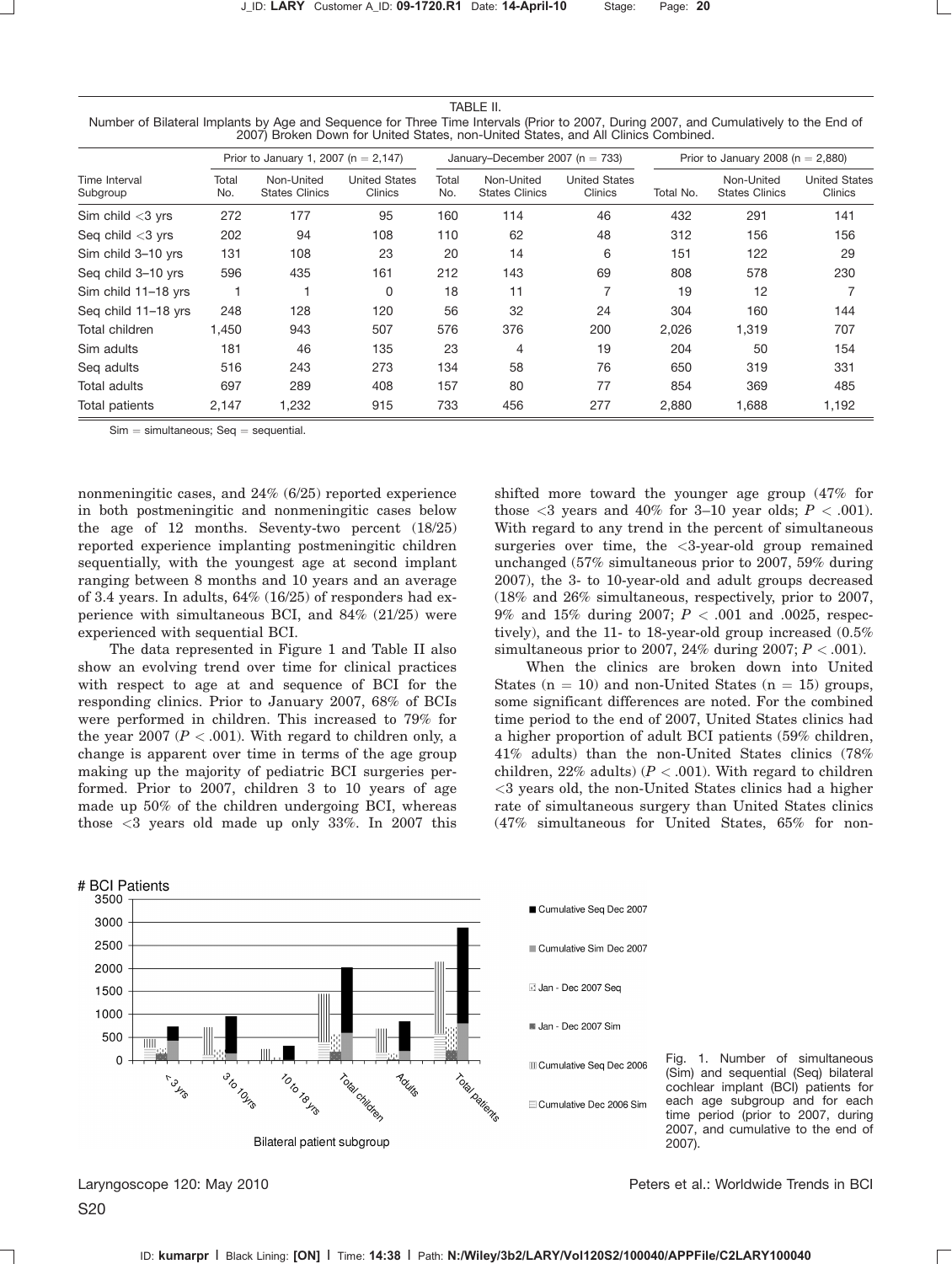TABLE II.
Number of Bilateral Implants by Age and Sequence for Three Time Intervals (Prior to 2007, During 2007, and Cumulatively to the End of 2007) Broken Down for United States, non-United States, and All Clinics Combined.

| Time Interval Subgroup | Prior to January 1, 2007 (n = 2,147) | | | January–December 2007 (n = 733) | | | Prior to January 2008 (n = 2,880) | | |
|---|---|---|---|---|---|---|---|---|---|
| | Total No. | Non-United States Clinics | United States Clinics | Total No. | Non-United States Clinics | United States Clinics | Total No. | Non-United States Clinics | United States Clinics |
| Sim child <3 yrs | 272 | 177 | 95 | 160 | 114 | 46 | 432 | 291 | 141 |
| Seq child <3 yrs | 202 | 94 | 108 | 110 | 62 | 48 | 312 | 156 | 156 |
| Sim child 3–10 yrs | 131 | 108 | 23 | 20 | 14 | 6 | 151 | 122 | 29 |
| Seq child 3–10 yrs | 596 | 435 | 161 | 212 | 143 | 69 | 808 | 578 | 230 |
| Sim child 11–18 yrs | 1 | 1 | 0 | 18 | 11 | 7 | 19 | 12 | 7 |
| Seq child 11–18 yrs | 248 | 128 | 120 | 56 | 32 | 24 | 304 | 160 | 144 |
| Total children | 1,450 | 943 | 507 | 576 | 376 | 200 | 2,026 | 1,319 | 707 |
| Sim adults | 181 | 46 | 135 | 23 | 4 | 19 | 204 | 50 | 154 |
| Seq adults | 516 | 243 | 273 | 134 | 58 | 76 | 650 | 319 | 331 |
| Total adults | 697 | 289 | 408 | 157 | 80 | 77 | 854 | 369 | 485 |
| Total patients | 2,147 | 1,232 | 915 | 733 | 456 | 277 | 2,880 | 1,688 | 1,192 |

Sim = simultaneous; Seq = sequential.

nonmeningitic cases, and 24% (6/25) reported experience in both postmeningitic and nonmeningitic cases below the age of 12 months. Seventy-two percent (18/25) reported experience implanting postmeningitic children sequentially, with the youngest age at second implant ranging between 8 months and 10 years and an average of 3.4 years. In adults, 64% (16/25) of responders had experience with simultaneous BCI, and 84% (21/25) were experienced with sequential BCI.

The data represented in Figure 1 and Table II also show an evolving trend over time for clinical practices with respect to age at and sequence of BCI for the responding clinics. Prior to January 2007, 68% of BCIs were performed in children. This increased to 79% for the year 2007 ($P < .001$). With regard to children only, a change is apparent over time in terms of the age group making up the majority of pediatric BCI surgeries performed. Prior to 2007, children 3 to 10 years of age made up 50% of the children undergoing BCI, whereas those <3 years old made up only 33%. In 2007 this shifted more toward the younger age group (47% for those <3 years and 40% for 3–10 year olds; $P < .001$). With regard to any trend in the percent of simultaneous surgeries over time, the <3-year-old group remained unchanged (57% simultaneous prior to 2007, 59% during 2007), the 3- to 10-year-old and adult groups decreased (18% and 26% simultaneous, respectively, prior to 2007, 9% and 15% during 2007; $P < .001$ and .0025, respectively), and the 11- to 18-year-old group increased (0.5% simultaneous prior to 2007, 24% during 2007; $P < .001$).

When the clinics are broken down into United States (n = 10) and non-United States (n = 15) groups, some significant differences are noted. For the combined time period to the end of 2007, United States clinics had a higher proportion of adult BCI patients (59% children, 41% adults) than the non-United States clinics (78% children, 22% adults) ($P < .001$). With regard to children <3 years old, the non-United States clinics had a higher rate of simultaneous surgery than United States clinics (47% simultaneous for United States, 65% for non-

Fig. 1. Number of simultaneous (Sim) and sequential (Seq) bilateral cochlear implant (BCI) patients for each age subgroup and for each time period (prior to 2007, during 2007, and cumulative to the end of 2007).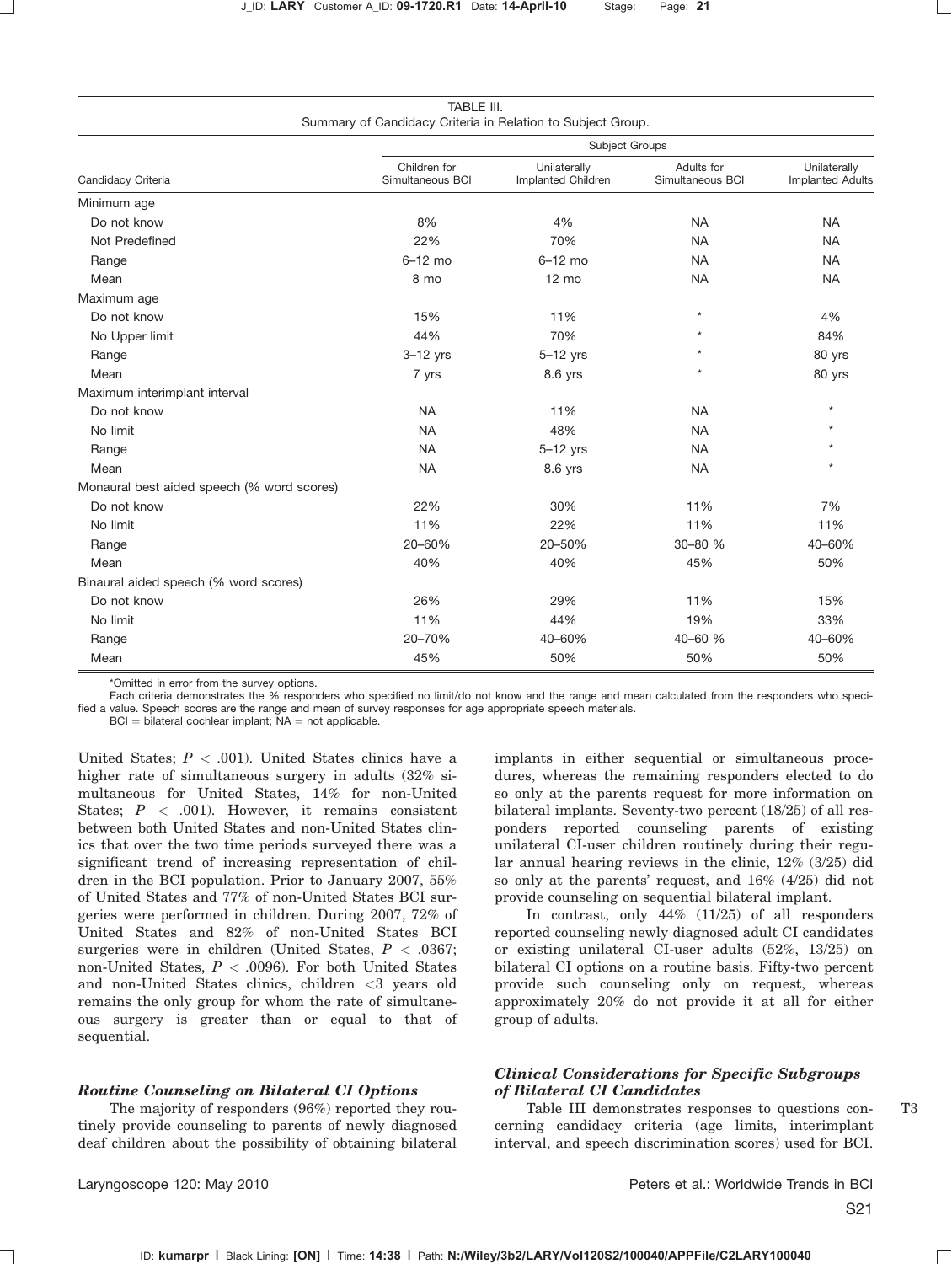TABLE III.
Summary of Candidacy Criteria in Relation to Subject Group.

| Candidacy Criteria | Subject Groups | | | |
|---|---|---|---|---|
| | Children for Simultaneous BCI | Unilaterally Implanted Children | Adults for Simultaneous BCI | Unilaterally Implanted Adults |
| Minimum age | | | | |
| Do not know | 8% | 4% | NA | NA |
| Not Predefined | 22% | 70% | NA | NA |
| Range | 6–12 mo | 6–12 mo | NA | NA |
| Mean | 8 mo | 12 mo | NA | NA |
| Maximum age | | | | |
| Do not know | 15% | 11% | * | 4% |
| No Upper limit | 44% | 70% | * | 84% |
| Range | 3–12 yrs | 5–12 yrs | * | 80 yrs |
| Mean | 7 yrs | 8.6 yrs | * | 80 yrs |
| Maximum interimplant interval | | | | |
| Do not know | NA | 11% | NA | * |
| No limit | NA | 48% | NA | * |
| Range | NA | 5–12 yrs | NA | * |
| Mean | NA | 8.6 yrs | NA | * |
| Monaural best aided speech (% word scores) | | | | |
| Do not know | 22% | 30% | 11% | 7% |
| No limit | 11% | 22% | 11% | 11% |
| Range | 20–60% | 20–50% | 30–80 % | 40–60% |
| Mean | 40% | 40% | 45% | 50% |
| Binaural aided speech (% word scores) | | | | |
| Do not know | 26% | 29% | 11% | 15% |
| No limit | 11% | 44% | 19% | 33% |
| Range | 20–70% | 40–60% | 40–60 % | 40–60% |
| Mean | 45% | 50% | 50% | 50% |

*Omitted in error from the survey options.

Each criteria demonstrates the % responders who specified no limit/do not know and the range and mean calculated from the responders who specified a value. Speech scores are the range and mean of survey responses for age appropriate speech materials.

BCI = bilateral cochlear implant; NA = not applicable.

United States; $P < .001$). United States clinics have a higher rate of simultaneous surgery in adults (32% simultaneous for United States, 14% for non-United States; $P < .001$). However, it remains consistent between both United States and non-United States clinics that over the two time periods surveyed there was a significant trend of increasing representation of children in the BCI population. Prior to January 2007, 55% of United States and 77% of non-United States BCI surgeries were performed in children. During 2007, 72% of United States and 82% of non-United States BCI surgeries were in children (United States, $P < .0367$; non-United States, $P < .0096$). For both United States and non-United States clinics, children <3 years old remains the only group for whom the rate of simultaneous surgery is greater than or equal to that of sequential.

### *Routine Counseling on Bilateral CI Options*

The majority of responders (96%) reported they routinely provide counseling to parents of newly diagnosed deaf children about the possibility of obtaining bilateral implants in either sequential or simultaneous procedures, whereas the remaining responders elected to do so only at the parents request for more information on bilateral implants. Seventy-two percent (18/25) of all responders reported counseling parents of existing unilateral CI-user children routinely during their regular annual hearing reviews in the clinic, 12% (3/25) did so only at the parents' request, and 16% (4/25) did not provide counseling on sequential bilateral implant.

In contrast, only 44% (11/25) of all responders reported counseling newly diagnosed adult CI candidates or existing unilateral CI-user adults (52%, 13/25) on bilateral CI options on a routine basis. Fifty-two percent provide such counseling only on request, whereas approximately 20% do not provide it at all for either group of adults.

### *Clinical Considerations for Specific Subgroups of Bilateral CI Candidates*

Table III demonstrates responses to questions concerning candidacy criteria (age limits, interimplant interval, and speech discrimination scores) used for BCI.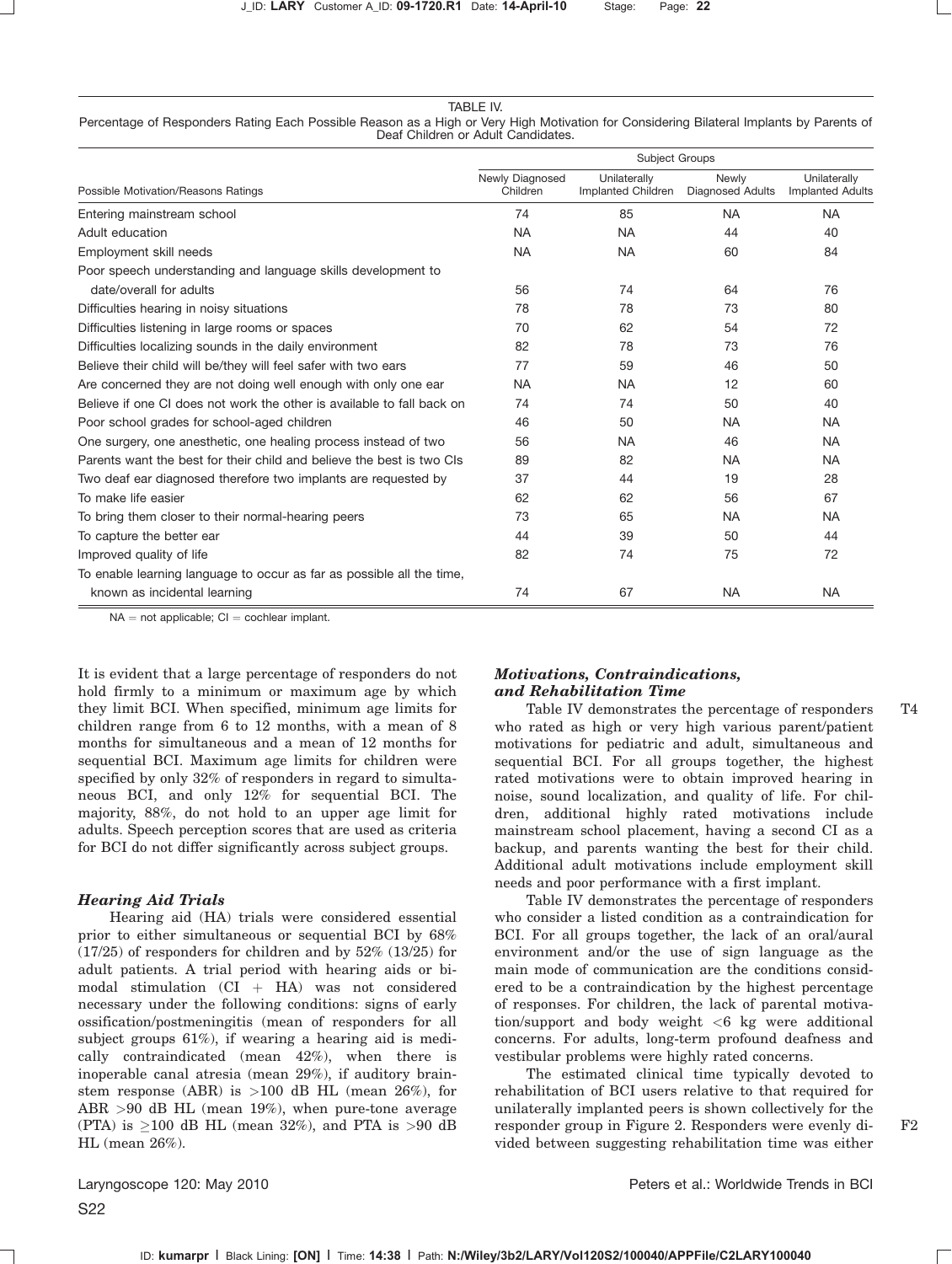TABLE IV.
Percentage of Responders Rating Each Possible Reason as a High or Very High Motivation for Considering Bilateral Implants by Parents of Deaf Children or Adult Candidates.

| Possible Motivation/Reasons Ratings | Subject Groups | | | |
|---|---|---|---|---|
| | Newly Diagnosed Children | Unilaterally Implanted Children | Newly Diagnosed Adults | Unilaterally Implanted Adults |
| Entering mainstream school | 74 | 85 | NA | NA |
| Adult education | NA | NA | 44 | 40 |
| Employment skill needs | NA | NA | 60 | 84 |
| Poor speech understanding and language skills development to date/overall for adults | 56 | 74 | 64 | 76 |
| Difficulties hearing in noisy situations | 78 | 78 | 73 | 80 |
| Difficulties listening in large rooms or spaces | 70 | 62 | 54 | 72 |
| Difficulties localizing sounds in the daily environment | 82 | 78 | 73 | 76 |
| Believe their child will be/they will feel safer with two ears | 77 | 59 | 46 | 50 |
| Are concerned they are not doing well enough with only one ear | NA | NA | 12 | 60 |
| Believe if one CI does not work the other is available to fall back on | 74 | 74 | 50 | 40 |
| Poor school grades for school-aged children | 46 | 50 | NA | NA |
| One surgery, one anesthetic, one healing process instead of two | 56 | NA | 46 | NA |
| Parents want the best for their child and believe the best is two CIs | 89 | 82 | NA | NA |
| Two deaf ear diagnosed therefore two implants are requested by | 37 | 44 | 19 | 28 |
| To make life easier | 62 | 62 | 56 | 67 |
| To bring them closer to their normal-hearing peers | 73 | 65 | NA | NA |
| To capture the better ear | 44 | 39 | 50 | 44 |
| Improved quality of life | 82 | 74 | 75 | 72 |
| To enable learning language to occur as far as possible all the time, known as incidental learning | 74 | 67 | NA | NA |

NA = not applicable; CI = cochlear implant.

It is evident that a large percentage of responders do not hold firmly to a minimum or maximum age by which they limit BCI. When specified, minimum age limits for children range from 6 to 12 months, with a mean of 8 months for simultaneous and a mean of 12 months for sequential BCI. Maximum age limits for children were specified by only 32% of responders in regard to simultaneous BCI, and only 12% for sequential BCI. The majority, 88%, do not hold to an upper age limit for adults. Speech perception scores that are used as criteria for BCI do not differ significantly across subject groups.

### *Hearing Aid Trials*

Hearing aid (HA) trials were considered essential prior to either simultaneous or sequential BCI by 68% (17/25) of responders for children and by 52% (13/25) for adult patients. A trial period with hearing aids or bimodal stimulation (CI + HA) was not considered necessary under the following conditions: signs of early ossification/postmeningitis (mean of responders for all subject groups 61%), if wearing a hearing aid is medically contraindicated (mean 42%), when there is inoperable canal atresia (mean 29%), if auditory brainstem response (ABR) is >100 dB HL (mean 26%), for ABR >90 dB HL (mean 19%), when pure-tone average (PTA) is ≥100 dB HL (mean 32%), and PTA is >90 dB HL (mean 26%).

### *Motivations, Contraindications, and Rehabilitation Time*

Table IV demonstrates the percentage of responders who rated as high or very high various parent/patient motivations for pediatric and adult, simultaneous and sequential BCI. For all groups together, the highest rated motivations were to obtain improved hearing in noise, sound localization, and quality of life. For children, additional highly rated motivations include mainstream school placement, having a second CI as a backup, and parents wanting the best for their child. Additional adult motivations include employment skill needs and poor performance with a first implant.

Table IV demonstrates the percentage of responders who consider a listed condition as a contraindication for BCI. For all groups together, the lack of an oral/aural environment and/or the use of sign language as the main mode of communication are the conditions considered to be a contraindication by the highest percentage of responses. For children, the lack of parental motivation/support and body weight <6 kg were additional concerns. For adults, long-term profound deafness and vestibular problems were highly rated concerns.

The estimated clinical time typically devoted to rehabilitation of BCI users relative to that required for unilaterally implanted peers is shown collectively for the responder group in Figure 2. Responders were evenly divided between suggesting rehabilitation time was either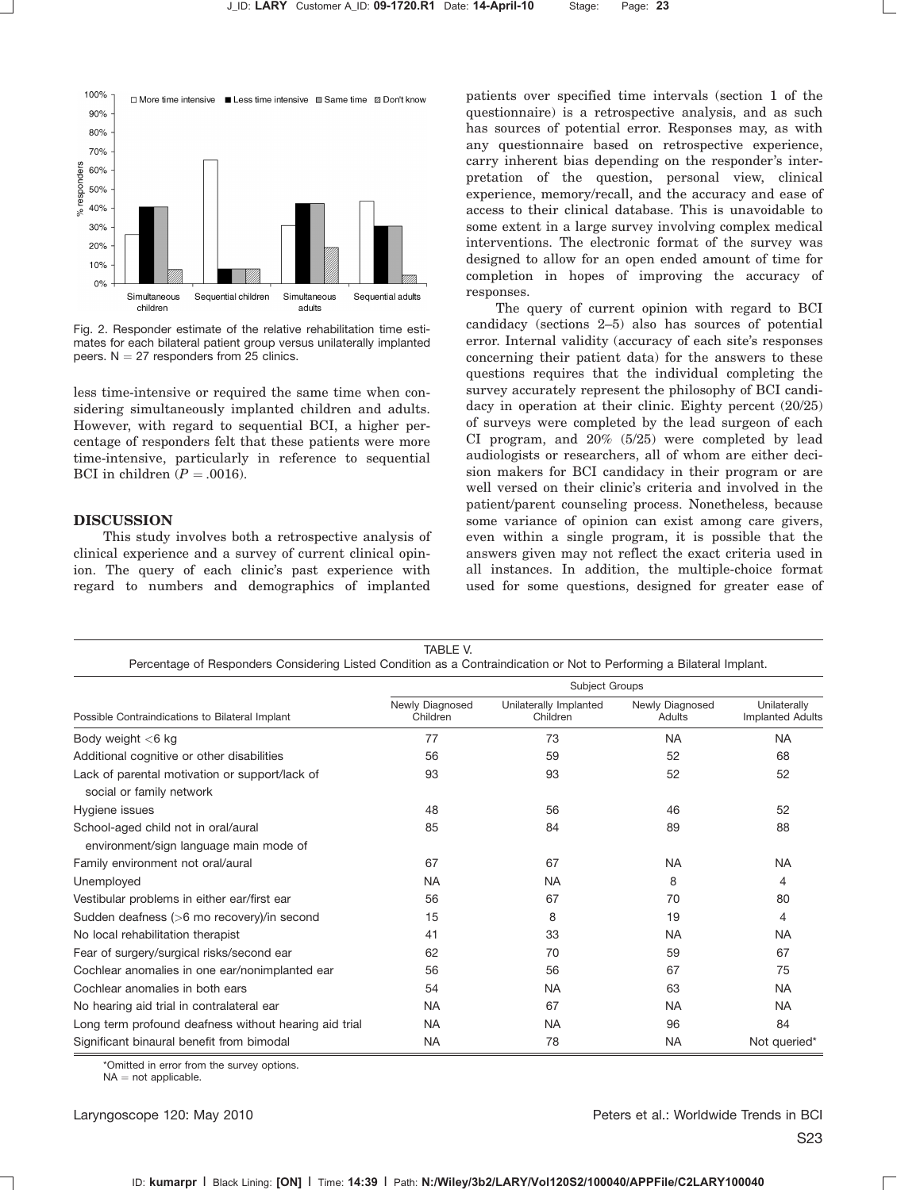Fig. 2. Responder estimate of the relative rehabilitation time estimates for each bilateral patient group versus unilaterally implanted peers. N = 27 responders from 25 clinics.

less time-intensive or required the same time when considering simultaneously implanted children and adults. However, with regard to sequential BCI, a higher percentage of responders felt that these patients were more time-intensive, particularly in reference to sequential BCI in children ($P$ = .0016).

## DISCUSSION

This study involves both a retrospective analysis of clinical experience and a survey of current clinical opinion. The query of each clinic's past experience with regard to numbers and demographics of implanted patients over specified time intervals (section 1 of the questionnaire) is a retrospective analysis, and as such has sources of potential error. Responses may, as with any questionnaire based on retrospective experience, carry inherent bias depending on the responder's interpretation of the question, personal view, clinical experience, memory/recall, and the accuracy and ease of access to their clinical database. This is unavoidable to some extent in a large survey involving complex medical interventions. The electronic format of the survey was designed to allow for an open ended amount of time for completion in hopes of improving the accuracy of responses.

The query of current opinion with regard to BCI candidacy (sections 2–5) also has sources of potential error. Internal validity (accuracy of each site's responses concerning their patient data) for the answers to these questions requires that the individual completing the survey accurately represent the philosophy of BCI candidacy in operation at their clinic. Eighty percent (20/25) of surveys were completed by the lead surgeon of each CI program, and 20% (5/25) were completed by lead audiologists or researchers, all of whom are either decision makers for BCI candidacy in their program or are well versed on their clinic's criteria and involved in the patient/parent counseling process. Nonetheless, because some variance of opinion can exist among care givers, even within a single program, it is possible that the answers given may not reflect the exact criteria used in all instances. In addition, the multiple-choice format used for some questions, designed for greater ease of

TABLE V.
Percentage of Responders Considering Listed Condition as a Contraindication or Not to Performing a Bilateral Implant.

| | Subject Groups | | | |
|---|---|---|---|---|
| Possible Contraindications to Bilateral Implant | Newly Diagnosed Children | Unilaterally Implanted Children | Newly Diagnosed Adults | Unilaterally Implanted Adults |
| Body weight <6 kg | 77 | 73 | NA | NA |
| Additional cognitive or other disabilities | 56 | 59 | 52 | 68 |
| Lack of parental motivation or support/lack of social or family network | 93 | 93 | 52 | 52 |
| Hygiene issues | 48 | 56 | 46 | 52 |
| School-aged child not in oral/aural environment/sign language main mode of | 85 | 84 | 89 | 88 |
| Family environment not oral/aural | 67 | 67 | NA | NA |
| Unemployed | NA | NA | 8 | 4 |
| Vestibular problems in either ear/first ear | 56 | 67 | 70 | 80 |
| Sudden deafness (>6 mo recovery)/in second | 15 | 8 | 19 | 4 |
| No local rehabilitation therapist | 41 | 33 | NA | NA |
| Fear of surgery/surgical risks/second ear | 62 | 70 | 59 | 67 |
| Cochlear anomalies in one ear/nonimplanted ear | 56 | 56 | 67 | 75 |
| Cochlear anomalies in both ears | 54 | NA | 63 | NA |
| No hearing aid trial in contralateral ear | NA | 67 | NA | NA |
| Long term profound deafness without hearing aid trial | NA | NA | 96 | 84 |
| Significant binaural benefit from bimodal | NA | 78 | NA | Not queried* |

*Omitted in error from the survey options.
NA = not applicable.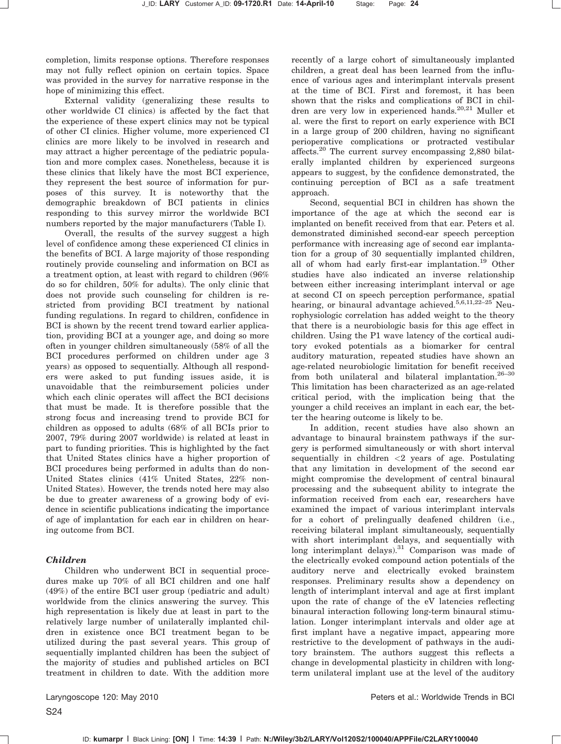completion, limits response options. Therefore responses may not fully reflect opinion on certain topics. Space was provided in the survey for narrative response in the hope of minimizing this effect.

External validity (generalizing these results to other worldwide CI clinics) is affected by the fact that the experience of these expert clinics may not be typical of other CI clinics. Higher volume, more experienced CI clinics are more likely to be involved in research and may attract a higher percentage of the pediatric population and more complex cases. Nonetheless, because it is these clinics that likely have the most BCI experience, they represent the best source of information for purposes of this survey. It is noteworthy that the demographic breakdown of BCI patients in clinics responding to this survey mirror the worldwide BCI numbers reported by the major manufacturers (Table I).

Overall, the results of the survey suggest a high level of confidence among these experienced CI clinics in the benefits of BCI. A large majority of those responding routinely provide counseling and information on BCI as a treatment option, at least with regard to children (96% do so for children, 50% for adults). The only clinic that does not provide such counseling for children is restricted from providing BCI treatment by national funding regulations. In regard to children, confidence in BCI is shown by the recent trend toward earlier application, providing BCI at a younger age, and doing so more often in younger children simultaneously (58% of all the BCI procedures performed on children under age 3 years) as opposed to sequentially. Although all responders were asked to put funding issues aside, it is unavoidable that the reimbursement policies under which each clinic operates will affect the BCI decisions that must be made. It is therefore possible that the strong focus and increasing trend to provide BCI for children as opposed to adults (68% of all BCIs prior to 2007, 79% during 2007 worldwide) is related at least in part to funding priorities. This is highlighted by the fact that United States clinics have a higher proportion of BCI procedures being performed in adults than do non-United States clinics (41% United States, 22% non-United States). However, the trends noted here may also be due to greater awareness of a growing body of evidence in scientific publications indicating the importance of age of implantation for each ear in children on hearing outcome from BCI.

### *Children*

Children who underwent BCI in sequential procedures make up 70% of all BCI children and one half (49%) of the entire BCI user group (pediatric and adult) worldwide from the clinics answering the survey. This high representation is likely due at least in part to the relatively large number of unilaterally implanted children in existence once BCI treatment began to be utilized during the past several years. This group of sequentially implanted children has been the subject of the majority of studies and published articles on BCI treatment in children to date. With the addition more recently of a large cohort of simultaneously implanted children, a great deal has been learned from the influence of various ages and interimplant intervals present at the time of BCI. First and foremost, it has been shown that the risks and complications of BCI in children are very low in experienced hands.[20,21] Muller et al. were the first to report on early experience with BCI in a large group of 200 children, having no significant perioperative complications or protracted vestibular affects.[20] The current survey encompassing 2,880 bilaterally implanted children by experienced surgeons appears to suggest, by the confidence demonstrated, the continuing perception of BCI as a safe treatment approach.

Second, sequential BCI in children has shown the importance of the age at which the second ear is implanted on benefit received from that ear. Peters et al. demonstrated diminished second-ear speech perception performance with increasing age of second ear implantation for a group of 30 sequentially implanted children, all of whom had early first-ear implantation.[19] Other studies have also indicated an inverse relationship between either increasing interimplant interval or age at second CI on speech perception performance, spatial hearing, or binaural advantage achieved.[5,6,11,22–25] Neurophysiologic correlation has added weight to the theory that there is a neurobiologic basis for this age effect in children. Using the P1 wave latency of the cortical auditory evoked potentials as a biomarker for central auditory maturation, repeated studies have shown an age-related neurobiologic limitation for benefit received from both unilateral and bilateral implantation.[26–30] This limitation has been characterized as an age-related critical period, with the implication being that the younger a child receives an implant in each ear, the better the hearing outcome is likely to be.

In addition, recent studies have also shown an advantage to binaural brainstem pathways if the surgery is performed simultaneously or with short interval sequentially in children <2 years of age. Postulating that any limitation in development of the second ear might compromise the development of central binaural processing and the subsequent ability to integrate the information received from each ear, researchers have examined the impact of various interimplant intervals for a cohort of prelingually deafened children (i.e., receiving bilateral implant simultaneously, sequentially with short interimplant delays, and sequentially with long interimplant delays).[31] Comparison was made of the electrically evoked compound action potentials of the auditory nerve and electrically evoked brainstem responses. Preliminary results show a dependency on length of interimplant interval and age at first implant upon the rate of change of the eV latencies reflecting binaural interaction following long-term binaural stimulation. Longer interimplant intervals and older age at first implant have a negative impact, appearing more restrictive to the development of pathways in the auditory brainstem. The authors suggest this reflects a change in developmental plasticity in children with long-term unilateral implant use at the level of the auditory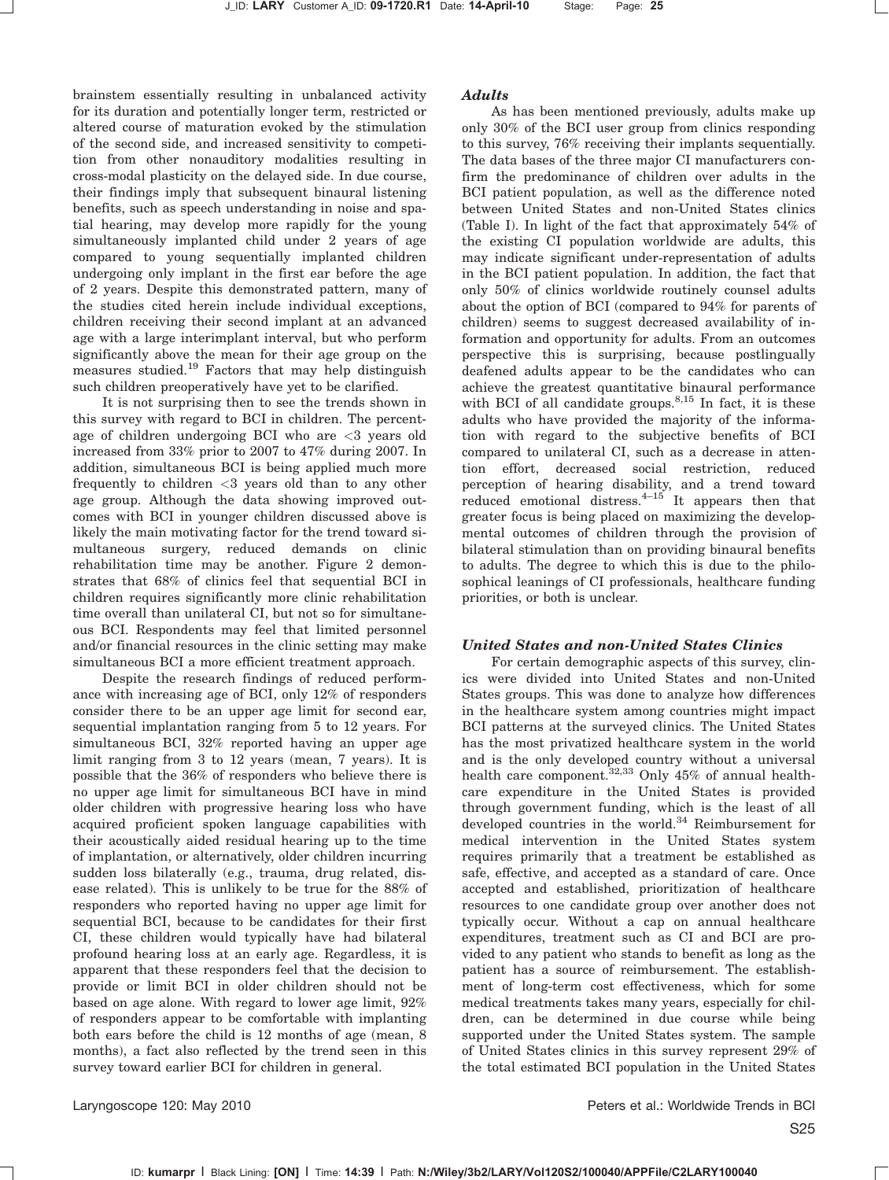brainstem essentially resulting in unbalanced activity for its duration and potentially longer term, restricted or altered course of maturation evoked by the stimulation of the second side, and increased sensitivity to competition from other nonauditory modalities resulting in cross-modal plasticity on the delayed side. In due course, their findings imply that subsequent binaural listening benefits, such as speech understanding in noise and spatial hearing, may develop more rapidly for the young simultaneously implanted child under 2 years of age compared to young sequentially implanted children undergoing only implant in the first ear before the age of 2 years. Despite this demonstrated pattern, many of the studies cited herein include individual exceptions, children receiving their second implant at an advanced age with a large interimplant interval, but who perform significantly above the mean for their age group on the measures studied.[19] Factors that may help distinguish such children preoperatively have yet to be clarified.

It is not surprising then to see the trends shown in this survey with regard to BCI in children. The percentage of children undergoing BCI who are <3 years old increased from 33% prior to 2007 to 47% during 2007. In addition, simultaneous BCI is being applied much more frequently to children <3 years old than to any other age group. Although the data showing improved outcomes with BCI in younger children discussed above is likely the main motivating factor for the trend toward simultaneous surgery, reduced demands on clinic rehabilitation time may be another. Figure 2 demonstrates that 68% of clinics feel that sequential BCI in children requires significantly more clinic rehabilitation time overall than unilateral CI, but not so for simultaneous BCI. Respondents may feel that limited personnel and/or financial resources in the clinic setting may make simultaneous BCI a more efficient treatment approach.

Despite the research findings of reduced performance with increasing age of BCI, only 12% of responders consider there to be an upper age limit for second ear, sequential implantation ranging from 5 to 12 years. For simultaneous BCI, 32% reported having an upper age limit ranging from 3 to 12 years (mean, 7 years). It is possible that the 36% of responders who believe there is no upper age limit for simultaneous BCI have in mind older children with progressive hearing loss who have acquired proficient spoken language capabilities with their acoustically aided residual hearing up to the time of implantation, or alternatively, older children incurring sudden loss bilaterally (e.g., trauma, drug related, disease related). This is unlikely to be true for the 88% of responders who reported having no upper age limit for sequential BCI, because to be candidates for their first CI, these children would typically have had bilateral profound hearing loss at an early age. Regardless, it is apparent that these responders feel that the decision to provide or limit BCI in older children should not be based on age alone. With regard to lower age limit, 92% of responders appear to be comfortable with implanting both ears before the child is 12 months of age (mean, 8 months), a fact also reflected by the trend seen in this survey toward earlier BCI for children in general.

### *Adults*

As has been mentioned previously, adults make up only 30% of the BCI user group from clinics responding to this survey, 76% receiving their implants sequentially. The data bases of the three major CI manufacturers confirm the predominance of children over adults in the BCI patient population, as well as the difference noted between United States and non-United States clinics (Table I). In light of the fact that approximately 54% of the existing CI population worldwide are adults, this may indicate significant under-representation of adults in the BCI patient population. In addition, the fact that only 50% of clinics worldwide routinely counsel adults about the option of BCI (compared to 94% for parents of children) seems to suggest decreased availability of information and opportunity for adults. From an outcomes perspective this is surprising, because postlingually deafened adults appear to be the candidates who can achieve the greatest quantitative binaural performance with BCI of all candidate groups.[8,15] In fact, it is these adults who have provided the majority of the information with regard to the subjective benefits of BCI compared to unilateral CI, such as a decrease in attention effort, decreased social restriction, reduced perception of hearing disability, and a trend toward reduced emotional distress.[4–15] It appears then that greater focus is being placed on maximizing the developmental outcomes of children through the provision of bilateral stimulation than on providing binaural benefits to adults. The degree to which this is due to the philosophical leanings of CI professionals, healthcare funding priorities, or both is unclear.

### *United States and non-United States Clinics*

For certain demographic aspects of this survey, clinics were divided into United States and non-United States groups. This was done to analyze how differences in the healthcare system among countries might impact BCI patterns at the surveyed clinics. The United States has the most privatized healthcare system in the world and is the only developed country without a universal health care component.[32,33] Only 45% of annual healthcare expenditure in the United States is provided through government funding, which is the least of all developed countries in the world.[34] Reimbursement for medical intervention in the United States system requires primarily that a treatment be established as safe, effective, and accepted as a standard of care. Once accepted and established, prioritization of healthcare resources to one candidate group over another does not typically occur. Without a cap on annual healthcare expenditures, treatment such as CI and BCI are provided to any patient who stands to benefit as long as the patient has a source of reimbursement. The establishment of long-term cost effectiveness, which for some medical treatments takes many years, especially for children, can be determined in due course while being supported under the United States system. The sample of United States clinics in this survey represent 29% of the total estimated BCI population in the United States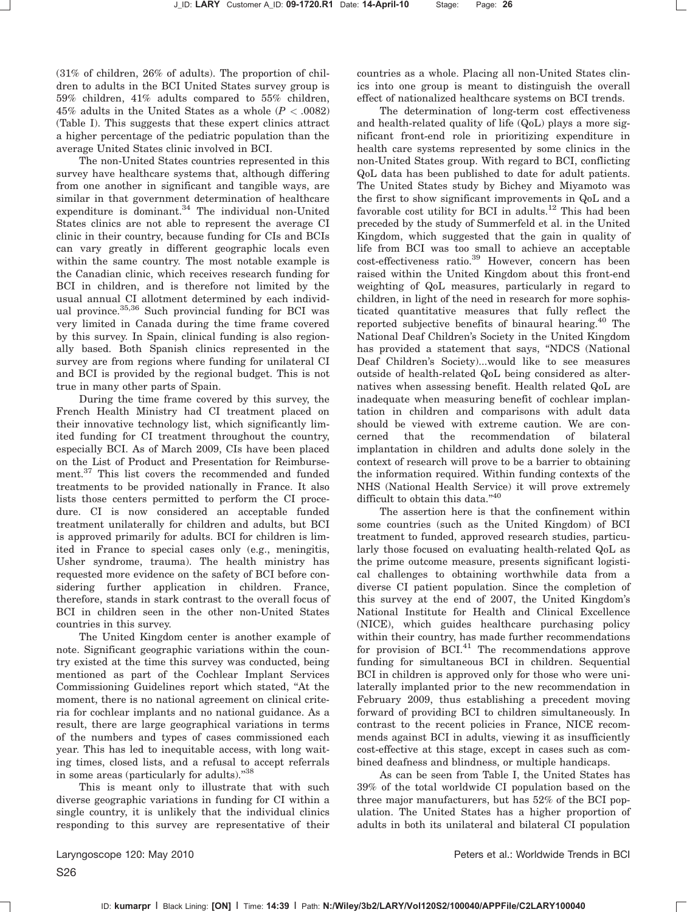(31% of children, 26% of adults). The proportion of children to adults in the BCI United States survey group is 59% children, 41% adults compared to 55% children, 45% adults in the United States as a whole ($P < .0082$) (Table I). This suggests that these expert clinics attract a higher percentage of the pediatric population than the average United States clinic involved in BCI.

The non-United States countries represented in this survey have healthcare systems that, although differing from one another in significant and tangible ways, are similar in that government determination of healthcare expenditure is dominant.[34] The individual non-United States clinics are not able to represent the average CI clinic in their country, because funding for CIs and BCIs can vary greatly in different geographic locals even within the same country. The most notable example is the Canadian clinic, which receives research funding for BCI in children, and is therefore not limited by the usual annual CI allotment determined by each individual province.[35,36] Such provincial funding for BCI was very limited in Canada during the time frame covered by this survey. In Spain, clinical funding is also regionally based. Both Spanish clinics represented in the survey are from regions where funding for unilateral CI and BCI is provided by the regional budget. This is not true in many other parts of Spain.

During the time frame covered by this survey, the French Health Ministry had CI treatment placed on their innovative technology list, which significantly limited funding for CI treatment throughout the country, especially BCI. As of March 2009, CIs have been placed on the List of Product and Presentation for Reimbursement.[37] This list covers the recommended and funded treatments to be provided nationally in France. It also lists those centers permitted to perform the CI procedure. CI is now considered an acceptable funded treatment unilaterally for children and adults, but BCI is approved primarily for adults. BCI for children is limited in France to special cases only (e.g., meningitis, Usher syndrome, trauma). The health ministry has requested more evidence on the safety of BCI before considering further application in children. France, therefore, stands in stark contrast to the overall focus of BCI in children seen in the other non-United States countries in this survey.

The United Kingdom center is another example of note. Significant geographic variations within the country existed at the time this survey was conducted, being mentioned as part of the Cochlear Implant Services Commissioning Guidelines report which stated, "At the moment, there is no national agreement on clinical criteria for cochlear implants and no national guidance. As a result, there are large geographical variations in terms of the numbers and types of cases commissioned each year. This has led to inequitable access, with long waiting times, closed lists, and a refusal to accept referrals in some areas (particularly for adults)."[38]

This is meant only to illustrate that with such diverse geographic variations in funding for CI within a single country, it is unlikely that the individual clinics responding to this survey are representative of their countries as a whole. Placing all non-United States clinics into one group is meant to distinguish the overall effect of nationalized healthcare systems on BCI trends.

The determination of long-term cost effectiveness and health-related quality of life (QoL) plays a more significant front-end role in prioritizing expenditure in health care systems represented by some clinics in the non-United States group. With regard to BCI, conflicting QoL data has been published to date for adult patients. The United States study by Bichey and Miyamoto was the first to show significant improvements in QoL and a favorable cost utility for BCI in adults.[12] This had been preceded by the study of Summerfeld et al. in the United Kingdom, which suggested that the gain in quality of life from BCI was too small to achieve an acceptable cost-effectiveness ratio.[39] However, concern has been raised within the United Kingdom about this front-end weighting of QoL measures, particularly in regard to children, in light of the need in research for more sophisticated quantitative measures that fully reflect the reported subjective benefits of binaural hearing.[40] The National Deaf Children's Society in the United Kingdom has provided a statement that says, "NDCS (National Deaf Children's Society)...would like to see measures outside of health-related QoL being considered as alternatives when assessing benefit. Health related QoL are inadequate when measuring benefit of cochlear implantation in children and comparisons with adult data should be viewed with extreme caution. We are concerned that the recommendation of bilateral implantation in children and adults done solely in the context of research will prove to be a barrier to obtaining the information required. Within funding contexts of the NHS (National Health Service) it will prove extremely difficult to obtain this data."[40]

The assertion here is that the confinement within some countries (such as the United Kingdom) of BCI treatment to funded, approved research studies, particularly those focused on evaluating health-related QoL as the prime outcome measure, presents significant logistical challenges to obtaining worthwhile data from a diverse CI patient population. Since the completion of this survey at the end of 2007, the United Kingdom's National Institute for Health and Clinical Excellence (NICE), which guides healthcare purchasing policy within their country, has made further recommendations for provision of BCI.[41] The recommendations approve funding for simultaneous BCI in children. Sequential BCI in children is approved only for those who were unilaterally implanted prior to the new recommendation in February 2009, thus establishing a precedent moving forward of providing BCI to children simultaneously. In contrast to the recent policies in France, NICE recommends against BCI in adults, viewing it as insufficiently cost-effective at this stage, except in cases such as combined deafness and blindness, or multiple handicaps.

As can be seen from Table I, the United States has 39% of the total worldwide CI population based on the three major manufacturers, but has 52% of the BCI population. The United States has a higher proportion of adults in both its unilateral and bilateral CI population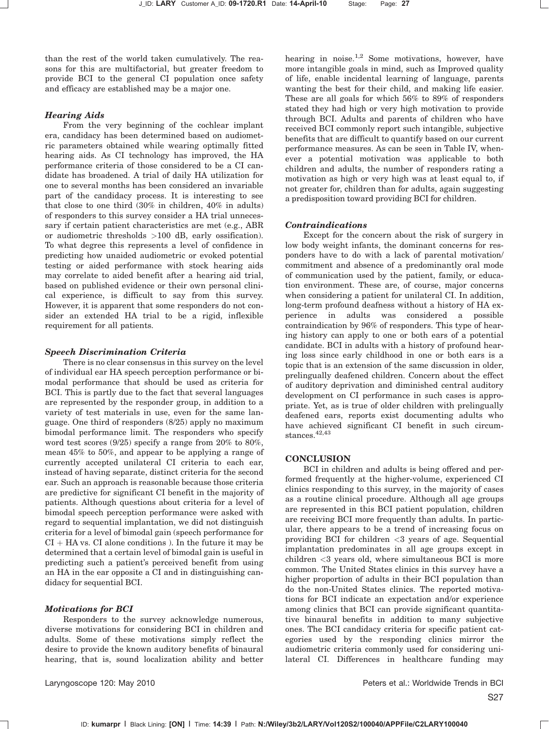than the rest of the world taken cumulatively. The reasons for this are multifactorial, but greater freedom to provide BCI to the general CI population once safety and efficacy are established may be a major one.

### *Hearing Aids*

From the very beginning of the cochlear implant era, candidacy has been determined based on audiometric parameters obtained while wearing optimally fitted hearing aids. As CI technology has improved, the HA performance criteria of those considered to be a CI candidate has broadened. A trial of daily HA utilization for one to several months has been considered an invariable part of the candidacy process. It is interesting to see that close to one third (30% in children, 40% in adults) of responders to this survey consider a HA trial unnecessary if certain patient characteristics are met (e.g., ABR or audiometric thresholds >100 dB, early ossification). To what degree this represents a level of confidence in predicting how unaided audiometric or evoked potential testing or aided performance with stock hearing aids may correlate to aided benefit after a hearing aid trial, based on published evidence or their own personal clinical experience, is difficult to say from this survey. However, it is apparent that some responders do not consider an extended HA trial to be a rigid, inflexible requirement for all patients.

### *Speech Discrimination Criteria*

There is no clear consensus in this survey on the level of individual ear HA speech perception performance or bimodal performance that should be used as criteria for BCI. This is partly due to the fact that several languages are represented by the responder group, in addition to a variety of test materials in use, even for the same language. One third of responders (8/25) apply no maximum bimodal performance limit. The responders who specify word test scores (9/25) specify a range from 20% to 80%, mean 45% to 50%, and appear to be applying a range of currently accepted unilateral CI criteria to each ear, instead of having separate, distinct criteria for the second ear. Such an approach is reasonable because those criteria are predictive for significant CI benefit in the majority of patients. Although questions about criteria for a level of bimodal speech perception performance were asked with regard to sequential implantation, we did not distinguish criteria for a level of bimodal gain (speech performance for CI + HA vs. CI alone conditions ). In the future it may be determined that a certain level of bimodal gain is useful in predicting such a patient's perceived benefit from using an HA in the ear opposite a CI and in distinguishing candidacy for sequential BCI.

### *Motivations for BCI*

Responders to the survey acknowledge numerous, diverse motivations for considering BCI in children and adults. Some of these motivations simply reflect the desire to provide the known auditory benefits of binaural hearing, that is, sound localization ability and better hearing in noise.[1,2] Some motivations, however, have more intangible goals in mind, such as Improved quality of life, enable incidental learning of language, parents wanting the best for their child, and making life easier. These are all goals for which 56% to 89% of responders stated they had high or very high motivation to provide through BCI. Adults and parents of children who have received BCI commonly report such intangible, subjective benefits that are difficult to quantify based on our current performance measures. As can be seen in Table IV, whenever a potential motivation was applicable to both children and adults, the number of responders rating a motivation as high or very high was at least equal to, if not greater for, children than for adults, again suggesting a predisposition toward providing BCI for children.

### *Contraindications*

Except for the concern about the risk of surgery in low body weight infants, the dominant concerns for responders have to do with a lack of parental motivation/commitment and absence of a predominantly oral mode of communication used by the patient, family, or education environment. These are, of course, major concerns when considering a patient for unilateral CI. In addition, long-term profound deafness without a history of HA experience in adults was considered a possible contraindication by 96% of responders. This type of hearing history can apply to one or both ears of a potential candidate. BCI in adults with a history of profound hearing loss since early childhood in one or both ears is a topic that is an extension of the same discussion in older, prelingually deafened children. Concern about the effect of auditory deprivation and diminished central auditory development on CI performance in such cases is appropriate. Yet, as is true of older children with prelingually deafened ears, reports exist documenting adults who have achieved significant CI benefit in such circumstances.[42,43]

## CONCLUSION

BCI in children and adults is being offered and performed frequently at the higher-volume, experienced CI clinics responding to this survey, in the majority of cases as a routine clinical procedure. Although all age groups are represented in this BCI patient population, children are receiving BCI more frequently than adults. In particular, there appears to be a trend of increasing focus on providing BCI for children <3 years of age. Sequential implantation predominates in all age groups except in children <3 years old, where simultaneous BCI is more common. The United States clinics in this survey have a higher proportion of adults in their BCI population than do the non-United States clinics. The reported motivations for BCI indicate an expectation and/or experience among clinics that BCI can provide significant quantitative binaural benefits in addition to many subjective ones. The BCI candidacy criteria for specific patient categories used by the responding clinics mirror the audiometric criteria commonly used for considering unilateral CI. Differences in healthcare funding may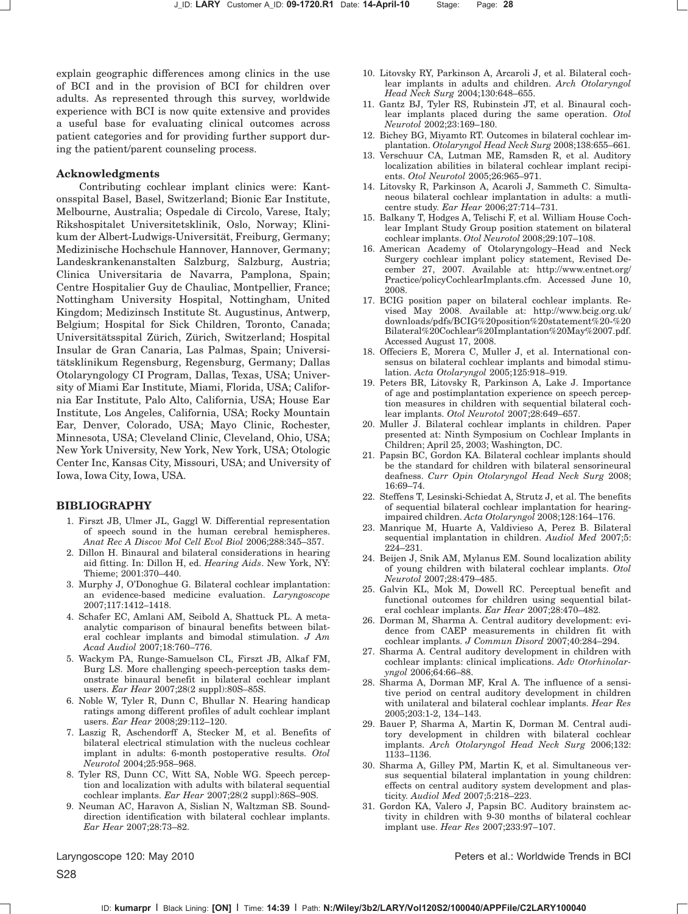explain geographic differences among clinics in the use of BCI and in the provision of BCI for children over adults. As represented through this survey, worldwide experience with BCI is now quite extensive and provides a useful base for evaluating clinical outcomes across patient categories and for providing further support during the patient/parent counseling process.

### Acknowledgments

Contributing cochlear implant clinics were: Kantonsspital Basel, Basel, Switzerland; Bionic Ear Institute, Melbourne, Australia; Ospedale di Circolo, Varese, Italy; Rikshospitalet Universitetsklinik, Oslo, Norway; Klinikum der Albert-Ludwigs-Universität, Freiburg, Germany; Medizinische Hochschule Hannover, Hannover, Germany; Landeskrankenanstalten Salzburg, Salzburg, Austria; Clinica Universitaria de Navarra, Pamplona, Spain; Centre Hospitalier Guy de Chauliac, Montpellier, France; Nottingham University Hospital, Nottingham, United Kingdom; Medizinsch Institute St. Augustinus, Antwerp, Belgium; Hospital for Sick Children, Toronto, Canada; Universitätsspital Zürich, Zürich, Switzerland; Hospital Insular de Gran Canaria, Las Palmas, Spain; Universitätsklinikum Regensburg, Regensburg, Germany; Dallas Otolaryngology CI Program, Dallas, Texas, USA; University of Miami Ear Institute, Miami, Florida, USA; California Ear Institute, Palo Alto, California, USA; House Ear Institute, Los Angeles, California, USA; Rocky Mountain Ear, Denver, Colorado, USA; Mayo Clinic, Rochester, Minnesota, USA; Cleveland Clinic, Cleveland, Ohio, USA; New York University, New York, New York, USA; Otologic Center Inc, Kansas City, Missouri, USA; and University of Iowa, Iowa City, Iowa, USA.

## BIBLIOGRAPHY

1. Firszt JB, Ulmer JL, Gaggl W. Differential representation of speech sound in the human cerebral hemispheres. *Anat Rec A Discov Mol Cell Evol Biol* 2006;288:345–357.
2. Dillon H. Binaural and bilateral considerations in hearing aid fitting. In: Dillon H, ed. *Hearing Aids*. New York, NY: Thieme; 2001:370–440.
3. Murphy J, O'Donoghue G. Bilateral cochlear implantation: an evidence-based medicine evaluation. *Laryngoscope* 2007;117:1412–1418.
4. Schafer EC, Amlani AM, Seibold A, Shattuck PL. A meta-analytic comparison of binaural benefits between bilateral cochlear implants and bimodal stimulation. *J Am Acad Audiol* 2007;18:760–776.
5. Wackym PA, Runge-Samuelson CL, Firszt JB, Alkaf FM, Burg LS. More challenging speech-perception tasks demonstrate binaural benefit in bilateral cochlear implant users. *Ear Hear* 2007;28(2 suppl):80S–85S.
6. Noble W, Tyler R, Dunn C, Bhullar N. Hearing handicap ratings among different profiles of adult cochlear implant users. *Ear Hear* 2008;29:112–120.
7. Laszig R, Aschendorff A, Stecker M, et al. Benefits of bilateral electrical stimulation with the nucleus cochlear implant in adults: 6-month postoperative results. *Otol Neurotol* 2004;25:958–968.
8. Tyler RS, Dunn CC, Witt SA, Noble WG. Speech perception and localization with adults with bilateral sequential cochlear implants. *Ear Hear* 2007;28(2 suppl):86S–90S.
9. Neuman AC, Haravon A, Sislian N, Waltzman SB. Sound-direction identification with bilateral cochlear implants. *Ear Hear* 2007;28:73–82.
10. Litovsky RY, Parkinson A, Arcaroli J, et al. Bilateral cochlear implants in adults and children. *Arch Otolaryngol Head Neck Surg* 2004;130:648–655.
11. Gantz BJ, Tyler RS, Rubinstein JT, et al. Binaural cochlear implants placed during the same operation. *Otol Neurotol* 2002;23:169–180.
12. Bichey BG, Miyamto RT. Outcomes in bilateral cochlear implantation. *Otolaryngol Head Neck Surg* 2008;138:655–661.
13. Verschuur CA, Lutman ME, Ramsden R, et al. Auditory localization abilities in bilateral cochlear implant recipients. *Otol Neurotol* 2005;26:965–971.
14. Litovsky R, Parkinson A, Acaroli J, Sammeth C. Simultaneous bilateral cochlear implantation in adults: a mutlicentre study. *Ear Hear* 2006;27:714–731.
15. Balkany T, Hodges A, Telischi F, et al. William House Cochlear Implant Study Group position statement on bilateral cochlear implants. *Otol Neurotol* 2008;29:107–108.
16. American Academy of Otolaryngology–Head and Neck Surgery cochlear implant policy statement, Revised December 27, 2007. Available at: http://www.entnet.org/Practice/policyCochlearImplants.cfm. Accessed June 10, 2008.
17. BCIG position paper on bilateral cochlear implants. Revised May 2008. Available at: http://www.bcig.org.uk/downloads/pdfs/BCIG%20position%20statement%20-%20Bilateral%20Cochlear%20Implantation%20May%2007.pdf. Accessed August 17, 2008.
18. Offeciers E, Morera C, Muller J, et al. International consensus on bilateral cochlear implants and bimodal stimulation. *Acta Otolaryngol* 2005;125:918–919.
19. Peters BR, Litovsky R, Parkinson A, Lake J. Importance of age and postimplantation experience on speech perception measures in children with sequential bilateral cochlear implants. *Otol Neurotol* 2007;28:649–657.
20. Muller J. Bilateral cochlear implants in children. Paper presented at: Ninth Symposium on Cochlear Implants in Children; April 25, 2003; Washington, DC.
21. Papsin BC, Gordon KA. Bilateral cochlear implants should be the standard for children with bilateral sensorineural deafness. *Curr Opin Otolaryngol Head Neck Surg* 2008;16:69–74.
22. Steffens T, Lesinski-Schiedat A, Strutz J, et al. The benefits of sequential bilateral cochlear implantation for hearing-impaired children. *Acta Otolaryngol* 2008;128:164–176.
23. Manrique M, Huarte A, Valdivieso A, Perez B. Bilateral sequential implantation in children. *Audiol Med* 2007;5:224–231.
24. Beijen J, Snik AM, Mylanus EM. Sound localization ability of young children with bilateral cochlear implants. *Otol Neurotol* 2007;28:479–485.
25. Galvin KL, Mok M, Dowell RC. Perceptual benefit and functional outcomes for children using sequential bilateral cochlear implants. *Ear Hear* 2007;28:470–482.
26. Dorman M, Sharma A. Central auditory development: evidence from CAEP measurements in children fit with cochlear implants. *J Commun Disord* 2007;40:284–294.
27. Sharma A. Central auditory development in children with cochlear implants: clinical implications. *Adv Otorhinolaryngol* 2006;64:66–88.
28. Sharma A, Dorman MF, Kral A. The influence of a sensitive period on central auditory development in children with unilateral and bilateral cochlear implants. *Hear Res* 2005;203:1-2, 134–143.
29. Bauer P, Sharma A, Martin K, Dorman M. Central auditory development in children with bilateral cochlear implants. *Arch Otolaryngol Head Neck Surg* 2006;132:1133–1136.
30. Sharma A, Gilley PM, Martin K, et al. Simultaneous versus sequential bilateral implantation in young children: effects on central auditory system development and plasticity. *Audiol Med* 2007;5:218–223.
31. Gordon KA, Valero J, Papsin BC. Auditory brainstem activity in children with 9-30 months of bilateral cochlear implant use. *Hear Res* 2007;233:97–107.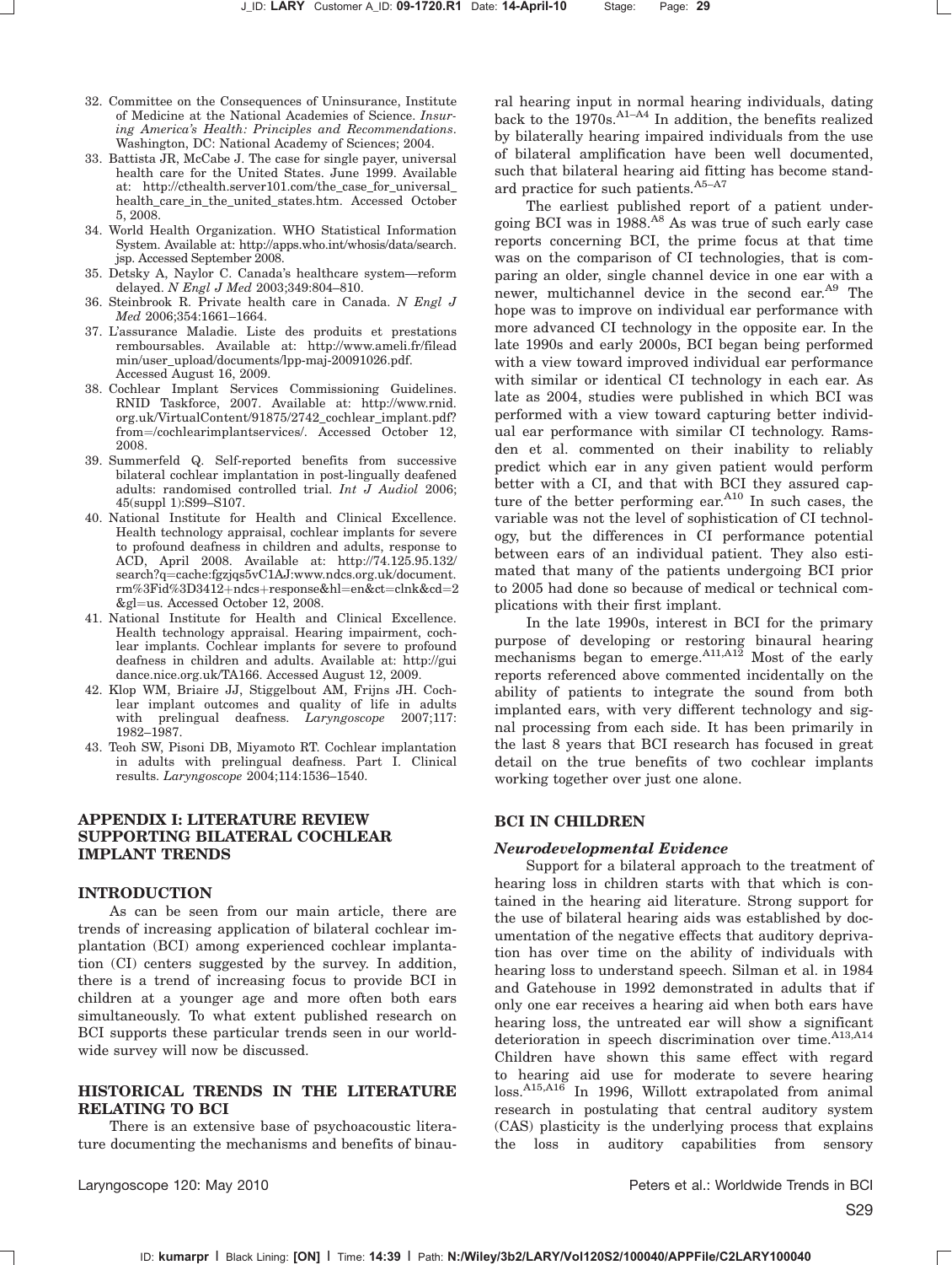32. Committee on the Consequences of Uninsurance, Institute of Medicine at the National Academies of Science. *Insuring America's Health: Principles and Recommendations*. Washington, DC: National Academy of Sciences; 2004.
33. Battista JR, McCabe J. The case for single payer, universal health care for the United States. June 1999. Available at: http://cthealth.server101.com/the_case_for_universal_health_care_in_the_united_states.htm. Accessed October 5, 2008.
34. World Health Organization. WHO Statistical Information System. Available at: http://apps.who.int/whosis/data/search.jsp. Accessed September 2008.
35. Detsky A, Naylor C. Canada's healthcare system—reform delayed. *N Engl J Med* 2003;349:804–810.
36. Steinbrook R. Private health care in Canada. *N Engl J Med* 2006;354:1661–1664.
37. L'assurance Maladie. Liste des produits et prestations remboursables. Available at: http://www.ameli.fr/fileadmin/user_upload/documents/lpp-maj-20091026.pdf. Accessed August 16, 2009.
38. Cochlear Implant Services Commissioning Guidelines. RNID Taskforce, 2007. Available at: http://www.rnid.org.uk/VirtualContent/91875/2742_cochlear_implant.pdf?from=/cochlearimplantservices/. Accessed October 12, 2008.
39. Summerfeld Q. Self-reported benefits from successive bilateral cochlear implantation in post-lingually deafened adults: randomised controlled trial. *Int J Audiol* 2006; 45(suppl 1):S99–S107.
40. National Institute for Health and Clinical Excellence. Health technology appraisal, cochlear implants for severe to profound deafness in children and adults, response to ACD, April 2008. Available at: http://74.125.95.132/search?q=cache:fgzjqs5vC1AJ:www.ndcs.org.uk/document.rm%3Fid%3D3412+ndcs+response&hl=en&ct=clnk&cd=2&gl=us. Accessed October 12, 2008.
41. National Institute for Health and Clinical Excellence. Health technology appraisal. Hearing impairment, cochlear implants. Cochlear implants for severe to profound deafness in children and adults. Available at: http://guidance.nice.org.uk/TA166. Accessed August 12, 2009.
42. Klop WM, Briaire JJ, Stiggelbout AM, Frijns JH. Cochlear implant outcomes and quality of life in adults with prelingual deafness. *Laryngoscope* 2007;117: 1982–1987.
43. Teoh SW, Pisoni DB, Miyamoto RT. Cochlear implantation in adults with prelingual deafness. Part I. Clinical results. *Laryngoscope* 2004;114:1536–1540.

## APPENDIX I: LITERATURE REVIEW SUPPORTING BILATERAL COCHLEAR IMPLANT TRENDS

### INTRODUCTION

As can be seen from our main article, there are trends of increasing application of bilateral cochlear implantation (BCI) among experienced cochlear implantation (CI) centers suggested by the survey. In addition, there is a trend of increasing focus to provide BCI in children at a younger age and more often both ears simultaneously. To what extent published research on BCI supports these particular trends seen in our worldwide survey will now be discussed.

### HISTORICAL TRENDS IN THE LITERATURE RELATING TO BCI

There is an extensive base of psychoacoustic literature documenting the mechanisms and benefits of binaural hearing input in normal hearing individuals, dating back to the 1970s.[A1–A4] In addition, the benefits realized by bilaterally hearing impaired individuals from the use of bilateral amplification have been well documented, such that bilateral hearing aid fitting has become standard practice for such patients.[A5–A7]

The earliest published report of a patient undergoing BCI was in 1988.[A8] As was true of such early case reports concerning BCI, the prime focus at that time was on the comparison of CI technologies, that is comparing an older, single channel device in one ear with a newer, multichannel device in the second ear.[A9] The hope was to improve on individual ear performance with more advanced CI technology in the opposite ear. In the late 1990s and early 2000s, BCI began being performed with a view toward improved individual ear performance with similar or identical CI technology in each ear. As late as 2004, studies were published in which BCI was performed with a view toward capturing better individual ear performance with similar CI technology. Ramsden et al. commented on their inability to reliably predict which ear in any given patient would perform better with a CI, and that with BCI they assured capture of the better performing ear.[A10] In such cases, the variable was not the level of sophistication of CI technology, but the differences in CI performance potential between ears of an individual patient. They also estimated that many of the patients undergoing BCI prior to 2005 had done so because of medical or technical complications with their first implant.

In the late 1990s, interest in BCI for the primary purpose of developing or restoring binaural hearing mechanisms began to emerge.[A11,A12] Most of the early reports referenced above commented incidentally on the ability of patients to integrate the sound from both implanted ears, with very different technology and signal processing from each side. It has been primarily in the last 8 years that BCI research has focused in great detail on the true benefits of two cochlear implants working together over just one alone.

### BCI IN CHILDREN

#### *Neurodevelopmental Evidence*

Support for a bilateral approach to the treatment of hearing loss in children starts with that which is contained in the hearing aid literature. Strong support for the use of bilateral hearing aids was established by documentation of the negative effects that auditory deprivation has over time on the ability of individuals with hearing loss to understand speech. Silman et al. in 1984 and Gatehouse in 1992 demonstrated in adults that if only one ear receives a hearing aid when both ears have hearing loss, the untreated ear will show a significant deterioration in speech discrimination over time.[A13,A14] Children have shown this same effect with regard to hearing aid use for moderate to severe hearing loss.[A15,A16] In 1996, Willott extrapolated from animal research in postulating that central auditory system (CAS) plasticity is the underlying process that explains the loss in auditory capabilities from sensory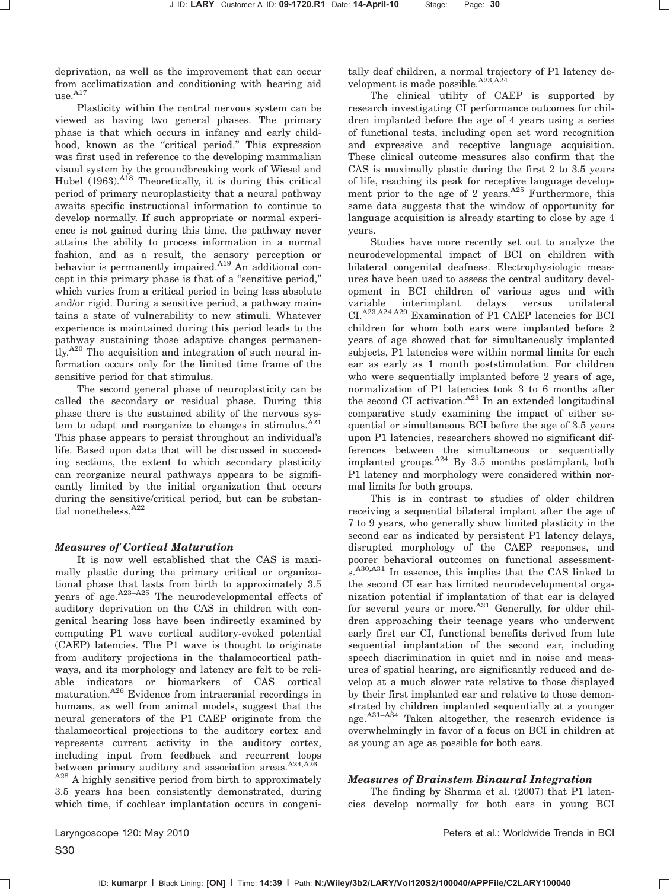deprivation, as well as the improvement that can occur from acclimatization and conditioning with hearing aid use.[A17]

Plasticity within the central nervous system can be viewed as having two general phases. The primary phase is that which occurs in infancy and early childhood, known as the "critical period." This expression was first used in reference to the developing mammalian visual system by the groundbreaking work of Wiesel and Hubel (1963).[A18] Theoretically, it is during this critical period of primary neuroplasticity that a neural pathway awaits specific instructional information to continue to develop normally. If such appropriate or normal experience is not gained during this time, the pathway never attains the ability to process information in a normal fashion, and as a result, the sensory perception or behavior is permanently impaired.[A19] An additional concept in this primary phase is that of a "sensitive period," which varies from a critical period in being less absolute and/or rigid. During a sensitive period, a pathway maintains a state of vulnerability to new stimuli. Whatever experience is maintained during this period leads to the pathway sustaining those adaptive changes permanently.[A20] The acquisition and integration of such neural information occurs only for the limited time frame of the sensitive period for that stimulus.

The second general phase of neuroplasticity can be called the secondary or residual phase. During this phase there is the sustained ability of the nervous system to adapt and reorganize to changes in stimulus.[A21] This phase appears to persist throughout an individual's life. Based upon data that will be discussed in succeeding sections, the extent to which secondary plasticity can reorganize neural pathways appears to be significantly limited by the initial organization that occurs during the sensitive/critical period, but can be substantial nonetheless.[A22]

### *Measures of Cortical Maturation*

It is now well established that the CAS is maximally plastic during the primary critical or organizational phase that lasts from birth to approximately 3.5 years of age.[A23–A25] The neurodevelopmental effects of auditory deprivation on the CAS in children with congenital hearing loss have been indirectly examined by computing P1 wave cortical auditory-evoked potential (CAEP) latencies. The P1 wave is thought to originate from auditory projections in the thalamocortical pathways, and its morphology and latency are felt to be reliable indicators or biomarkers of CAS cortical maturation.[A26] Evidence from intracranial recordings in humans, as well from animal models, suggest that the neural generators of the P1 CAEP originate from the thalamocortical projections to the auditory cortex and represents current activity in the auditory cortex, including input from feedback and recurrent loops between primary auditory and association areas.[A24,A26–A28] A highly sensitive period from birth to approximately 3.5 years has been consistently demonstrated, during which time, if cochlear implantation occurs in congenitally deaf children, a normal trajectory of P1 latency development is made possible.[A23,A24]

The clinical utility of CAEP is supported by research investigating CI performance outcomes for children implanted before the age of 4 years using a series of functional tests, including open set word recognition and expressive and receptive language acquisition. These clinical outcome measures also confirm that the CAS is maximally plastic during the first 2 to 3.5 years of life, reaching its peak for receptive language development prior to the age of 2 years.[A25] Furthermore, this same data suggests that the window of opportunity for language acquisition is already starting to close by age 4 years.

Studies have more recently set out to analyze the neurodevelopmental impact of BCI on children with bilateral congenital deafness. Electrophysiologic measures have been used to assess the central auditory development in BCI children of various ages and with variable interimplant delays versus unilateral CI.[A23,A24,A29] Examination of P1 CAEP latencies for BCI children for whom both ears were implanted before 2 years of age showed that for simultaneously implanted subjects, P1 latencies were within normal limits for each ear as early as 1 month poststimulation. For children who were sequentially implanted before 2 years of age, normalization of P1 latencies took 3 to 6 months after the second CI activation.[A23] In an extended longitudinal comparative study examining the impact of either sequential or simultaneous BCI before the age of 3.5 years upon P1 latencies, researchers showed no significant differences between the simultaneous or sequentially implanted groups.[A24] By 3.5 months postimplant, both P1 latency and morphology were considered within normal limits for both groups.

This is in contrast to studies of older children receiving a sequential bilateral implant after the age of 7 to 9 years, who generally show limited plasticity in the second ear as indicated by persistent P1 latency delays, disrupted morphology of the CAEP responses, and poorer behavioral outcomes on functional assessments.[A30,A31] In essence, this implies that the CAS linked to the second CI ear has limited neurodevelopmental organization potential if implantation of that ear is delayed for several years or more.[A31] Generally, for older children approaching their teenage years who underwent early first ear CI, functional benefits derived from late sequential implantation of the second ear, including speech discrimination in quiet and in noise and measures of spatial hearing, are significantly reduced and develop at a much slower rate relative to those displayed by their first implanted ear and relative to those demonstrated by children implanted sequentially at a younger age.[A31–A34] Taken altogether, the research evidence is overwhelmingly in favor of a focus on BCI in children at as young an age as possible for both ears.

### *Measures of Brainstem Binaural Integration*

The finding by Sharma et al. (2007) that P1 latencies develop normally for both ears in young BCI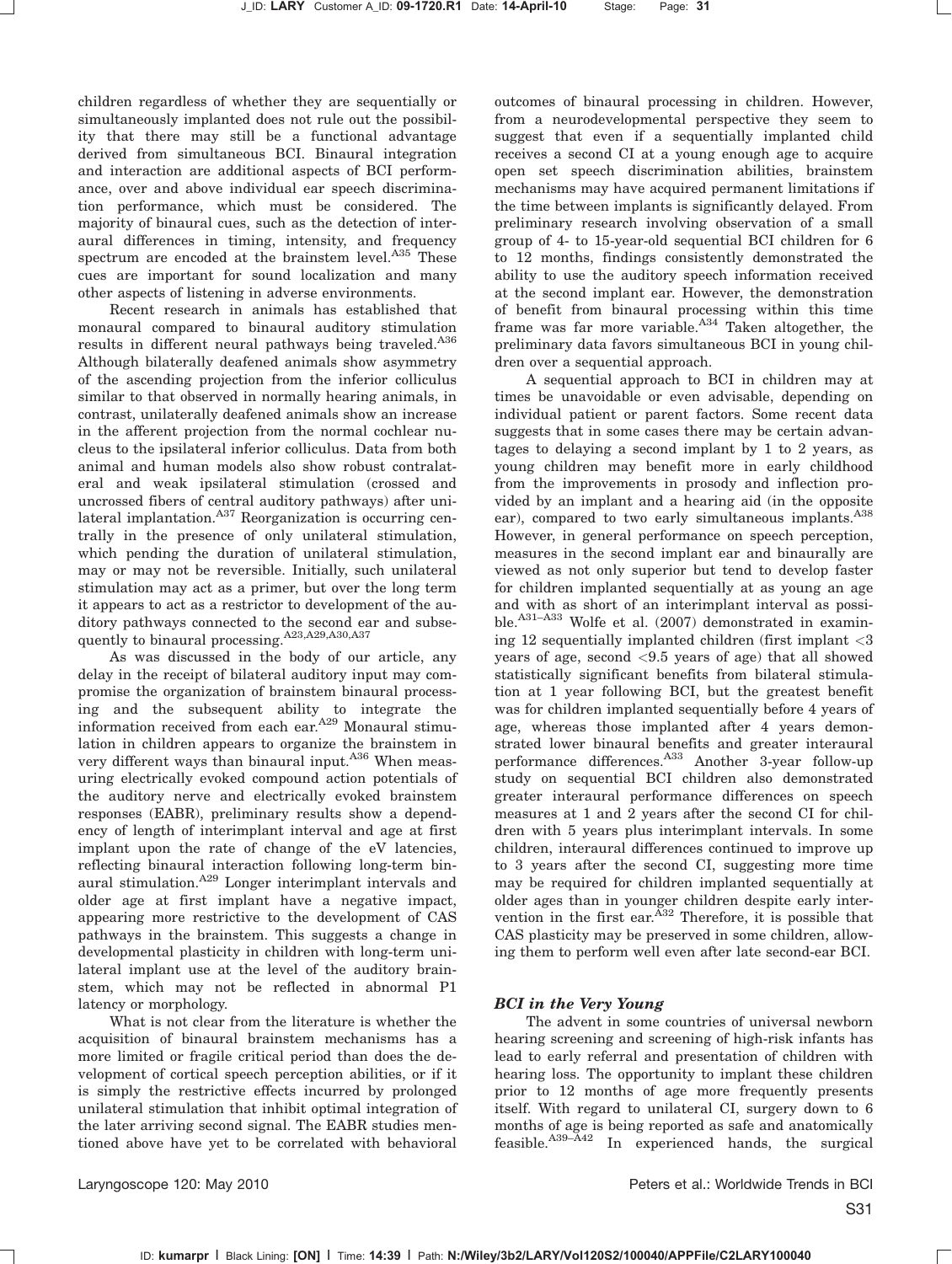children regardless of whether they are sequentially or simultaneously implanted does not rule out the possibility that there may still be a functional advantage derived from simultaneous BCI. Binaural integration and interaction are additional aspects of BCI performance, over and above individual ear speech discrimination performance, which must be considered. The majority of binaural cues, such as the detection of interaural differences in timing, intensity, and frequency spectrum are encoded at the brainstem level.[A35] These cues are important for sound localization and many other aspects of listening in adverse environments.

Recent research in animals has established that monaural compared to binaural auditory stimulation results in different neural pathways being traveled.[A36] Although bilaterally deafened animals show asymmetry of the ascending projection from the inferior colliculus similar to that observed in normally hearing animals, in contrast, unilaterally deafened animals show an increase in the afferent projection from the normal cochlear nucleus to the ipsilateral inferior colliculus. Data from both animal and human models also show robust contralateral and weak ipsilateral stimulation (crossed and uncrossed fibers of central auditory pathways) after unilateral implantation.[A37] Reorganization is occurring centrally in the presence of only unilateral stimulation, which pending the duration of unilateral stimulation, may or may not be reversible. Initially, such unilateral stimulation may act as a primer, but over the long term it appears to act as a restrictor to development of the auditory pathways connected to the second ear and subsequently to binaural processing.[A23,A29,A30,A37]

As was discussed in the body of our article, any delay in the receipt of bilateral auditory input may compromise the organization of brainstem binaural processing and the subsequent ability to integrate the information received from each ear.[A29] Monaural stimulation in children appears to organize the brainstem in very different ways than binaural input.[A36] When measuring electrically evoked compound action potentials of the auditory nerve and electrically evoked brainstem responses (EABR), preliminary results show a dependency of length of interimplant interval and age at first implant upon the rate of change of the eV latencies, reflecting binaural interaction following long-term binaural stimulation.[A29] Longer interimplant intervals and older age at first implant have a negative impact, appearing more restrictive to the development of CAS pathways in the brainstem. This suggests a change in developmental plasticity in children with long-term unilateral implant use at the level of the auditory brainstem, which may not be reflected in abnormal P1 latency or morphology.

What is not clear from the literature is whether the acquisition of binaural brainstem mechanisms has a more limited or fragile critical period than does the development of cortical speech perception abilities, or if it is simply the restrictive effects incurred by prolonged unilateral stimulation that inhibit optimal integration of the later arriving second signal. The EABR studies mentioned above have yet to be correlated with behavioral outcomes of binaural processing in children. However, from a neurodevelopmental perspective they seem to suggest that even if a sequentially implanted child receives a second CI at a young enough age to acquire open set speech discrimination abilities, brainstem mechanisms may have acquired permanent limitations if the time between implants is significantly delayed. From preliminary research involving observation of a small group of 4- to 15-year-old sequential BCI children for 6 to 12 months, findings consistently demonstrated the ability to use the auditory speech information received at the second implant ear. However, the demonstration of benefit from binaural processing within this time frame was far more variable.[A34] Taken altogether, the preliminary data favors simultaneous BCI in young children over a sequential approach.

A sequential approach to BCI in children may at times be unavoidable or even advisable, depending on individual patient or parent factors. Some recent data suggests that in some cases there may be certain advantages to delaying a second implant by 1 to 2 years, as young children may benefit more in early childhood from the improvements in prosody and inflection provided by an implant and a hearing aid (in the opposite ear), compared to two early simultaneous implants.[A38] However, in general performance on speech perception, measures in the second implant ear and binaurally are viewed as not only superior but tend to develop faster for children implanted sequentially at as young an age and with as short of an interimplant interval as possible.[A31–A33] Wolfe et al. (2007) demonstrated in examining 12 sequentially implanted children (first implant <3 years of age, second <9.5 years of age) that all showed statistically significant benefits from bilateral stimulation at 1 year following BCI, but the greatest benefit was for children implanted sequentially before 4 years of age, whereas those implanted after 4 years demonstrated lower binaural benefits and greater interaural performance differences.[A33] Another 3-year follow-up study on sequential BCI children also demonstrated greater interaural performance differences on speech measures at 1 and 2 years after the second CI for children with 5 years plus interimplant intervals. In some children, interaural differences continued to improve up to 3 years after the second CI, suggesting more time may be required for children implanted sequentially at older ages than in younger children despite early intervention in the first ear.[A32] Therefore, it is possible that CAS plasticity may be preserved in some children, allowing them to perform well even after late second-ear BCI.

### *BCI in the Very Young*

The advent in some countries of universal newborn hearing screening and screening of high-risk infants has lead to early referral and presentation of children with hearing loss. The opportunity to implant these children prior to 12 months of age more frequently presents itself. With regard to unilateral CI, surgery down to 6 months of age is being reported as safe and anatomically feasible.[A39–A42] In experienced hands, the surgical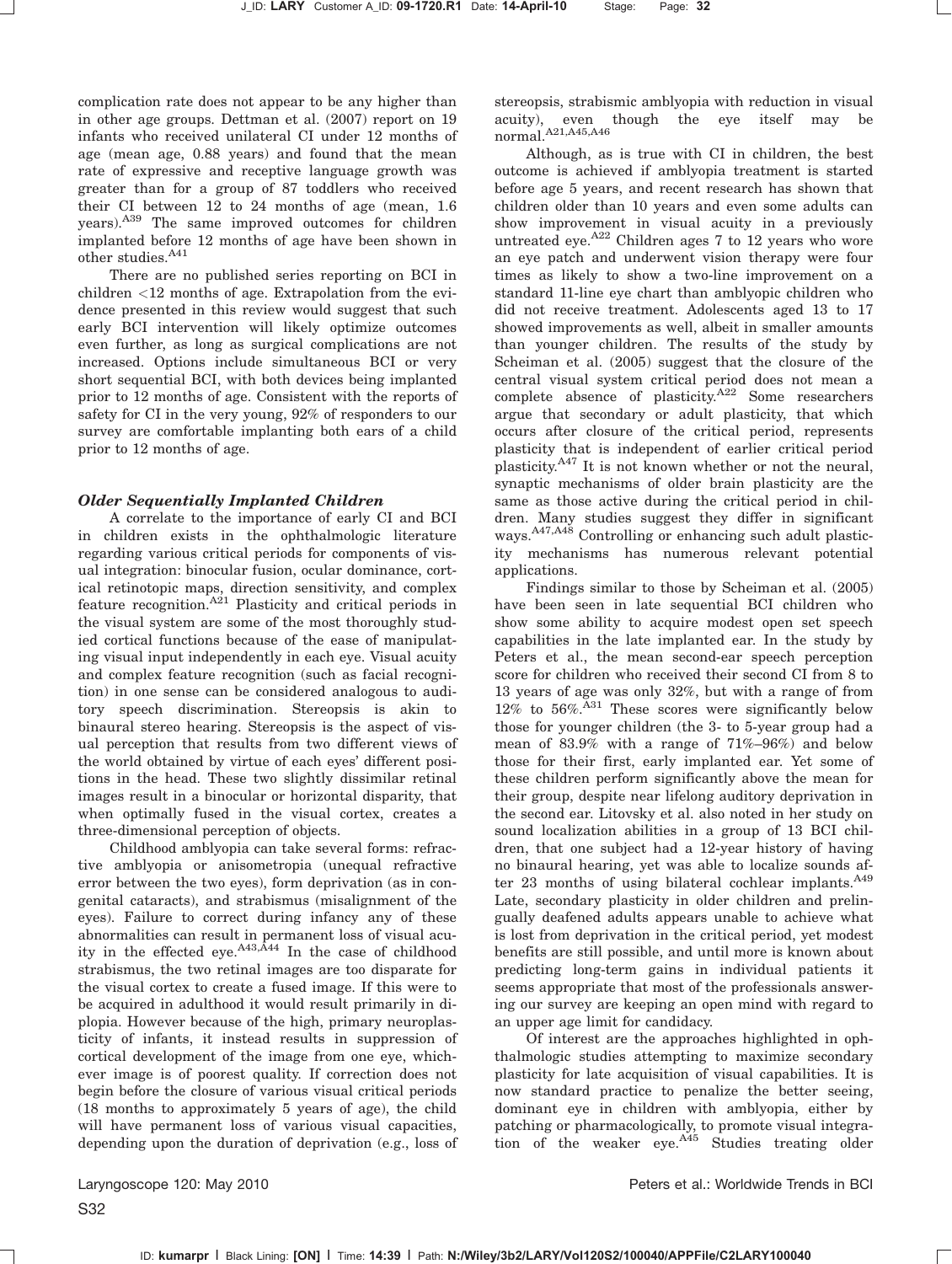complication rate does not appear to be any higher than in other age groups. Dettman et al. (2007) report on 19 infants who received unilateral CI under 12 months of age (mean age, 0.88 years) and found that the mean rate of expressive and receptive language growth was greater than for a group of 87 toddlers who received their CI between 12 to 24 months of age (mean, 1.6 years).[A39] The same improved outcomes for children implanted before 12 months of age have been shown in other studies.[A41]

There are no published series reporting on BCI in children <12 months of age. Extrapolation from the evidence presented in this review would suggest that such early BCI intervention will likely optimize outcomes even further, as long as surgical complications are not increased. Options include simultaneous BCI or very short sequential BCI, with both devices being implanted prior to 12 months of age. Consistent with the reports of safety for CI in the very young, 92% of responders to our survey are comfortable implanting both ears of a child prior to 12 months of age.

### *Older Sequentially Implanted Children*

A correlate to the importance of early CI and BCI in children exists in the ophthalmologic literature regarding various critical periods for components of visual integration: binocular fusion, ocular dominance, cortical retinotopic maps, direction sensitivity, and complex feature recognition.[A21] Plasticity and critical periods in the visual system are some of the most thoroughly studied cortical functions because of the ease of manipulating visual input independently in each eye. Visual acuity and complex feature recognition (such as facial recognition) in one sense can be considered analogous to auditory speech discrimination. Stereopsis is akin to binaural stereo hearing. Stereopsis is the aspect of visual perception that results from two different views of the world obtained by virtue of each eyes' different positions in the head. These two slightly dissimilar retinal images result in a binocular or horizontal disparity, that when optimally fused in the visual cortex, creates a three-dimensional perception of objects.

Childhood amblyopia can take several forms: refractive amblyopia or anisometropia (unequal refractive error between the two eyes), form deprivation (as in congenital cataracts), and strabismus (misalignment of the eyes). Failure to correct during infancy any of these abnormalities can result in permanent loss of visual acuity in the effected eye.[A43,A44] In the case of childhood strabismus, the two retinal images are too disparate for the visual cortex to create a fused image. If this were to be acquired in adulthood it would result primarily in diplopia. However because of the high, primary neuroplasticity of infants, it instead results in suppression of cortical development of the image from one eye, whichever image is of poorest quality. If correction does not begin before the closure of various visual critical periods (18 months to approximately 5 years of age), the child will have permanent loss of various visual capacities, depending upon the duration of deprivation (e.g., loss of stereopsis, strabismic amblyopia with reduction in visual acuity), even though the eye itself may be normal.[A21,A45,A46]

Although, as is true with CI in children, the best outcome is achieved if amblyopia treatment is started before age 5 years, and recent research has shown that children older than 10 years and even some adults can show improvement in visual acuity in a previously untreated eye.[A22] Children ages 7 to 12 years who wore an eye patch and underwent vision therapy were four times as likely to show a two-line improvement on a standard 11-line eye chart than amblyopic children who did not receive treatment. Adolescents aged 13 to 17 showed improvements as well, albeit in smaller amounts than younger children. The results of the study by Scheiman et al. (2005) suggest that the closure of the central visual system critical period does not mean a complete absence of plasticity.[A22] Some researchers argue that secondary or adult plasticity, that which occurs after closure of the critical period, represents plasticity that is independent of earlier critical period plasticity.[A47] It is not known whether or not the neural, synaptic mechanisms of older brain plasticity are the same as those active during the critical period in children. Many studies suggest they differ in significant ways.[A47,A48] Controlling or enhancing such adult plasticity mechanisms has numerous relevant potential applications.

Findings similar to those by Scheiman et al. (2005) have been seen in late sequential BCI children who show some ability to acquire modest open set speech capabilities in the late implanted ear. In the study by Peters et al., the mean second-ear speech perception score for children who received their second CI from 8 to 13 years of age was only 32%, but with a range of from 12% to 56%.[A31] These scores were significantly below those for younger children (the 3- to 5-year group had a mean of 83.9% with a range of 71%–96%) and below those for their first, early implanted ear. Yet some of these children perform significantly above the mean for their group, despite near lifelong auditory deprivation in the second ear. Litovsky et al. also noted in her study on sound localization abilities in a group of 13 BCI children, that one subject had a 12-year history of having no binaural hearing, yet was able to localize sounds after 23 months of using bilateral cochlear implants.[A49] Late, secondary plasticity in older children and prelingually deafened adults appears unable to achieve what is lost from deprivation in the critical period, yet modest benefits are still possible, and until more is known about predicting long-term gains in individual patients it seems appropriate that most of the professionals answering our survey are keeping an open mind with regard to an upper age limit for candidacy.

Of interest are the approaches highlighted in ophthalmologic studies attempting to maximize secondary plasticity for late acquisition of visual capabilities. It is now standard practice to penalize the better seeing, dominant eye in children with amblyopia, either by patching or pharmacologically, to promote visual integration of the weaker eye.[A45] Studies treating older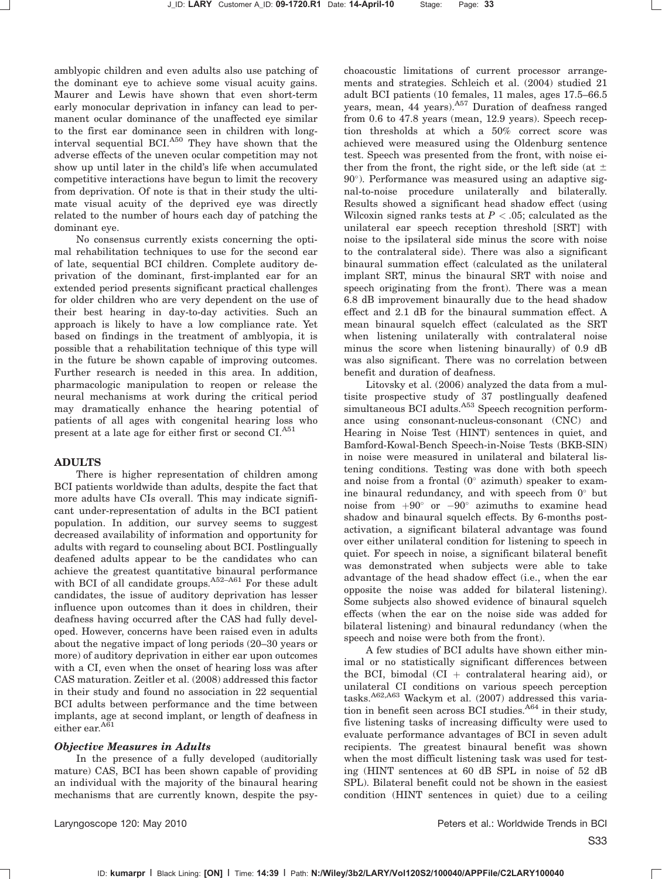amblyopic children and even adults also use patching of the dominant eye to achieve some visual acuity gains. Maurer and Lewis have shown that even short-term early monocular deprivation in infancy can lead to permanent ocular dominance of the unaffected eye similar to the first ear dominance seen in children with long-interval sequential BCI.[A50] They have shown that the adverse effects of the uneven ocular competition may not show up until later in the child's life when accumulated competitive interactions have begun to limit the recovery from deprivation. Of note is that in their study the ultimate visual acuity of the deprived eye was directly related to the number of hours each day of patching the dominant eye.

No consensus currently exists concerning the optimal rehabilitation techniques to use for the second ear of late, sequential BCI children. Complete auditory deprivation of the dominant, first-implanted ear for an extended period presents significant practical challenges for older children who are very dependent on the use of their best hearing in day-to-day activities. Such an approach is likely to have a low compliance rate. Yet based on findings in the treatment of amblyopia, it is possible that a rehabilitation technique of this type will in the future be shown capable of improving outcomes. Further research is needed in this area. In addition, pharmacologic manipulation to reopen or release the neural mechanisms at work during the critical period may dramatically enhance the hearing potential of patients of all ages with congenital hearing loss who present at a late age for either first or second CI.[A51]

## ADULTS

There is higher representation of children among BCI patients worldwide than adults, despite the fact that more adults have CIs overall. This may indicate significant under-representation of adults in the BCI patient population. In addition, our survey seems to suggest decreased availability of information and opportunity for adults with regard to counseling about BCI. Postlingually deafened adults appear to be the candidates who can achieve the greatest quantitative binaural performance with BCI of all candidate groups.[A52–A61] For these adult candidates, the issue of auditory deprivation has lesser influence upon outcomes than it does in children, their deafness having occurred after the CAS had fully developed. However, concerns have been raised even in adults about the negative impact of long periods (20–30 years or more) of auditory deprivation in either ear upon outcomes with a CI, even when the onset of hearing loss was after CAS maturation. Zeitler et al. (2008) addressed this factor in their study and found no association in 22 sequential BCI adults between performance and the time between implants, age at second implant, or length of deafness in either ear.[A61]

### *Objective Measures in Adults*

In the presence of a fully developed (auditorially mature) CAS, BCI has been shown capable of providing an individual with the majority of the binaural hearing mechanisms that are currently known, despite the psychoacoustic limitations of current processor arrangements and strategies. Schleich et al. (2004) studied 21 adult BCI patients (10 females, 11 males, ages 17.5–66.5 years, mean, 44 years).[A57] Duration of deafness ranged from 0.6 to 47.8 years (mean, 12.9 years). Speech reception thresholds at which a 50% correct score was achieved were measured using the Oldenburg sentence test. Speech was presented from the front, with noise either from the front, the right side, or the left side (at $\pm 90^{\circ}$). Performance was measured using an adaptive signal-to-noise procedure unilaterally and bilaterally. Results showed a significant head shadow effect (using Wilcoxin signed ranks tests at $P < .05$; calculated as the unilateral ear speech reception threshold [SRT] with noise to the ipsilateral side minus the score with noise to the contralateral side). There was also a significant binaural summation effect (calculated as the unilateral implant SRT, minus the binaural SRT with noise and speech originating from the front). There was a mean 6.8 dB improvement binaurally due to the head shadow effect and 2.1 dB for the binaural summation effect. A mean binaural squelch effect (calculated as the SRT when listening unilaterally with contralateral noise minus the score when listening binaurally) of 0.9 dB was also significant. There was no correlation between benefit and duration of deafness.

Litovsky et al. (2006) analyzed the data from a multisite prospective study of 37 postlingually deafened simultaneous BCI adults.[A53] Speech recognition performance using consonant-nucleus-consonant (CNC) and Hearing in Noise Test (HINT) sentences in quiet, and Bamford-Kowal-Bench Speech-in-Noise Tests (BKB-SIN) in noise were measured in unilateral and bilateral listening conditions. Testing was done with both speech and noise from a frontal ($0^{\circ}$ azimuth) speaker to examine binaural redundancy, and with speech from $0^{\circ}$ but noise from $+90^{\circ}$ or $-90^{\circ}$ azimuths to examine head shadow and binaural squelch effects. By 6-months post-activation, a significant bilateral advantage was found over either unilateral condition for listening to speech in quiet. For speech in noise, a significant bilateral benefit was demonstrated when subjects were able to take advantage of the head shadow effect (i.e., when the ear opposite the noise was added for bilateral listening). Some subjects also showed evidence of binaural squelch effects (when the ear on the noise side was added for bilateral listening) and binaural redundancy (when the speech and noise were both from the front).

A few studies of BCI adults have shown either minimal or no statistically significant differences between the BCI, bimodal (CI + contralateral hearing aid), or unilateral CI conditions on various speech perception tasks.[A62,A63] Wackym et al. (2007) addressed this variation in benefit seen across BCI studies.[A64] in their study, five listening tasks of increasing difficulty were used to evaluate performance advantages of BCI in seven adult recipients. The greatest binaural benefit was shown when the most difficult listening task was used for testing (HINT sentences at 60 dB SPL in noise of 52 dB SPL). Bilateral benefit could not be shown in the easiest condition (HINT sentences in quiet) due to a ceiling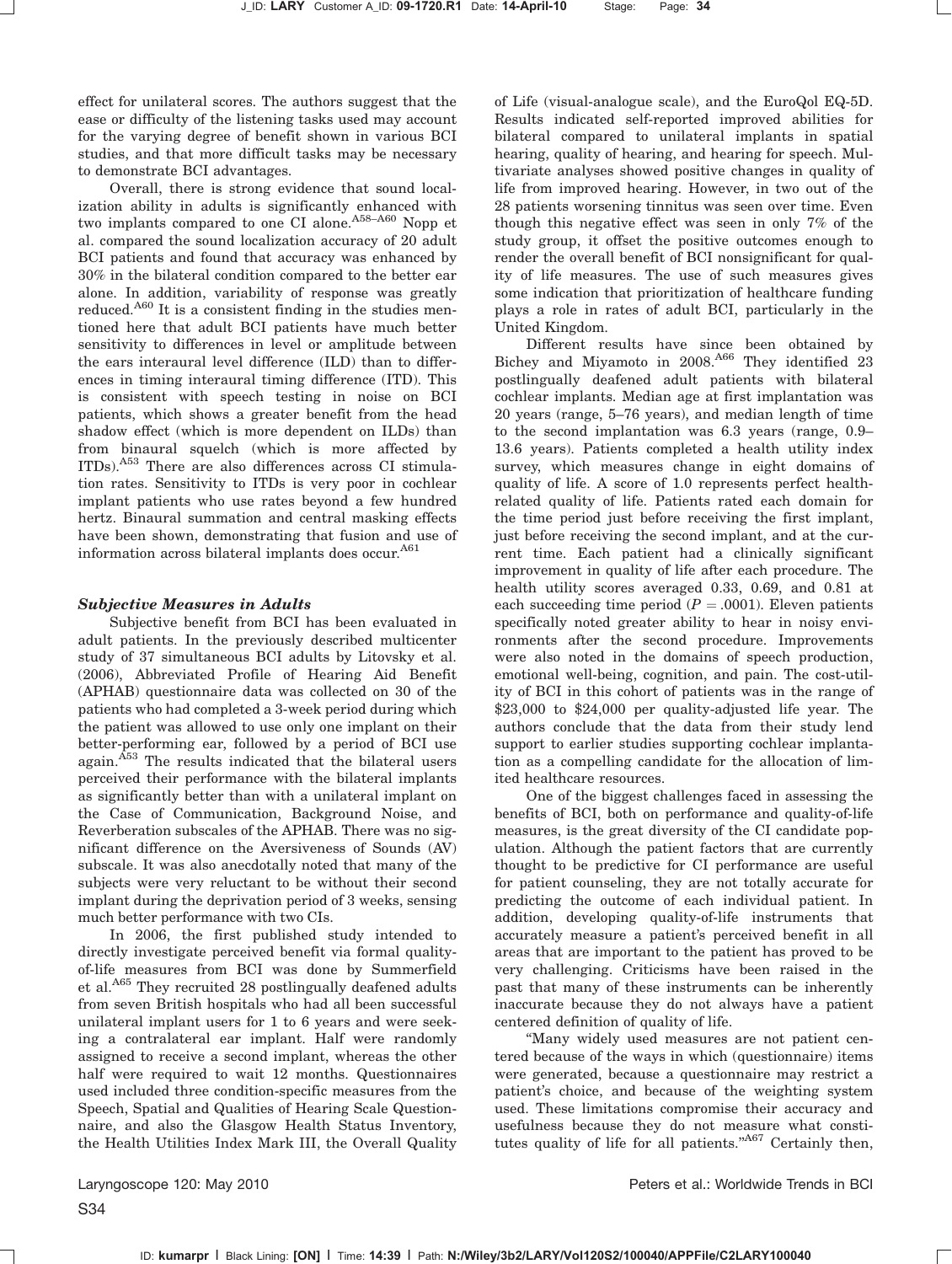effect for unilateral scores. The authors suggest that the ease or difficulty of the listening tasks used may account for the varying degree of benefit shown in various BCI studies, and that more difficult tasks may be necessary to demonstrate BCI advantages.

Overall, there is strong evidence that sound localization ability in adults is significantly enhanced with two implants compared to one CI alone.[A58–A60] Nopp et al. compared the sound localization accuracy of 20 adult BCI patients and found that accuracy was enhanced by 30% in the bilateral condition compared to the better ear alone. In addition, variability of response was greatly reduced.[A60] It is a consistent finding in the studies mentioned here that adult BCI patients have much better sensitivity to differences in level or amplitude between the ears interaural level difference (ILD) than to differences in timing interaural timing difference (ITD). This is consistent with speech testing in noise on BCI patients, which shows a greater benefit from the head shadow effect (which is more dependent on ILDs) than from binaural squelch (which is more affected by ITDs).[A53] There are also differences across CI stimulation rates. Sensitivity to ITDs is very poor in cochlear implant patients who use rates beyond a few hundred hertz. Binaural summation and central masking effects have been shown, demonstrating that fusion and use of information across bilateral implants does occur.[A61]

### *Subjective Measures in Adults*

Subjective benefit from BCI has been evaluated in adult patients. In the previously described multicenter study of 37 simultaneous BCI adults by Litovsky et al. (2006), Abbreviated Profile of Hearing Aid Benefit (APHAB) questionnaire data was collected on 30 of the patients who had completed a 3-week period during which the patient was allowed to use only one implant on their better-performing ear, followed by a period of BCI use again.[A53] The results indicated that the bilateral users perceived their performance with the bilateral implants as significantly better than with a unilateral implant on the Case of Communication, Background Noise, and Reverberation subscales of the APHAB. There was no significant difference on the Aversiveness of Sounds (AV) subscale. It was also anecdotally noted that many of the subjects were very reluctant to be without their second implant during the deprivation period of 3 weeks, sensing much better performance with two CIs.

In 2006, the first published study intended to directly investigate perceived benefit via formal quality-of-life measures from BCI was done by Summerfield et al.[A65] They recruited 28 postlingually deafened adults from seven British hospitals who had all been successful unilateral implant users for 1 to 6 years and were seeking a contralateral ear implant. Half were randomly assigned to receive a second implant, whereas the other half were required to wait 12 months. Questionnaires used included three condition-specific measures from the Speech, Spatial and Qualities of Hearing Scale Questionnaire, and also the Glasgow Health Status Inventory, the Health Utilities Index Mark III, the Overall Quality of Life (visual-analogue scale), and the EuroQol EQ-5D. Results indicated self-reported improved abilities for bilateral compared to unilateral implants in spatial hearing, quality of hearing, and hearing for speech. Multivariate analyses showed positive changes in quality of life from improved hearing. However, in two out of the 28 patients worsening tinnitus was seen over time. Even though this negative effect was seen in only 7% of the study group, it offset the positive outcomes enough to render the overall benefit of BCI nonsignificant for quality of life measures. The use of such measures gives some indication that prioritization of healthcare funding plays a role in rates of adult BCI, particularly in the United Kingdom.

Different results have since been obtained by Bichey and Miyamoto in 2008.[A66] They identified 23 postlingually deafened adult patients with bilateral cochlear implants. Median age at first implantation was 20 years (range, 5–76 years), and median length of time to the second implantation was 6.3 years (range, 0.9–13.6 years). Patients completed a health utility index survey, which measures change in eight domains of quality of life. A score of 1.0 represents perfect health-related quality of life. Patients rated each domain for the time period just before receiving the first implant, just before receiving the second implant, and at the current time. Each patient had a clinically significant improvement in quality of life after each procedure. The health utility scores averaged 0.33, 0.69, and 0.81 at each succeeding time period ($P = .0001$). Eleven patients specifically noted greater ability to hear in noisy environments after the second procedure. Improvements were also noted in the domains of speech production, emotional well-being, cognition, and pain. The cost-utility of BCI in this cohort of patients was in the range of \$23,000 to \$24,000 per quality-adjusted life year. The authors conclude that the data from their study lend support to earlier studies supporting cochlear implantation as a compelling candidate for the allocation of limited healthcare resources.

One of the biggest challenges faced in assessing the benefits of BCI, both on performance and quality-of-life measures, is the great diversity of the CI candidate population. Although the patient factors that are currently thought to be predictive for CI performance are useful for patient counseling, they are not totally accurate for predicting the outcome of each individual patient. In addition, developing quality-of-life instruments that accurately measure a patient's perceived benefit in all areas that are important to the patient has proved to be very challenging. Criticisms have been raised in the past that many of these instruments can be inherently inaccurate because they do not always have a patient centered definition of quality of life.

"Many widely used measures are not patient centered because of the ways in which (questionnaire) items were generated, because a questionnaire may restrict a patient's choice, and because of the weighting system used. These limitations compromise their accuracy and usefulness because they do not measure what constitutes quality of life for all patients."[A67] Certainly then,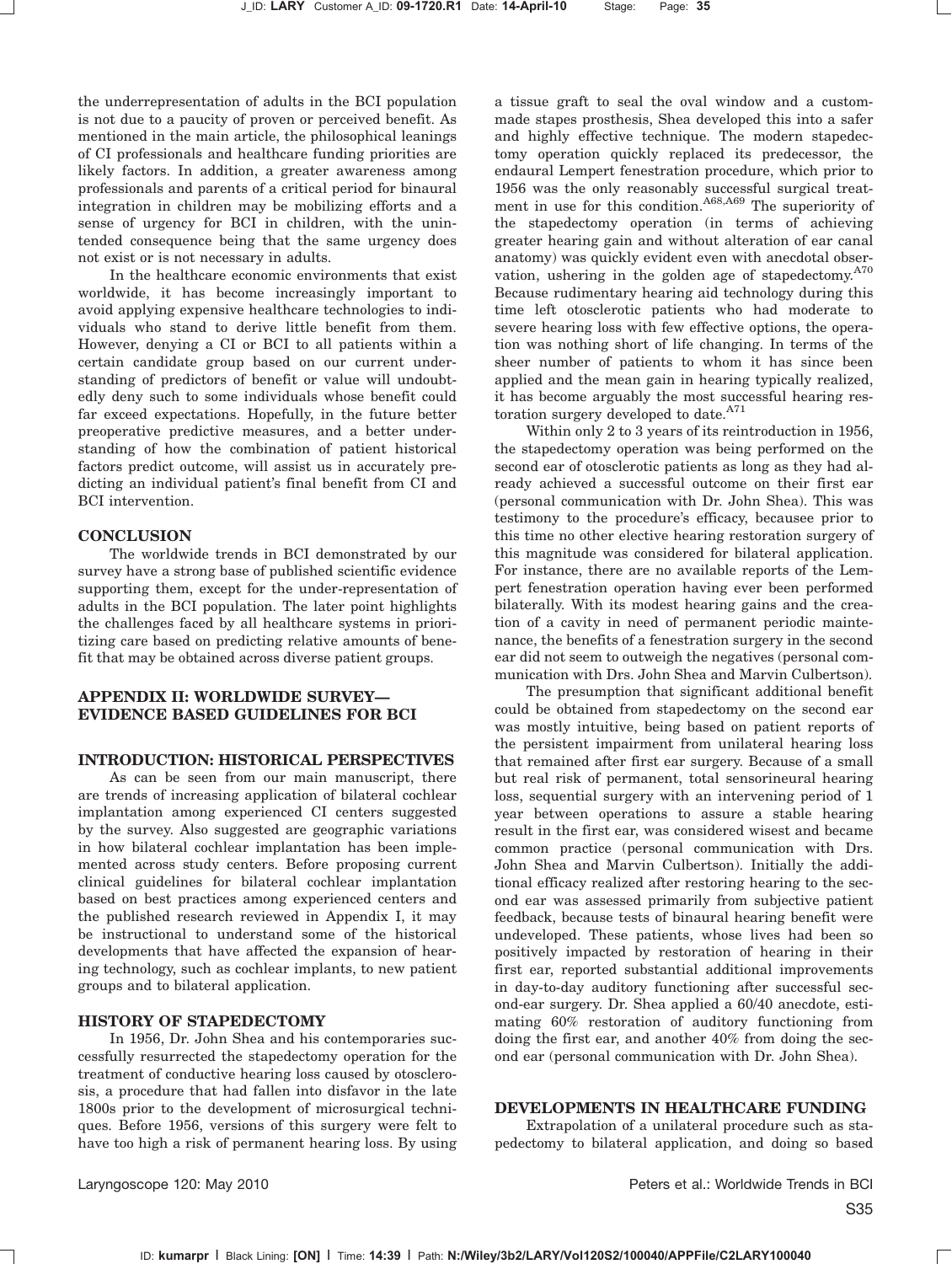the underrepresentation of adults in the BCI population is not due to a paucity of proven or perceived benefit. As mentioned in the main article, the philosophical leanings of CI professionals and healthcare funding priorities are likely factors. In addition, a greater awareness among professionals and parents of a critical period for binaural integration in children may be mobilizing efforts and a sense of urgency for BCI in children, with the unintended consequence being that the same urgency does not exist or is not necessary in adults.

In the healthcare economic environments that exist worldwide, it has become increasingly important to avoid applying expensive healthcare technologies to individuals who stand to derive little benefit from them. However, denying a CI or BCI to all patients within a certain candidate group based on our current understanding of predictors of benefit or value will undoubtedly deny such to some individuals whose benefit could far exceed expectations. Hopefully, in the future better preoperative predictive measures, and a better understanding of how the combination of patient historical factors predict outcome, will assist us in accurately predicting an individual patient's final benefit from CI and BCI intervention.

## CONCLUSION

The worldwide trends in BCI demonstrated by our survey have a strong base of published scientific evidence supporting them, except for the under-representation of adults in the BCI population. The later point highlights the challenges faced by all healthcare systems in prioritizing care based on predicting relative amounts of benefit that may be obtained across diverse patient groups.

## APPENDIX II: WORLDWIDE SURVEY—EVIDENCE BASED GUIDELINES FOR BCI

## INTRODUCTION: HISTORICAL PERSPECTIVES

As can be seen from our main manuscript, there are trends of increasing application of bilateral cochlear implantation among experienced CI centers suggested by the survey. Also suggested are geographic variations in how bilateral cochlear implantation has been implemented across study centers. Before proposing current clinical guidelines for bilateral cochlear implantation based on best practices among experienced centers and the published research reviewed in Appendix I, it may be instructional to understand some of the historical developments that have affected the expansion of hearing technology, such as cochlear implants, to new patient groups and to bilateral application.

## HISTORY OF STAPEDECTOMY

In 1956, Dr. John Shea and his contemporaries successfully resurrected the stapedectomy operation for the treatment of conductive hearing loss caused by otosclerosis, a procedure that had fallen into disfavor in the late 1800s prior to the development of microsurgical techniques. Before 1956, versions of this surgery were felt to have too high a risk of permanent hearing loss. By using a tissue graft to seal the oval window and a custom-made stapes prosthesis, Shea developed this into a safer and highly effective technique. The modern stapedectomy operation quickly replaced its predecessor, the endaural Lempert fenestration procedure, which prior to 1956 was the only reasonably successful surgical treatment in use for this condition.[A68,A69] The superiority of the stapedectomy operation (in terms of achieving greater hearing gain and without alteration of ear canal anatomy) was quickly evident even with anecdotal observation, ushering in the golden age of stapedectomy.[A70] Because rudimentary hearing aid technology during this time left otosclerotic patients who had moderate to severe hearing loss with few effective options, the operation was nothing short of life changing. In terms of the sheer number of patients to whom it has since been applied and the mean gain in hearing typically realized, it has become arguably the most successful hearing restoration surgery developed to date.[A71]

Within only 2 to 3 years of its reintroduction in 1956, the stapedectomy operation was being performed on the second ear of otosclerotic patients as long as they had already achieved a successful outcome on their first ear (personal communication with Dr. John Shea). This was testimony to the procedure's efficacy, becausee prior to this time no other elective hearing restoration surgery of this magnitude was considered for bilateral application. For instance, there are no available reports of the Lempert fenestration operation having ever been performed bilaterally. With its modest hearing gains and the creation of a cavity in need of permanent periodic maintenance, the benefits of a fenestration surgery in the second ear did not seem to outweigh the negatives (personal communication with Drs. John Shea and Marvin Culbertson).

The presumption that significant additional benefit could be obtained from stapedectomy on the second ear was mostly intuitive, being based on patient reports of the persistent impairment from unilateral hearing loss that remained after first ear surgery. Because of a small but real risk of permanent, total sensorineural hearing loss, sequential surgery with an intervening period of 1 year between operations to assure a stable hearing result in the first ear, was considered wisest and became common practice (personal communication with Drs. John Shea and Marvin Culbertson). Initially the additional efficacy realized after restoring hearing to the second ear was assessed primarily from subjective patient feedback, because tests of binaural hearing benefit were undeveloped. These patients, whose lives had been so positively impacted by restoration of hearing in their first ear, reported substantial additional improvements in day-to-day auditory functioning after successful second-ear surgery. Dr. Shea applied a 60/40 anecdote, estimating 60% restoration of auditory functioning from doing the first ear, and another 40% from doing the second ear (personal communication with Dr. John Shea).

## DEVELOPMENTS IN HEALTHCARE FUNDING

Extrapolation of a unilateral procedure such as stapedectomy to bilateral application, and doing so based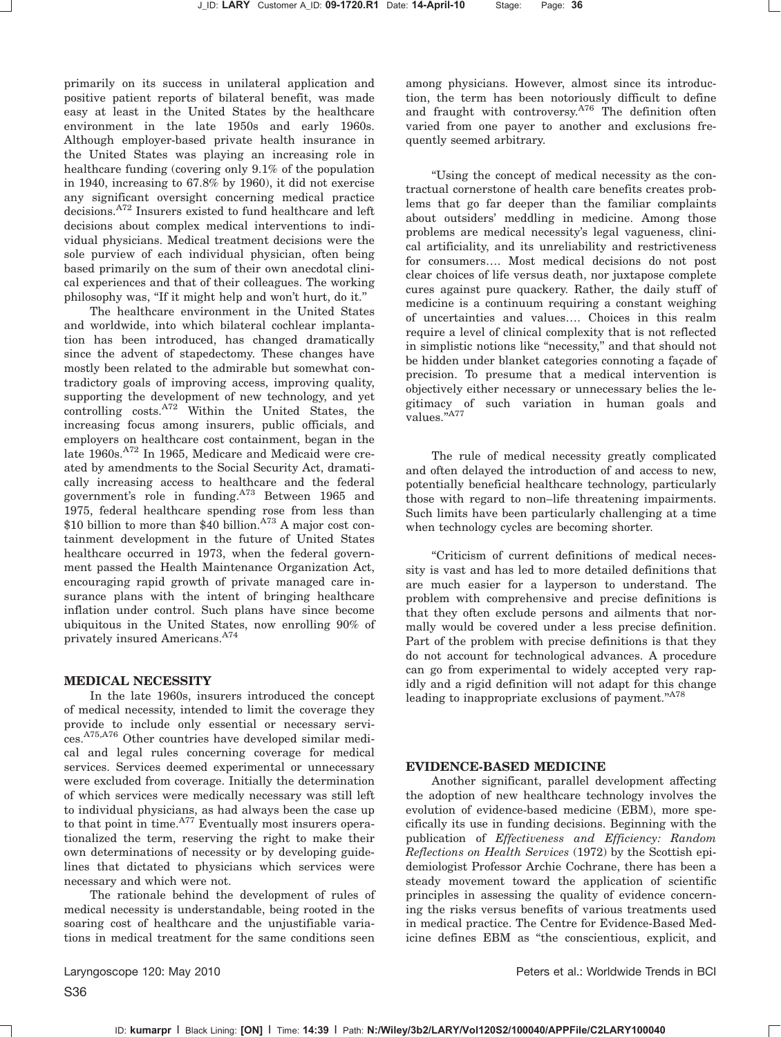primarily on its success in unilateral application and positive patient reports of bilateral benefit, was made easy at least in the United States by the healthcare environment in the late 1950s and early 1960s. Although employer-based private health insurance in the United States was playing an increasing role in healthcare funding (covering only 9.1% of the population in 1940, increasing to 67.8% by 1960), it did not exercise any significant oversight concerning medical practice decisions.[A72] Insurers existed to fund healthcare and left decisions about complex medical interventions to individual physicians. Medical treatment decisions were the sole purview of each individual physician, often being based primarily on the sum of their own anecdotal clinical experiences and that of their colleagues. The working philosophy was, "If it might help and won't hurt, do it."

The healthcare environment in the United States and worldwide, into which bilateral cochlear implantation has been introduced, has changed dramatically since the advent of stapedectomy. These changes have mostly been related to the admirable but somewhat contradictory goals of improving access, improving quality, supporting the development of new technology, and yet controlling costs.[A72] Within the United States, the increasing focus among insurers, public officials, and employers on healthcare cost containment, began in the late 1960s.[A72] In 1965, Medicare and Medicaid were created by amendments to the Social Security Act, dramatically increasing access to healthcare and the federal government's role in funding.[A73] Between 1965 and 1975, federal healthcare spending rose from less than \$10 billion to more than \$40 billion.[A73] A major cost containment development in the future of United States healthcare occurred in 1973, when the federal government passed the Health Maintenance Organization Act, encouraging rapid growth of private managed care insurance plans with the intent of bringing healthcare inflation under control. Such plans have since become ubiquitous in the United States, now enrolling 90% of privately insured Americans.[A74]

## MEDICAL NECESSITY

In the late 1960s, insurers introduced the concept of medical necessity, intended to limit the coverage they provide to include only essential or necessary services.[A75,A76] Other countries have developed similar medical and legal rules concerning coverage for medical services. Services deemed experimental or unnecessary were excluded from coverage. Initially the determination of which services were medically necessary was still left to individual physicians, as had always been the case up to that point in time.[A77] Eventually most insurers operationalized the term, reserving the right to make their own determinations of necessity or by developing guidelines that dictated to physicians which services were necessary and which were not.

The rationale behind the development of rules of medical necessity is understandable, being rooted in the soaring cost of healthcare and the unjustifiable variations in medical treatment for the same conditions seen among physicians. However, almost since its introduction, the term has been notoriously difficult to define and fraught with controversy.[A76] The definition often varied from one payer to another and exclusions frequently seemed arbitrary.

"Using the concept of medical necessity as the contractual cornerstone of health care benefits creates problems that go far deeper than the familiar complaints about outsiders' meddling in medicine. Among those problems are medical necessity's legal vagueness, clinical artificiality, and its unreliability and restrictiveness for consumers.... Most medical decisions do not post clear choices of life versus death, nor juxtapose complete cures against pure quackery. Rather, the daily stuff of medicine is a continuum requiring a constant weighing of uncertainties and values.... Choices in this realm require a level of clinical complexity that is not reflected in simplistic notions like "necessity," and that should not be hidden under blanket categories connoting a façade of precision. To presume that a medical intervention is objectively either necessary or unnecessary belies the legitimacy of such variation in human goals and values."[A77]

The rule of medical necessity greatly complicated and often delayed the introduction of and access to new, potentially beneficial healthcare technology, particularly those with regard to non–life threatening impairments. Such limits have been particularly challenging at a time when technology cycles are becoming shorter.

"Criticism of current definitions of medical necessity is vast and has led to more detailed definitions that are much easier for a layperson to understand. The problem with comprehensive and precise definitions is that they often exclude persons and ailments that normally would be covered under a less precise definition. Part of the problem with precise definitions is that they do not account for technological advances. A procedure can go from experimental to widely accepted very rapidly and a rigid definition will not adapt for this change leading to inappropriate exclusions of payment."[A78]

## EVIDENCE-BASED MEDICINE

Another significant, parallel development affecting the adoption of new healthcare technology involves the evolution of evidence-based medicine (EBM), more specifically its use in funding decisions. Beginning with the publication of *Effectiveness and Efficiency: Random Reflections on Health Services* (1972) by the Scottish epidemiologist Professor Archie Cochrane, there has been a steady movement toward the application of scientific principles in assessing the quality of evidence concerning the risks versus benefits of various treatments used in medical practice. The Centre for Evidence-Based Medicine defines EBM as "the conscientious, explicit, and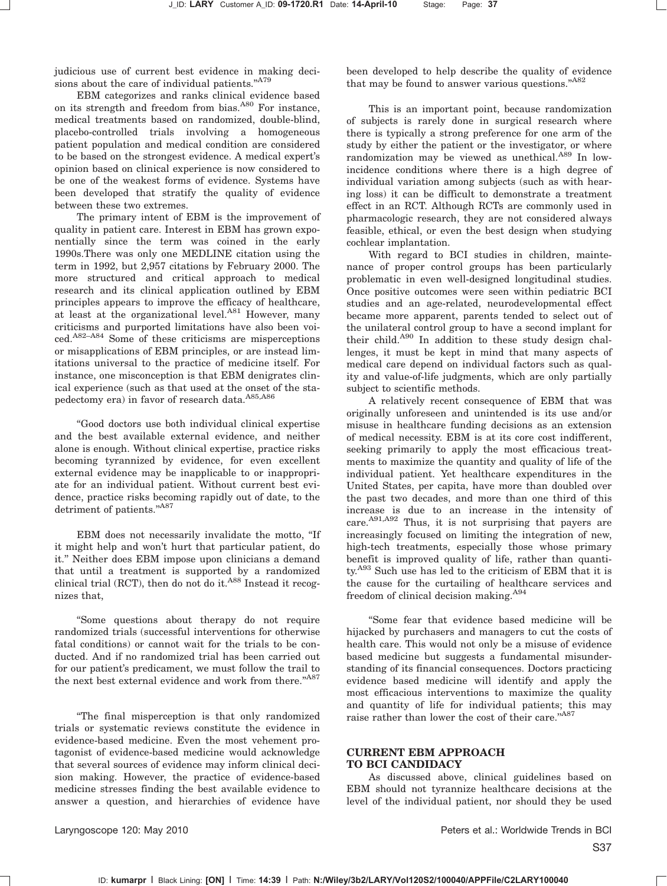judicious use of current best evidence in making decisions about the care of individual patients."[A79]

EBM categorizes and ranks clinical evidence based on its strength and freedom from bias.[A80] For instance, medical treatments based on randomized, double-blind, placebo-controlled trials involving a homogeneous patient population and medical condition are considered to be based on the strongest evidence. A medical expert's opinion based on clinical experience is now considered to be one of the weakest forms of evidence. Systems have been developed that stratify the quality of evidence between these two extremes.

The primary intent of EBM is the improvement of quality in patient care. Interest in EBM has grown exponentially since the term was coined in the early 1990s.There was only one MEDLINE citation using the term in 1992, but 2,957 citations by February 2000. The more structured and critical approach to medical research and its clinical application outlined by EBM principles appears to improve the efficacy of healthcare, at least at the organizational level.[A81] However, many criticisms and purported limitations have also been voiced.[A82–A84] Some of these criticisms are misperceptions or misapplications of EBM principles, or are instead limitations universal to the practice of medicine itself. For instance, one misconception is that EBM denigrates clinical experience (such as that used at the onset of the stapedectomy era) in favor of research data.[A85,A86]

> "Good doctors use both individual clinical expertise and the best available external evidence, and neither alone is enough. Without clinical expertise, practice risks becoming tyrannized by evidence, for even excellent external evidence may be inapplicable to or inappropriate for an individual patient. Without current best evidence, practice risks becoming rapidly out of date, to the detriment of patients."[A87]

EBM does not necessarily invalidate the motto, "If it might help and won't hurt that particular patient, do it." Neither does EBM impose upon clinicians a demand that until a treatment is supported by a randomized clinical trial (RCT), then do not do it.[A88] Instead it recognizes that,

> "Some questions about therapy do not require randomized trials (successful interventions for otherwise fatal conditions) or cannot wait for the trials to be conducted. And if no randomized trial has been carried out for our patient's predicament, we must follow the trail to the next best external evidence and work from there."[A87]

> "The final misperception is that only randomized trials or systematic reviews constitute the evidence in evidence-based medicine. Even the most vehement protagonist of evidence-based medicine would acknowledge that several sources of evidence may inform clinical decision making. However, the practice of evidence-based medicine stresses finding the best available evidence to answer a question, and hierarchies of evidence have been developed to help describe the quality of evidence that may be found to answer various questions."[A82]

This is an important point, because randomization of subjects is rarely done in surgical research where there is typically a strong preference for one arm of the study by either the patient or the investigator, or where randomization may be viewed as unethical.[A89] In low-incidence conditions where there is a high degree of individual variation among subjects (such as with hearing loss) it can be difficult to demonstrate a treatment effect in an RCT. Although RCTs are commonly used in pharmacologic research, they are not considered always feasible, ethical, or even the best design when studying cochlear implantation.

With regard to BCI studies in children, maintenance of proper control groups has been particularly problematic in even well-designed longitudinal studies. Once positive outcomes were seen within pediatric BCI studies and an age-related, neurodevelopmental effect became more apparent, parents tended to select out of the unilateral control group to have a second implant for their child.[A90] In addition to these study design challenges, it must be kept in mind that many aspects of medical care depend on individual factors such as quality and value-of-life judgments, which are only partially subject to scientific methods.

A relatively recent consequence of EBM that was originally unforeseen and unintended is its use and/or misuse in healthcare funding decisions as an extension of medical necessity. EBM is at its core cost indifferent, seeking primarily to apply the most efficacious treatments to maximize the quantity and quality of life of the individual patient. Yet healthcare expenditures in the United States, per capita, have more than doubled over the past two decades, and more than one third of this increase is due to an increase in the intensity of care.[A91,A92] Thus, it is not surprising that payers are increasingly focused on limiting the integration of new, high-tech treatments, especially those whose primary benefit is improved quality of life, rather than quantity.[A93] Such use has led to the criticism of EBM that it is the cause for the curtailing of healthcare services and freedom of clinical decision making.[A94]

> "Some fear that evidence based medicine will be hijacked by purchasers and managers to cut the costs of health care. This would not only be a misuse of evidence based medicine but suggests a fundamental misunderstanding of its financial consequences. Doctors practicing evidence based medicine will identify and apply the most efficacious interventions to maximize the quality and quantity of life for individual patients; this may raise rather than lower the cost of their care."[A87]

## CURRENT EBM APPROACH TO BCI CANDIDACY

As discussed above, clinical guidelines based on EBM should not tyrannize healthcare decisions at the level of the individual patient, nor should they be used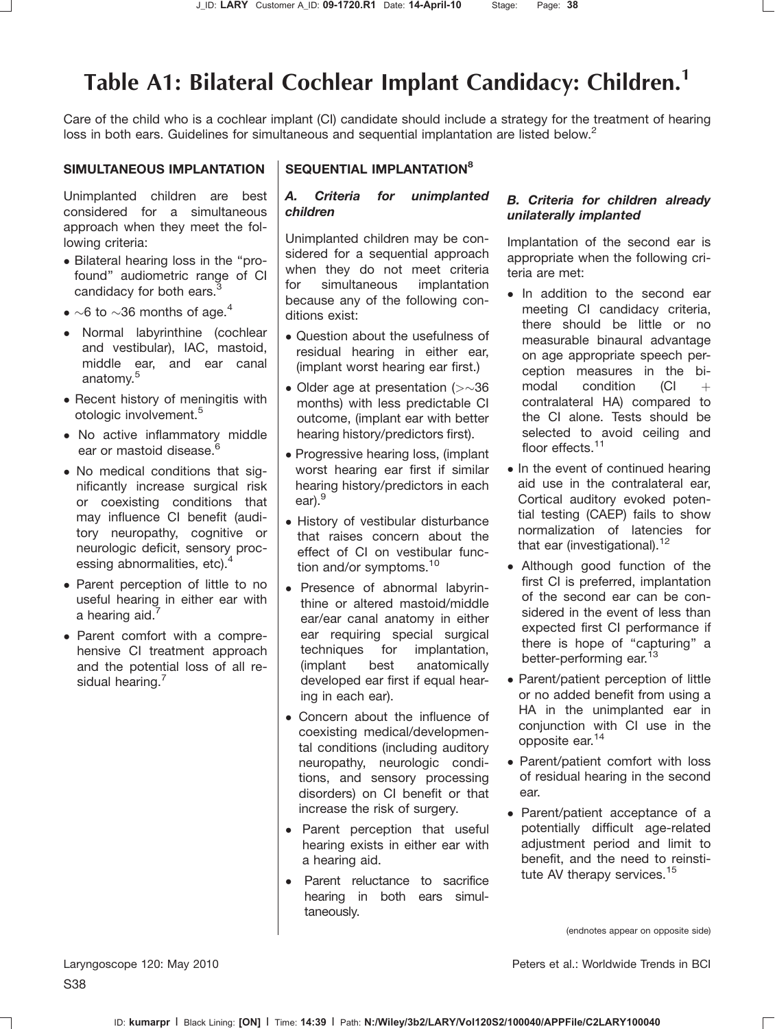# Table A1: Bilateral Cochlear Implant Candidacy: Children.[1]

Care of the child who is a cochlear implant (CI) candidate should include a strategy for the treatment of hearing loss in both ears. Guidelines for simultaneous and sequential implantation are listed below.[2]

## SIMULTANEOUS IMPLANTATION

Unimplanted children are best considered for a simultaneous approach when they meet the following criteria:

- Bilateral hearing loss in the "profound" audiometric range of CI candidacy for both ears.[3]
- ~6 to ~36 months of age.[4]
- Normal labyrinthine (cochlear and vestibular), IAC, mastoid, middle ear, and ear canal anatomy.[5]
- Recent history of meningitis with otologic involvement.[5]
- No active inflammatory middle ear or mastoid disease.[6]
- No medical conditions that significantly increase surgical risk or coexisting conditions that may influence CI benefit (auditory neuropathy, cognitive or neurologic deficit, sensory processing abnormalities, etc).[4]
- Parent perception of little to no useful hearing in either ear with a hearing aid.[7]
- Parent comfort with a comprehensive CI treatment approach and the potential loss of all residual hearing.[7]

## SEQUENTIAL IMPLANTATION[8]

### *A. Criteria for unimplanted children*

Unimplanted children may be considered for a sequential approach when they do not meet criteria for simultaneous implantation because any of the following conditions exist:

- Question about the usefulness of residual hearing in either ear, (implant worst hearing ear first.)
- Older age at presentation (>~36 months) with less predictable CI outcome, (implant ear with better hearing history/predictors first).
- Progressive hearing loss, (implant worst hearing ear first if similar hearing history/predictors in each ear).[9]
- History of vestibular disturbance that raises concern about the effect of CI on vestibular function and/or symptoms.[10]
- Presence of abnormal labyrinthine or altered mastoid/middle ear/ear canal anatomy in either ear requiring special surgical techniques for implantation, (implant best anatomically developed ear first if equal hearing in each ear).
- Concern about the influence of coexisting medical/developmental conditions (including auditory neuropathy, neurologic conditions, and sensory processing disorders) on CI benefit or that increase the risk of surgery.
- Parent perception that useful hearing exists in either ear with a hearing aid.
- Parent reluctance to sacrifice hearing in both ears simultaneously.

### *B. Criteria for children already unilaterally implanted*

Implantation of the second ear is appropriate when the following criteria are met:

- In addition to the second ear meeting CI candidacy criteria, there should be little or no measurable binaural advantage on age appropriate speech perception measures in the bimodal condition (CI + contralateral HA) compared to the CI alone. Tests should be selected to avoid ceiling and floor effects.[11]
- In the event of continued hearing aid use in the contralateral ear, Cortical auditory evoked potential testing (CAEP) fails to show normalization of latencies for that ear (investigational).[12]
- Although good function of the first CI is preferred, implantation of the second ear can be considered in the event of less than expected first CI performance if there is hope of "capturing" a better-performing ear.[13]
- Parent/patient perception of little or no added benefit from using a HA in the unimplanted ear in conjunction with CI use in the opposite ear.[14]
- Parent/patient comfort with loss of residual hearing in the second ear.
- Parent/patient acceptance of a potentially difficult age-related adjustment period and limit to benefit, and the need to reinstitute AV therapy services.[15]

(endnotes appear on opposite side)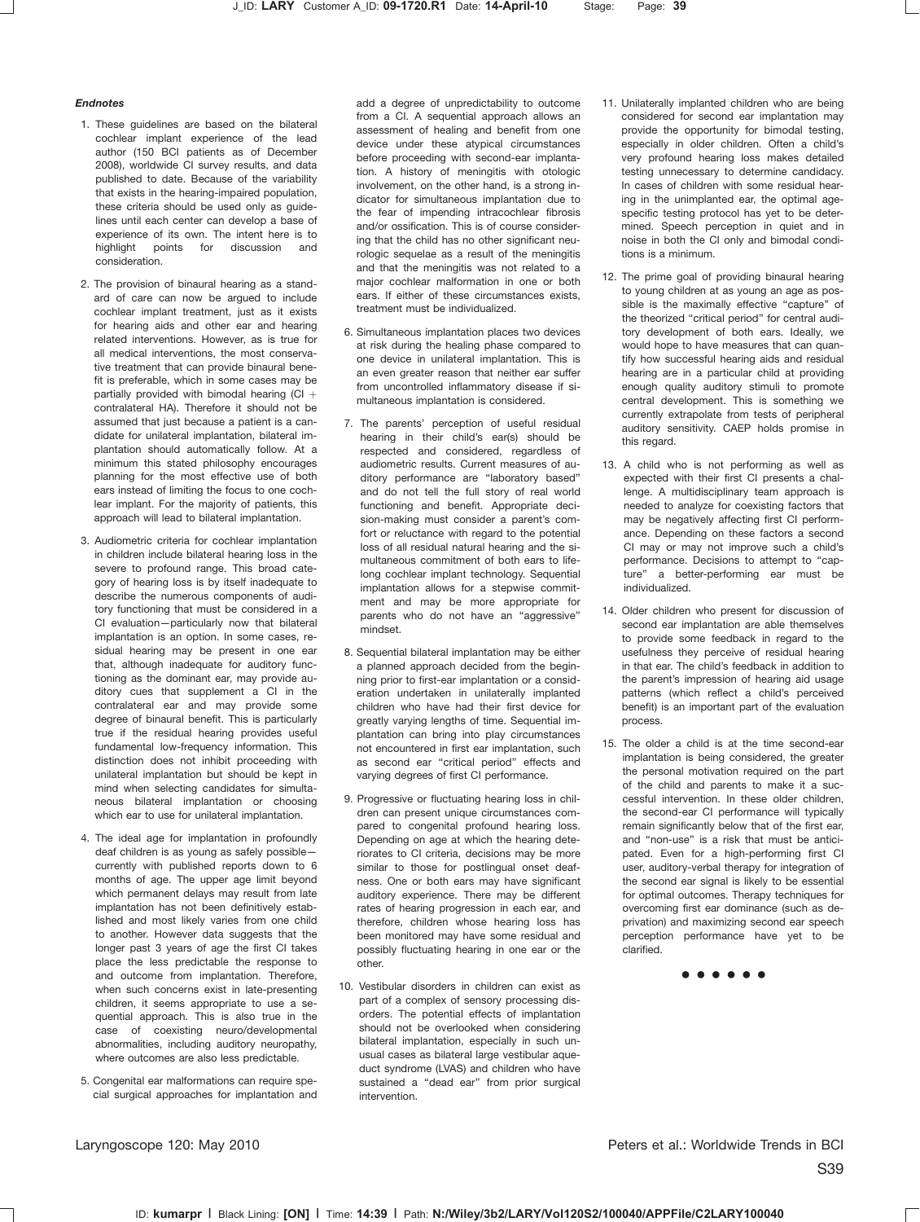### *Endnotes*

1. These guidelines are based on the bilateral cochlear implant experience of the lead author (150 BCI patients as of December 2008), worldwide CI survey results, and data published to date. Because of the variability that exists in the hearing-impaired population, these criteria should be used only as guidelines until each center can develop a base of experience of its own. The intent here is to highlight points for discussion and consideration.

2. The provision of binaural hearing as a standard of care can now be argued to include cochlear implant treatment, just as it exists for hearing aids and other ear and hearing related interventions. However, as is true for all medical interventions, the most conservative treatment that can provide binaural benefit is preferable, which in some cases may be partially provided with bimodal hearing (CI + contralateral HA). Therefore it should not be assumed that just because a patient is a candidate for unilateral implantation, bilateral implantation should automatically follow. At a minimum this stated philosophy encourages planning for the most effective use of both ears instead of limiting the focus to one cochlear implant. For the majority of patients, this approach will lead to bilateral implantation.

3. Audiometric criteria for cochlear implantation in children include bilateral hearing loss in the severe to profound range. This broad category of hearing loss is by itself inadequate to describe the numerous components of auditory functioning that must be considered in a CI evaluation—particularly now that bilateral implantation is an option. In some cases, residual hearing may be present in one ear that, although inadequate for auditory functioning as the dominant ear, may provide auditory cues that supplement a CI in the contralateral ear and may provide some degree of binaural benefit. This is particularly true if the residual hearing provides useful fundamental low-frequency information. This distinction does not inhibit proceeding with unilateral implantation but should be kept in mind when selecting candidates for simultaneous bilateral implantation or choosing which ear to use for unilateral implantation.

4. The ideal age for implantation in profoundly deaf children is as young as safely possible—currently with published reports down to 6 months of age. The upper age limit beyond which permanent delays may result from late implantation has not been definitively established and most likely varies from one child to another. However data suggests that the longer past 3 years of age the first CI takes place the less predictable the response to and outcome from implantation. Therefore, when such concerns exist in late-presenting children, it seems appropriate to use a sequential approach. This is also true in the case of coexisting neuro/developmental abnormalities, including auditory neuropathy, where outcomes are also less predictable.

5. Congenital ear malformations can require special surgical approaches for implantation and add a degree of unpredictability to outcome from a CI. A sequential approach allows an assessment of healing and benefit from one device under these atypical circumstances before proceeding with second-ear implantation. A history of meningitis with otologic involvement, on the other hand, is a strong indicator for simultaneous implantation due to the fear of impending intracochlear fibrosis and/or ossification. This is of course considering that the child has no other significant neurologic sequelae as a result of the meningitis and that the meningitis was not related to a major cochlear malformation in one or both ears. If either of these circumstances exists, treatment must be individualized.

6. Simultaneous implantation places two devices at risk during the healing phase compared to one device in unilateral implantation. This is an even greater reason that neither ear suffer from uncontrolled inflammatory disease if simultaneous implantation is considered.

7. The parents' perception of useful residual hearing in their child's ear(s) should be respected and considered, regardless of audiometric results. Current measures of auditory performance are "laboratory based" and do not tell the full story of real world functioning and benefit. Appropriate decision-making must consider a parent's comfort or reluctance with regard to the potential loss of all residual natural hearing and the simultaneous commitment of both ears to lifelong cochlear implant technology. Sequential implantation allows for a stepwise commitment and may be more appropriate for parents who do not have an "aggressive" mindset.

8. Sequential bilateral implantation may be either a planned approach decided from the beginning prior to first-ear implantation or a consideration undertaken in unilaterally implanted children who have had their first device for greatly varying lengths of time. Sequential implantation can bring into play circumstances not encountered in first ear implantation, such as second ear "critical period" effects and varying degrees of first CI performance.

9. Progressive or fluctuating hearing loss in children can present unique circumstances compared to congenital profound hearing loss. Depending on age at which the hearing deteriorates to CI criteria, decisions may be more similar to those for postlingual onset deafness. One or both ears may have significant auditory experience. There may be different rates of hearing progression in each ear, and therefore, children whose hearing loss has been monitored may have some residual and possibly fluctuating hearing in one ear or the other.

10. Vestibular disorders in children can exist as part of a complex of sensory processing disorders. The potential effects of implantation should not be overlooked when considering bilateral implantation, especially in such unusual cases as bilateral large vestibular aqueduct syndrome (LVAS) and children who have sustained a "dead ear" from prior surgical intervention.

11. Unilaterally implanted children who are being considered for second ear implantation may provide the opportunity for bimodal testing, especially in older children. Often a child's very profound hearing loss makes detailed testing unnecessary to determine candidacy. In cases of children with some residual hearing in the unimplanted ear, the optimal age-specific testing protocol has yet to be determined. Speech perception in quiet and in noise in both the CI only and bimodal conditions is a minimum.

12. The prime goal of providing binaural hearing to young children at as young an age as possible is the maximally effective "capture" of the theorized "critical period" for central auditory development of both ears. Ideally, we would hope to have measures that can quantify how successful hearing aids and residual hearing are in a particular child at providing enough quality auditory stimuli to promote central development. This is something we currently extrapolate from tests of peripheral auditory sensitivity. CAEP holds promise in this regard.

13. A child who is not performing as well as expected with their first CI presents a challenge. A multidisciplinary team approach is needed to analyze for coexisting factors that may be negatively affecting first CI performance. Depending on these factors a second CI may or may not improve such a child's performance. Decisions to attempt to "capture" a better-performing ear must be individualized.

14. Older children who present for discussion of second ear implantation are able themselves to provide some feedback in regard to the usefulness they perceive of residual hearing in that ear. The child's feedback in addition to the parent's impression of hearing aid usage patterns (which reflect a child's perceived benefit) is an important part of the evaluation process.

15. The older a child is at the time second-ear implantation is being considered, the greater the personal motivation required on the part of the child and parents to make it a successful intervention. In these older children, the second-ear CI performance will typically remain significantly below that of the first ear, and "non-use" is a risk that must be anticipated. Even for a high-performing first CI user, auditory-verbal therapy for integration of the second ear signal is likely to be essential for optimal outcomes. Therapy techniques for overcoming first ear dominance (such as deprivation) and maximizing second ear speech perception performance have yet to be clarified.

● ● ● ● ● ●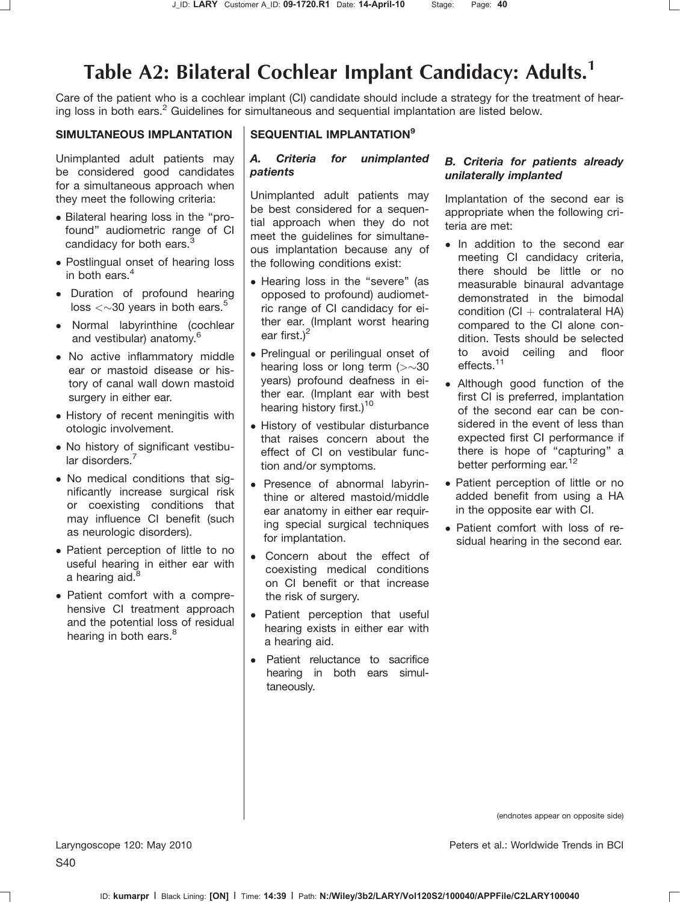# Table A2: Bilateral Cochlear Implant Candidacy: Adults.[1]

Care of the patient who is a cochlear implant (CI) candidate should include a strategy for the treatment of hearing loss in both ears.[2] Guidelines for simultaneous and sequential implantation are listed below.

## SIMULTANEOUS IMPLANTATION

Unimplanted adult patients may be considered good candidates for a simultaneous approach when they meet the following criteria:

- Bilateral hearing loss in the "profound" audiometric range of CI candidacy for both ears.[3]
- Postlingual onset of hearing loss in both ears.[4]
- Duration of profound hearing loss $<\sim$30 years in both ears.[5]
- Normal labyrinthine (cochlear and vestibular) anatomy.[6]
- No active inflammatory middle ear or mastoid disease or history of canal wall down mastoid surgery in either ear.
- History of recent meningitis with otologic involvement.
- No history of significant vestibular disorders.[7]
- No medical conditions that significantly increase surgical risk or coexisting conditions that may influence CI benefit (such as neurologic disorders).
- Patient perception of little to no useful hearing in either ear with a hearing aid.[8]
- Patient comfort with a comprehensive CI treatment approach and the potential loss of residual hearing in both ears.[8]

## SEQUENTIAL IMPLANTATION[9]

### *A. Criteria for unimplanted patients*

Unimplanted adult patients may be best considered for a sequential approach when they do not meet the guidelines for simultaneous implantation because any of the following conditions exist:

- Hearing loss in the "severe" (as opposed to profound) audiometric range of CI candidacy for either ear. (Implant worst hearing ear first.)[2]
- Prelingual or perilingual onset of hearing loss or long term ($>\sim$30 years) profound deafness in either ear. (Implant ear with best hearing history first.)[10]
- History of vestibular disturbance that raises concern about the effect of CI on vestibular function and/or symptoms.
- Presence of abnormal labyrinthine or altered mastoid/middle ear anatomy in either ear requiring special surgical techniques for implantation.
- Concern about the effect of coexisting medical conditions on CI benefit or that increase the risk of surgery.
- Patient perception that useful hearing exists in either ear with a hearing aid.
- Patient reluctance to sacrifice hearing in both ears simultaneously.

### *B. Criteria for patients already unilaterally implanted*

Implantation of the second ear is appropriate when the following criteria are met:

- In addition to the second ear meeting CI candidacy criteria, there should be little or no measurable binaural advantage demonstrated in the bimodal condition (CI + contralateral HA) compared to the CI alone condition. Tests should be selected to avoid ceiling and floor effects.[11]
- Although good function of the first CI is preferred, implantation of the second ear can be considered in the event of less than expected first CI performance if there is hope of "capturing" a better performing ear.[12]
- Patient perception of little or no added benefit from using a HA in the opposite ear with CI.
- Patient comfort with loss of residual hearing in the second ear.

(endnotes appear on opposite side)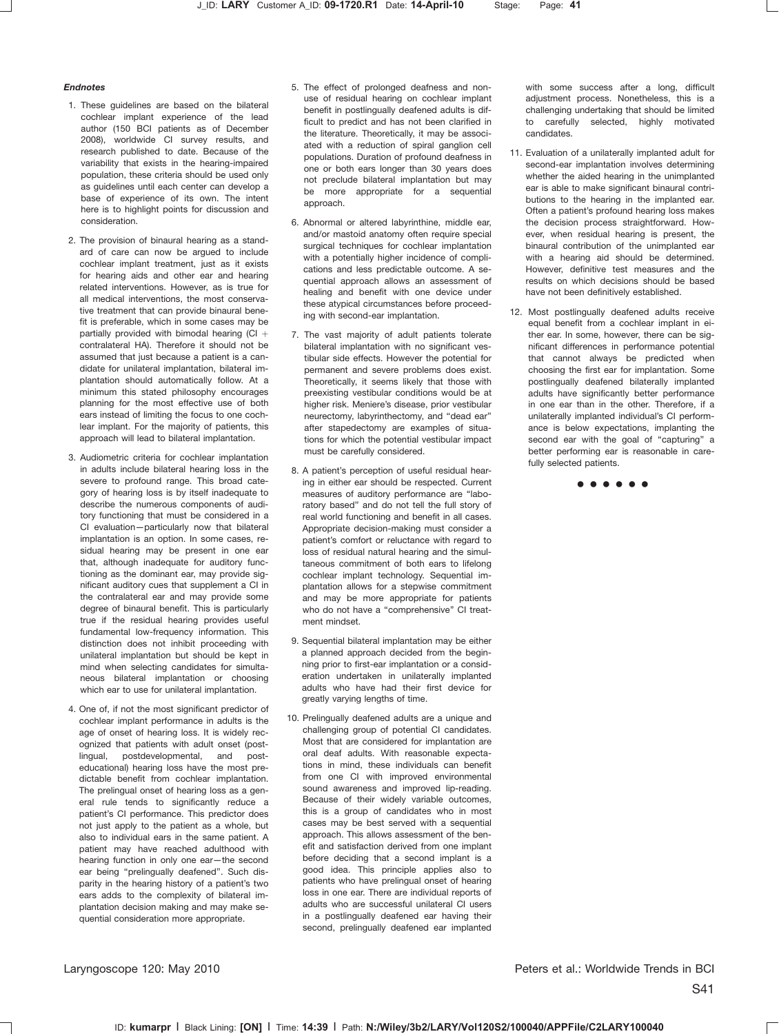***Endnotes***

1. These guidelines are based on the bilateral cochlear implant experience of the lead author (150 BCI patients as of December 2008), worldwide CI survey results, and research published to date. Because of the variability that exists in the hearing-impaired population, these criteria should be used only as guidelines until each center can develop a base of experience of its own. The intent here is to highlight points for discussion and consideration.

2. The provision of binaural hearing as a standard of care can now be argued to include cochlear implant treatment, just as it exists for hearing aids and other ear and hearing related interventions. However, as is true for all medical interventions, the most conservative treatment that can provide binaural benefit is preferable, which in some cases may be partially provided with bimodal hearing (CI + contralateral HA). Therefore it should not be assumed that just because a patient is a candidate for unilateral implantation, bilateral implantation should automatically follow. At a minimum this stated philosophy encourages planning for the most effective use of both ears instead of limiting the focus to one cochlear implant. For the majority of patients, this approach will lead to bilateral implantation.

3. Audiometric criteria for cochlear implantation in adults include bilateral hearing loss in the severe to profound range. This broad category of hearing loss is by itself inadequate to describe the numerous components of auditory functioning that must be considered in a CI evaluation—particularly now that bilateral implantation is an option. In some cases, residual hearing may be present in one ear that, although inadequate for auditory functioning as the dominant ear, may provide significant auditory cues that supplement a CI in the contralateral ear and may provide some degree of binaural benefit. This is particularly true if the residual hearing provides useful fundamental low-frequency information. This distinction does not inhibit proceeding with unilateral implantation but should be kept in mind when selecting candidates for simultaneous bilateral implantation or choosing which ear to use for unilateral implantation.

4. One of, if not the most significant predictor of cochlear implant performance in adults is the age of onset of hearing loss. It is widely recognized that patients with adult onset (postlingual, postdevelopmental, and posteducational) hearing loss have the most predictable benefit from cochlear implantation. The prelingual onset of hearing loss as a general rule tends to significantly reduce a patient's CI performance. This predictor does not just apply to the patient as a whole, but also to individual ears in the same patient. A patient may have reached adulthood with hearing function in only one ear—the second ear being "prelingually deafened". Such disparity in the hearing history of a patient's two ears adds to the complexity of bilateral implantation decision making and may make sequential consideration more appropriate.

5. The effect of prolonged deafness and nonuse of residual hearing on cochlear implant benefit in postlingually deafened adults is difficult to predict and has not been clarified in the literature. Theoretically, it may be associated with a reduction of spiral ganglion cell populations. Duration of profound deafness in one or both ears longer than 30 years does not preclude bilateral implantation but may be more appropriate for a sequential approach.

6. Abnormal or altered labyrinthine, middle ear, and/or mastoid anatomy often require special surgical techniques for cochlear implantation with a potentially higher incidence of complications and less predictable outcome. A sequential approach allows an assessment of healing and benefit with one device under these atypical circumstances before proceeding with second-ear implantation.

7. The vast majority of adult patients tolerate bilateral implantation with no significant vestibular side effects. However the potential for permanent and severe problems does exist. Theoretically, it seems likely that those with preexisting vestibular conditions would be at higher risk. Meniere's disease, prior vestibular neurectomy, labyrinthectomy, and "dead ear" after stapedectomy are examples of situations for which the potential vestibular impact must be carefully considered.

8. A patient's perception of useful residual hearing in either ear should be respected. Current measures of auditory performance are "laboratory based" and do not tell the full story of real world functioning and benefit in all cases. Appropriate decision-making must consider a patient's comfort or reluctance with regard to loss of residual natural hearing and the simultaneous commitment of both ears to lifelong cochlear implant technology. Sequential implantation allows for a stepwise commitment and may be more appropriate for patients who do not have a "comprehensive" CI treatment mindset.

9. Sequential bilateral implantation may be either a planned approach decided from the beginning prior to first-ear implantation or a consideration undertaken in unilaterally implanted adults who have had their first device for greatly varying lengths of time.

10. Prelingually deafened adults are a unique and challenging group of potential CI candidates. Most that are considered for implantation are oral deaf adults. With reasonable expectations in mind, these individuals can benefit from one CI with improved environmental sound awareness and improved lip-reading. Because of their widely variable outcomes, this is a group of candidates who in most cases may be best served with a sequential approach. This allows assessment of the benefit and satisfaction derived from one implant before deciding that a second implant is a good idea. This principle applies also to patients who have prelingual onset of hearing loss in one ear. There are individual reports of adults who are successful unilateral CI users in a postlingually deafened ear having their second, prelingually deafened ear implanted with some success after a long, difficult adjustment process. Nonetheless, this is a challenging undertaking that should be limited to carefully selected, highly motivated candidates.

11. Evaluation of a unilaterally implanted adult for second-ear implantation involves determining whether the aided hearing in the unimplanted ear is able to make significant binaural contributions to the hearing in the implanted ear. Often a patient's profound hearing loss makes the decision process straightforward. However, when residual hearing is present, the binaural contribution of the unimplanted ear with a hearing aid should be determined. However, definitive test measures and the results on which decisions should be based have not been definitively established.

12. Most postlingually deafened adults receive equal benefit from a cochlear implant in either ear. In some, however, there can be significant differences in performance potential that cannot always be predicted when choosing the first ear for implantation. Some postlingually deafened bilaterally implanted adults have significantly better performance in one ear than in the other. Therefore, if a unilaterally implanted individual's CI performance is below expectations, implanting the second ear with the goal of "capturing" a better performing ear is reasonable in carefully selected patients.

● ● ● ● ● ●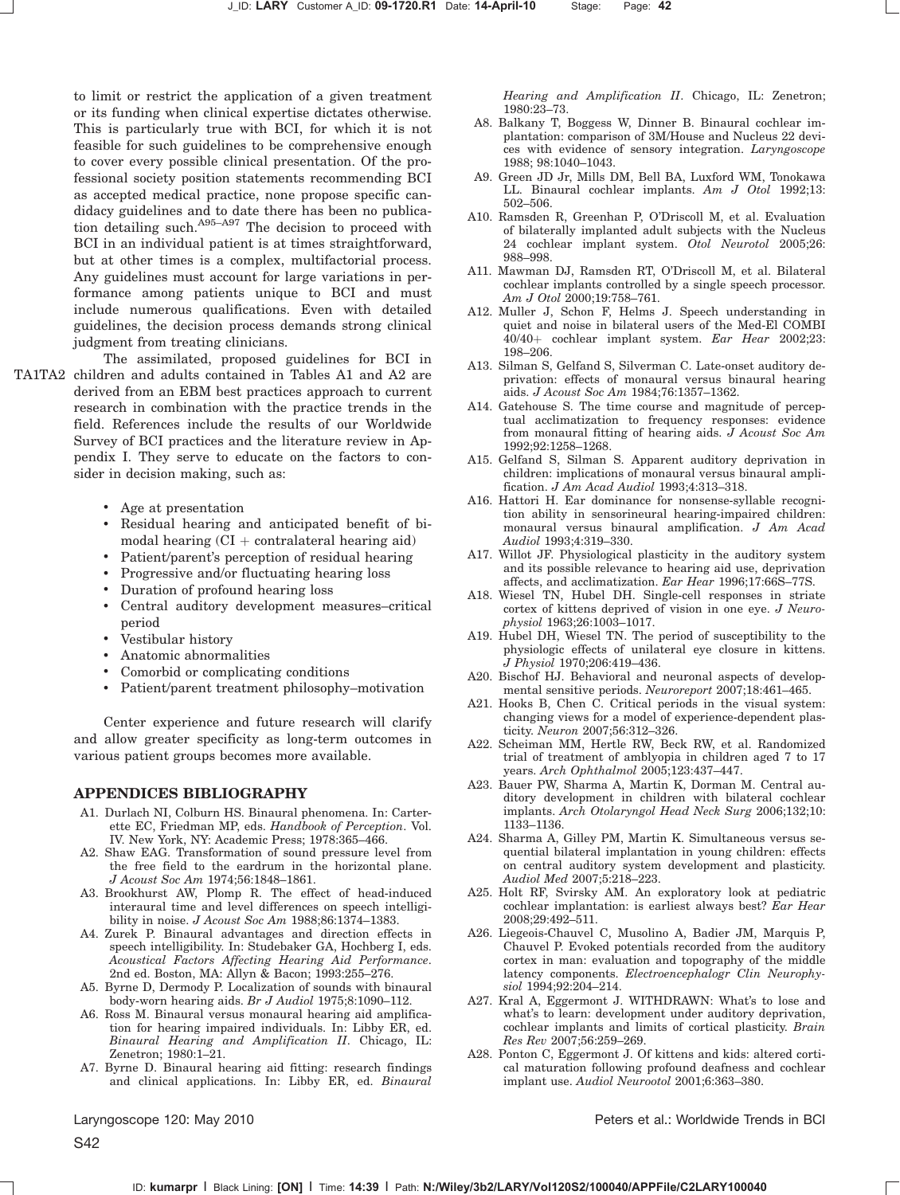to limit or restrict the application of a given treatment or its funding when clinical expertise dictates otherwise. This is particularly true with BCI, for which it is not feasible for such guidelines to be comprehensive enough to cover every possible clinical presentation. Of the professional society position statements recommending BCI as accepted medical practice, none propose specific candidacy guidelines and to date there has been no publication detailing such.[A95–A97] The decision to proceed with BCI in an individual patient is at times straightforward, but at other times is a complex, multifactorial process. Any guidelines must account for large variations in performance among patients unique to BCI and must include numerous qualifications. Even with detailed guidelines, the decision process demands strong clinical judgment from treating clinicians.

The assimilated, proposed guidelines for BCI in children and adults contained in Tables A1 and A2 are derived from an EBM best practices approach to current research in combination with the practice trends in the field. References include the results of our Worldwide Survey of BCI practices and the literature review in Appendix I. They serve to educate on the factors to consider in decision making, such as:

- Age at presentation
- Residual hearing and anticipated benefit of bimodal hearing (CI + contralateral hearing aid)
- Patient/parent's perception of residual hearing
- Progressive and/or fluctuating hearing loss
- Duration of profound hearing loss
- Central auditory development measures–critical period
- Vestibular history
- Anatomic abnormalities
- Comorbid or complicating conditions
- Patient/parent treatment philosophy–motivation

Center experience and future research will clarify and allow greater specificity as long-term outcomes in various patient groups becomes more available.

## APPENDICES BIBLIOGRAPHY

A1. Durlach NI, Colburn HS. Binaural phenomena. In: Carterette EC, Friedman MP, eds. *Handbook of Perception*. Vol. IV. New York, NY: Academic Press; 1978:365–466.

A2. Shaw EAG. Transformation of sound pressure level from the free field to the eardrum in the horizontal plane. *J Acoust Soc Am* 1974;56:1848–1861.

A3. Brookhurst AW, Plomp R. The effect of head-induced interaural time and level differences on speech intelligibility in noise. *J Acoust Soc Am* 1988;86:1374–1383.

A4. Zurek P. Binaural advantages and direction effects in speech intelligibility. In: Studebaker GA, Hochberg I, eds. *Acoustical Factors Affecting Hearing Aid Performance*. 2nd ed. Boston, MA: Allyn & Bacon; 1993:255–276.

A5. Byrne D, Dermody P. Localization of sounds with binaural body-worn hearing aids. *Br J Audiol* 1975;8:1090–112.

A6. Ross M. Binaural versus monaural hearing aid amplification for hearing impaired individuals. In: Libby ER, ed. *Binaural Hearing and Amplification II*. Chicago, IL: Zenetron; 1980:1–21.

A7. Byrne D. Binaural hearing aid fitting: research findings and clinical applications. In: Libby ER, ed. *Binaural Hearing and Amplification II*. Chicago, IL: Zenetron; 1980:23–73.

A8. Balkany T, Boggess W, Dinner B. Binaural cochlear implantation: comparison of 3M/House and Nucleus 22 devices with evidence of sensory integration. *Laryngoscope* 1988; 98:1040–1043.

A9. Green JD Jr, Mills DM, Bell BA, Luxford WM, Tonokawa LL. Binaural cochlear implants. *Am J Otol* 1992;13: 502–506.

A10. Ramsden R, Greenhan P, O'Driscoll M, et al. Evaluation of bilaterally implanted adult subjects with the Nucleus 24 cochlear implant system. *Otol Neurotol* 2005;26: 988–998.

A11. Mawman DJ, Ramsden RT, O'Driscoll M, et al. Bilateral cochlear implants controlled by a single speech processor. *Am J Otol* 2000;19:758–761.

A12. Muller J, Schon F, Helms J. Speech understanding in quiet and noise in bilateral users of the Med-El COMBI 40/40+ cochlear implant system. *Ear Hear* 2002;23: 198–206.

A13. Silman S, Gelfand S, Silverman C. Late-onset auditory deprivation: effects of monaural versus binaural hearing aids. *J Acoust Soc Am* 1984;76:1357–1362.

A14. Gatehouse S. The time course and magnitude of perceptual acclimatization to frequency responses: evidence from monaural fitting of hearing aids. *J Acoust Soc Am* 1992;92:1258–1268.

A15. Gelfand S, Silman S. Apparent auditory deprivation in children: implications of monaural versus binaural amplification. *J Am Acad Audiol* 1993;4:313–318.

A16. Hattori H. Ear dominance for nonsense-syllable recognition ability in sensorineural hearing-impaired children: monaural versus binaural amplification. *J Am Acad Audiol* 1993;4:319–330.

A17. Willot JF. Physiological plasticity in the auditory system and its possible relevance to hearing aid use, deprivation affects, and acclimatization. *Ear Hear* 1996;17:66S–77S.

A18. Wiesel TN, Hubel DH. Single-cell responses in striate cortex of kittens deprived of vision in one eye. *J Neurophysiol* 1963;26:1003–1017.

A19. Hubel DH, Wiesel TN. The period of susceptibility to the physiologic effects of unilateral eye closure in kittens. *J Physiol* 1970;206:419–436.

A20. Bischof HJ. Behavioral and neuronal aspects of developmental sensitive periods. *Neuroreport* 2007;18:461–465.

A21. Hooks B, Chen C. Critical periods in the visual system: changing views for a model of experience-dependent plasticity. *Neuron* 2007;56:312–326.

A22. Scheiman MM, Hertle RW, Beck RW, et al. Randomized trial of treatment of amblyopia in children aged 7 to 17 years. *Arch Ophthalmol* 2005;123:437–447.

A23. Bauer PW, Sharma A, Martin K, Dorman M. Central auditory development in children with bilateral cochlear implants. *Arch Otolaryngol Head Neck Surg* 2006;132;10: 1133–1136.

A24. Sharma A, Gilley PM, Martin K. Simultaneous versus sequential bilateral implantation in young children: effects on central auditory system development and plasticity. *Audiol Med* 2007;5:218–223.

A25. Holt RF, Svirsky AM. An exploratory look at pediatric cochlear implantation: is earliest always best? *Ear Hear* 2008;29:492–511.

A26. Liegeois-Chauvel C, Musolino A, Badier JM, Marquis P, Chauvel P. Evoked potentials recorded from the auditory cortex in man: evaluation and topography of the middle latency components. *Electroencephalogr Clin Neurophysiol* 1994;92:204–214.

A27. Kral A, Eggermont J. WITHDRAWN: What's to lose and what's to learn: development under auditory deprivation, cochlear implants and limits of cortical plasticity. *Brain Res Rev* 2007;56:259–269.

A28. Ponton C, Eggermont J. Of kittens and kids: altered cortical maturation following profound deafness and cochlear implant use. *Audiol Neurootol* 2001;6:363–380.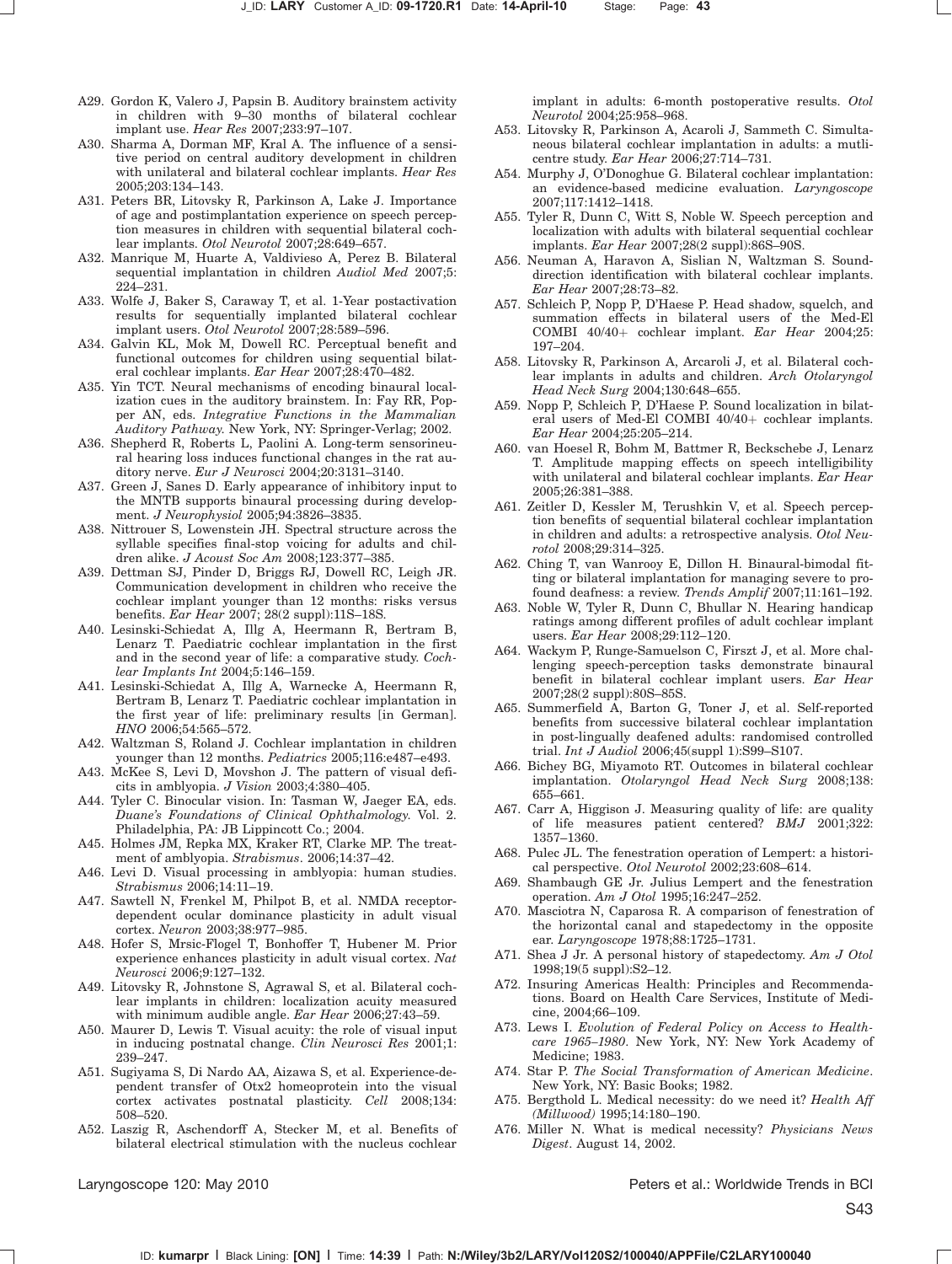- A29. Gordon K, Valero J, Papsin B. Auditory brainstem activity in children with 9–30 months of bilateral cochlear implant use. *Hear Res* 2007;233:97–107.
- A30. Sharma A, Dorman MF, Kral A. The influence of a sensitive period on central auditory development in children with unilateral and bilateral cochlear implants. *Hear Res* 2005;203:134–143.
- A31. Peters BR, Litovsky R, Parkinson A, Lake J. Importance of age and postimplantation experience on speech perception measures in children with sequential bilateral cochlear implants. *Otol Neurotol* 2007;28:649–657.
- A32. Manrique M, Huarte A, Valdivieso A, Perez B. Bilateral sequential implantation in children *Audiol Med* 2007;5: 224–231.
- A33. Wolfe J, Baker S, Caraway T, et al. 1-Year postactivation results for sequentially implanted bilateral cochlear implant users. *Otol Neurotol* 2007;28:589–596.
- A34. Galvin KL, Mok M, Dowell RC. Perceptual benefit and functional outcomes for children using sequential bilateral cochlear implants. *Ear Hear* 2007;28:470–482.
- A35. Yin TCT. Neural mechanisms of encoding binaural localization cues in the auditory brainstem. In: Fay RR, Popper AN, eds. *Integrative Functions in the Mammalian Auditory Pathway.* New York, NY: Springer-Verlag; 2002.
- A36. Shepherd R, Roberts L, Paolini A. Long-term sensorineural hearing loss induces functional changes in the rat auditory nerve. *Eur J Neurosci* 2004;20:3131–3140.
- A37. Green J, Sanes D. Early appearance of inhibitory input to the MNTB supports binaural processing during development. *J Neurophysiol* 2005;94:3826–3835.
- A38. Nittrouer S, Lowenstein JH. Spectral structure across the syllable specifies final-stop voicing for adults and children alike. *J Acoust Soc Am* 2008;123:377–385.
- A39. Dettman SJ, Pinder D, Briggs RJ, Dowell RC, Leigh JR. Communication development in children who receive the cochlear implant younger than 12 months: risks versus benefits. *Ear Hear* 2007; 28(2 suppl):11S–18S.
- A40. Lesinski-Schiedat A, Illg A, Heermann R, Bertram B, Lenarz T. Paediatric cochlear implantation in the first and in the second year of life: a comparative study. *Cochlear Implants Int* 2004;5:146–159.
- A41. Lesinski-Schiedat A, Illg A, Warnecke A, Heermann R, Bertram B, Lenarz T. Paediatric cochlear implantation in the first year of life: preliminary results [in German]. *HNO* 2006;54:565–572.
- A42. Waltzman S, Roland J. Cochlear implantation in children younger than 12 months. *Pediatrics* 2005;116:e487–e493.
- A43. McKee S, Levi D, Movshon J. The pattern of visual deficits in amblyopia. *J Vision* 2003;4:380–405.
- A44. Tyler C. Binocular vision. In: Tasman W, Jaeger EA, eds. *Duane's Foundations of Clinical Ophthalmology.* Vol. 2. Philadelphia, PA: JB Lippincott Co.; 2004.
- A45. Holmes JM, Repka MX, Kraker RT, Clarke MP. The treatment of amblyopia. *Strabismus*. 2006;14:37–42.
- A46. Levi D. Visual processing in amblyopia: human studies. *Strabismus* 2006;14:11–19.
- A47. Sawtell N, Frenkel M, Philpot B, et al. NMDA receptor-dependent ocular dominance plasticity in adult visual cortex. *Neuron* 2003;38:977–985.
- A48. Hofer S, Mrsic-Flogel T, Bonhoffer T, Hubener M. Prior experience enhances plasticity in adult visual cortex. *Nat Neurosci* 2006;9:127–132.
- A49. Litovsky R, Johnstone S, Agrawal S, et al. Bilateral cochlear implants in children: localization acuity measured with minimum audible angle. *Ear Hear* 2006;27:43–59.
- A50. Maurer D, Lewis T. Visual acuity: the role of visual input in inducing postnatal change. *Clin Neurosci Res* 2001;1: 239–247.
- A51. Sugiyama S, Di Nardo AA, Aizawa S, et al. Experience-dependent transfer of Otx2 homeoprotein into the visual cortex activates postnatal plasticity. *Cell* 2008;134: 508–520.
- A52. Laszig R, Aschendorff A, Stecker M, et al. Benefits of bilateral electrical stimulation with the nucleus cochlear implant in adults: 6-month postoperative results. *Otol Neurotol* 2004;25:958–968.
- A53. Litovsky R, Parkinson A, Acaroli J, Sammeth C. Simultaneous bilateral cochlear implantation in adults: a mutlicentre study. *Ear Hear* 2006;27:714–731.
- A54. Murphy J, O'Donoghue G. Bilateral cochlear implantation: an evidence-based medicine evaluation. *Laryngoscope* 2007;117:1412–1418.
- A55. Tyler R, Dunn C, Witt S, Noble W. Speech perception and localization with adults with bilateral sequential cochlear implants. *Ear Hear* 2007;28(2 suppl):86S–90S.
- A56. Neuman A, Haravon A, Sislian N, Waltzman S. Sound-direction identification with bilateral cochlear implants. *Ear Hear* 2007;28:73–82.
- A57. Schleich P, Nopp P, D'Haese P. Head shadow, squelch, and summation effects in bilateral users of the Med-El COMBI 40/40+ cochlear implant. *Ear Hear* 2004;25: 197–204.
- A58. Litovsky R, Parkinson A, Arcaroli J, et al. Bilateral cochlear implants in adults and children. *Arch Otolaryngol Head Neck Surg* 2004;130:648–655.
- A59. Nopp P, Schleich P, D'Haese P. Sound localization in bilateral users of Med-El COMBI 40/40+ cochlear implants. *Ear Hear* 2004;25:205–214.
- A60. van Hoesel R, Bohm M, Battmer R, Beckschebe J, Lenarz T. Amplitude mapping effects on speech intelligibility with unilateral and bilateral cochlear implants. *Ear Hear* 2005;26:381–388.
- A61. Zeitler D, Kessler M, Terushkin V, et al. Speech perception benefits of sequential bilateral cochlear implantation in children and adults: a retrospective analysis. *Otol Neurotol* 2008;29:314–325.
- A62. Ching T, van Wanrooy E, Dillon H. Binaural-bimodal fitting or bilateral implantation for managing severe to profound deafness: a review. *Trends Amplif* 2007;11:161–192.
- A63. Noble W, Tyler R, Dunn C, Bhullar N. Hearing handicap ratings among different profiles of adult cochlear implant users. *Ear Hear* 2008;29:112–120.
- A64. Wackym P, Runge-Samuelson C, Firszt J, et al. More challenging speech-perception tasks demonstrate binaural benefit in bilateral cochlear implant users. *Ear Hear* 2007;28(2 suppl):80S–85S.
- A65. Summerfield A, Barton G, Toner J, et al. Self-reported benefits from successive bilateral cochlear implantation in post-lingually deafened adults: randomised controlled trial. *Int J Audiol* 2006;45(suppl 1):S99–S107.
- A66. Bichey BG, Miyamoto RT. Outcomes in bilateral cochlear implantation. *Otolaryngol Head Neck Surg* 2008;138: 655–661.
- A67. Carr A, Higgison J. Measuring quality of life: are quality of life measures patient centered? *BMJ* 2001;322: 1357–1360.
- A68. Pulec JL. The fenestration operation of Lempert: a historical perspective. *Otol Neurotol* 2002;23:608–614.
- A69. Shambaugh GE Jr. Julius Lempert and the fenestration operation. *Am J Otol* 1995;16:247–252.
- A70. Masciotra N, Caparosa R. A comparison of fenestration of the horizontal canal and stapedectomy in the opposite ear. *Laryngoscope* 1978;88:1725–1731.
- A71. Shea J Jr. A personal history of stapedectomy. *Am J Otol* 1998;19(5 suppl):S2–12.
- A72. Insuring Americas Health: Principles and Recommendations. Board on Health Care Services, Institute of Medicine, 2004;66–109.
- A73. Lews I. *Evolution of Federal Policy on Access to Healthcare 1965–1980*. New York, NY: New York Academy of Medicine; 1983.
- A74. Star P. *The Social Transformation of American Medicine*. New York, NY: Basic Books; 1982.
- A75. Bergthold L. Medical necessity: do we need it? *Health Aff (Millwood)* 1995;14:180–190.
- A76. Miller N. What is medical necessity? *Physicians News Digest*. August 14, 2002.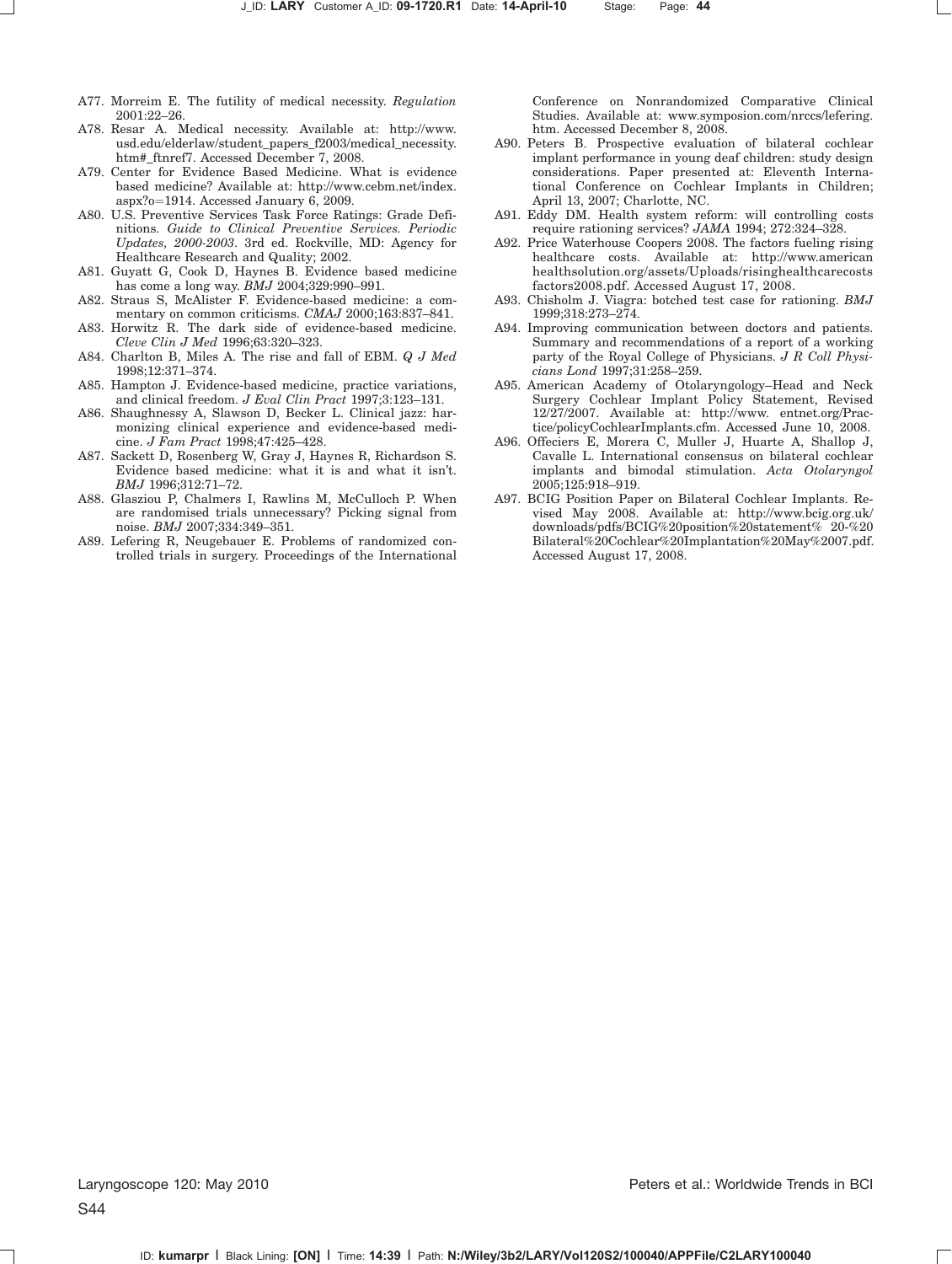A77. Morreim E. The futility of medical necessity. *Regulation* 2001:22–26.

A78. Resar A. Medical necessity. Available at: http://www.usd.edu/elderlaw/student_papers_f2003/medical_necessity.htm#_ftnref7. Accessed December 7, 2008.

A79. Center for Evidence Based Medicine. What is evidence based medicine? Available at: http://www.cebm.net/index.aspx?o=1914. Accessed January 6, 2009.

A80. U.S. Preventive Services Task Force Ratings: Grade Definitions. *Guide to Clinical Preventive Services. Periodic Updates, 2000-2003*. 3rd ed. Rockville, MD: Agency for Healthcare Research and Quality; 2002.

A81. Guyatt G, Cook D, Haynes B. Evidence based medicine has come a long way. *BMJ* 2004;329:990–991.

A82. Straus S, McAlister F. Evidence-based medicine: a commentary on common criticisms. *CMAJ* 2000;163:837–841.

A83. Horwitz R. The dark side of evidence-based medicine. *Cleve Clin J Med* 1996;63:320–323.

A84. Charlton B, Miles A. The rise and fall of EBM. *Q J Med* 1998;12:371–374.

A85. Hampton J. Evidence-based medicine, practice variations, and clinical freedom. *J Eval Clin Pract* 1997;3:123–131.

A86. Shaughnessy A, Slawson D, Becker L. Clinical jazz: harmonizing clinical experience and evidence-based medicine. *J Fam Pract* 1998;47:425–428.

A87. Sackett D, Rosenberg W, Gray J, Haynes R, Richardson S. Evidence based medicine: what it is and what it isn't. *BMJ* 1996;312:71–72.

A88. Glasziou P, Chalmers I, Rawlins M, McCulloch P. When are randomised trials unnecessary? Picking signal from noise. *BMJ* 2007;334:349–351.

A89. Lefering R, Neugebauer E. Problems of randomized controlled trials in surgery. Proceedings of the International Conference on Nonrandomized Comparative Clinical Studies. Available at: www.symposion.com/nrccs/lefering.htm. Accessed December 8, 2008.

A90. Peters B. Prospective evaluation of bilateral cochlear implant performance in young deaf children: study design considerations. Paper presented at: Eleventh International Conference on Cochlear Implants in Children; April 13, 2007; Charlotte, NC.

A91. Eddy DM. Health system reform: will controlling costs require rationing services? *JAMA* 1994; 272:324–328.

A92. Price Waterhouse Coopers 2008. The factors fueling rising healthcare costs. Available at: http://www.americanhealthsolution.org/assets/Uploads/risinghealthcarecostsfactors2008.pdf. Accessed August 17, 2008.

A93. Chisholm J. Viagra: botched test case for rationing. *BMJ* 1999;318:273–274.

A94. Improving communication between doctors and patients. Summary and recommendations of a report of a working party of the Royal College of Physicians. *J R Coll Physicians Lond* 1997;31:258–259.

A95. American Academy of Otolaryngology–Head and Neck Surgery Cochlear Implant Policy Statement, Revised 12/27/2007. Available at: http://www. entnet.org/Practice/policyCochlearImplants.cfm. Accessed June 10, 2008.

A96. Offeciers E, Morera C, Muller J, Huarte A, Shallop J, Cavalle L. International consensus on bilateral cochlear implants and bimodal stimulation. *Acta Otolaryngol* 2005;125:918–919.

A97. BCIG Position Paper on Bilateral Cochlear Implants. Revised May 2008. Available at: http://www.bcig.org.uk/downloads/pdfs/BCIG%20position%20statement% 20-%20Bilateral%20Cochlear%20Implantation%20May%2007.pdf. Accessed August 17, 2008.